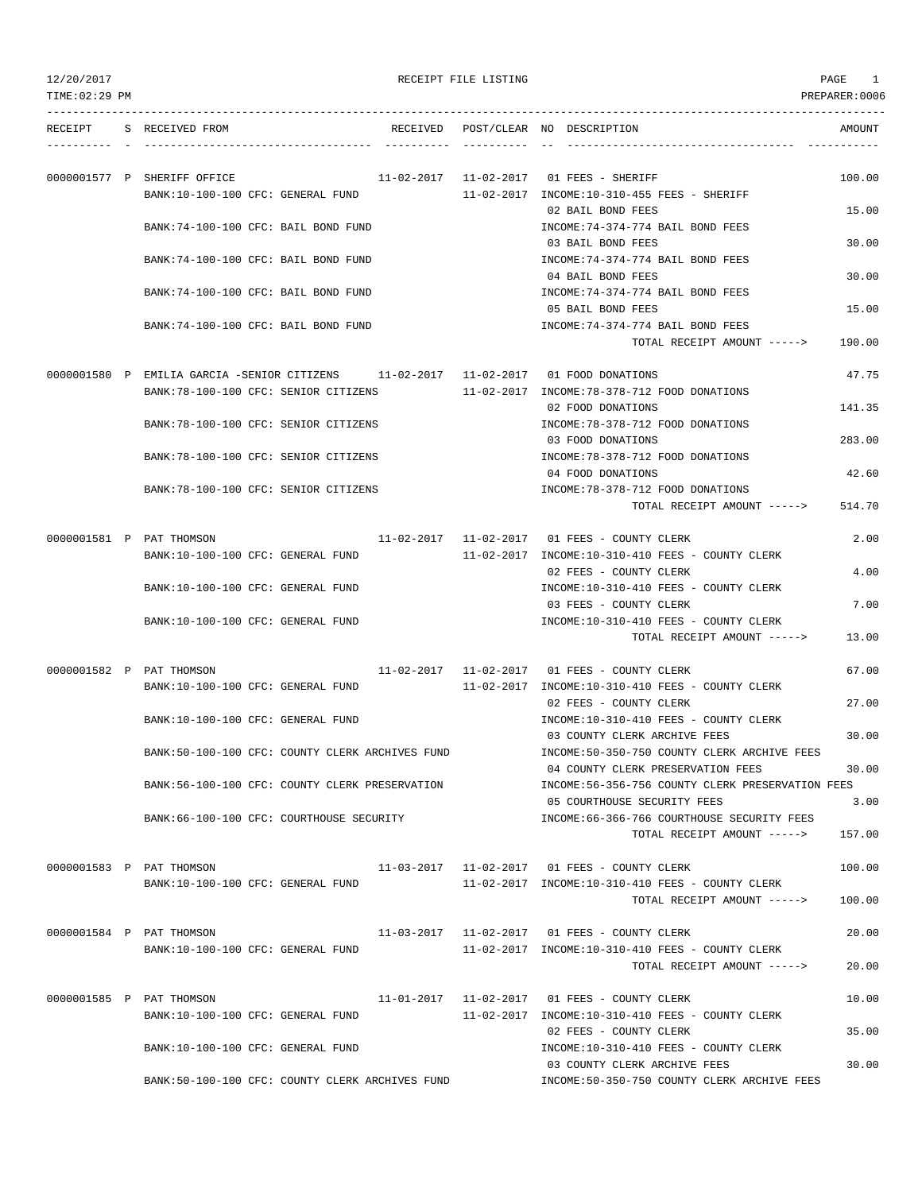12/20/2017 RECEIPT FILE LISTING

TIME:02:29 PM PREPARER:0006

| RECEIPT | S | RECEIVED FROM | RECEIVED | POST/CLEAR | NO | DESCRIPTION | AMOUNT |
|---|---|---|---|---|---|---|---|
| 0000001577 | P | SHERIFF OFFICE | 11-02-2017 | 11-02-2017 | 01 | FEES - SHERIFF | 100.00 |
| | | BANK:10-100-100 CFC: GENERAL FUND | | 11-02-2017 | | INCOME:10-310-455 FEES - SHERIFF | |
| | | | | | 02 | BAIL BOND FEES | 15.00 |
| | | BANK:74-100-100 CFC: BAIL BOND FUND | | | | INCOME:74-374-774 BAIL BOND FEES | |
| | | | | | 03 | BAIL BOND FEES | 30.00 |
| | | BANK:74-100-100 CFC: BAIL BOND FUND | | | | INCOME:74-374-774 BAIL BOND FEES | |
| | | | | | 04 | BAIL BOND FEES | 30.00 |
| | | BANK:74-100-100 CFC: BAIL BOND FUND | | | | INCOME:74-374-774 BAIL BOND FEES | |
| | | | | | 05 | BAIL BOND FEES | 15.00 |
| | | BANK:74-100-100 CFC: BAIL BOND FUND | | | | INCOME:74-374-774 BAIL BOND FEES | |
| | | | | | | TOTAL RECEIPT AMOUNT -----> | 190.00 |
| 0000001580 | P | EMILIA GARCIA -SENIOR CITIZENS | 11-02-2017 | 11-02-2017 | 01 | FOOD DONATIONS | 47.75 |
| | | BANK:78-100-100 CFC: SENIOR CITIZENS | | 11-02-2017 | | INCOME:78-378-712 FOOD DONATIONS | |
| | | | | | 02 | FOOD DONATIONS | 141.35 |
| | | BANK:78-100-100 CFC: SENIOR CITIZENS | | | | INCOME:78-378-712 FOOD DONATIONS | |
| | | | | | 03 | FOOD DONATIONS | 283.00 |
| | | BANK:78-100-100 CFC: SENIOR CITIZENS | | | | INCOME:78-378-712 FOOD DONATIONS | |
| | | | | | 04 | FOOD DONATIONS | 42.60 |
| | | BANK:78-100-100 CFC: SENIOR CITIZENS | | | | INCOME:78-378-712 FOOD DONATIONS | |
| | | | | | | TOTAL RECEIPT AMOUNT -----> | 514.70 |
| 0000001581 | P | PAT THOMSON | 11-02-2017 | 11-02-2017 | 01 | FEES - COUNTY CLERK | 2.00 |
| | | BANK:10-100-100 CFC: GENERAL FUND | | 11-02-2017 | | INCOME:10-310-410 FEES - COUNTY CLERK | |
| | | | | | 02 | FEES - COUNTY CLERK | 4.00 |
| | | BANK:10-100-100 CFC: GENERAL FUND | | | | INCOME:10-310-410 FEES - COUNTY CLERK | |
| | | | | | 03 | FEES - COUNTY CLERK | 7.00 |
| | | BANK:10-100-100 CFC: GENERAL FUND | | | | INCOME:10-310-410 FEES - COUNTY CLERK | |
| | | | | | | TOTAL RECEIPT AMOUNT -----> | 13.00 |
| 0000001582 | P | PAT THOMSON | 11-02-2017 | 11-02-2017 | 01 | FEES - COUNTY CLERK | 67.00 |
| | | BANK:10-100-100 CFC: GENERAL FUND | | 11-02-2017 | | INCOME:10-310-410 FEES - COUNTY CLERK | |
| | | | | | 02 | FEES - COUNTY CLERK | 27.00 |
| | | BANK:10-100-100 CFC: GENERAL FUND | | | | INCOME:10-310-410 FEES - COUNTY CLERK | |
| | | | | | 03 | COUNTY CLERK ARCHIVE FEES | 30.00 |
| | | BANK:50-100-100 CFC: COUNTY CLERK ARCHIVES FUND | | | | INCOME:50-350-750 COUNTY CLERK ARCHIVE FEES | |
| | | | | | 04 | COUNTY CLERK PRESERVATION FEES | 30.00 |
| | | BANK:56-100-100 CFC: COUNTY CLERK PRESERVATION | | | | INCOME:56-356-756 COUNTY CLERK PRESERVATION FEES | |
| | | | | | 05 | COURTHOUSE SECURITY FEES | 3.00 |
| | | BANK:66-100-100 CFC: COURTHOUSE SECURITY | | | | INCOME:66-366-766 COURTHOUSE SECURITY FEES | |
| | | | | | | TOTAL RECEIPT AMOUNT -----> | 157.00 |
| 0000001583 | P | PAT THOMSON | 11-03-2017 | 11-02-2017 | 01 | FEES - COUNTY CLERK | 100.00 |
| | | BANK:10-100-100 CFC: GENERAL FUND | | 11-02-2017 | | INCOME:10-310-410 FEES - COUNTY CLERK | |
| | | | | | | TOTAL RECEIPT AMOUNT -----> | 100.00 |
| 0000001584 | P | PAT THOMSON | 11-03-2017 | 11-02-2017 | 01 | FEES - COUNTY CLERK | 20.00 |
| | | BANK:10-100-100 CFC: GENERAL FUND | | 11-02-2017 | | INCOME:10-310-410 FEES - COUNTY CLERK | |
| | | | | | | TOTAL RECEIPT AMOUNT -----> | 20.00 |
| 0000001585 | P | PAT THOMSON | 11-01-2017 | 11-02-2017 | 01 | FEES - COUNTY CLERK | 10.00 |
| | | BANK:10-100-100 CFC: GENERAL FUND | | 11-02-2017 | | INCOME:10-310-410 FEES - COUNTY CLERK | |
| | | | | | 02 | FEES - COUNTY CLERK | 35.00 |
| | | BANK:10-100-100 CFC: GENERAL FUND | | | | INCOME:10-310-410 FEES - COUNTY CLERK | |
| | | | | | 03 | COUNTY CLERK ARCHIVE FEES | 30.00 |
| | | BANK:50-100-100 CFC: COUNTY CLERK ARCHIVES FUND | | | | INCOME:50-350-750 COUNTY CLERK ARCHIVE FEES | |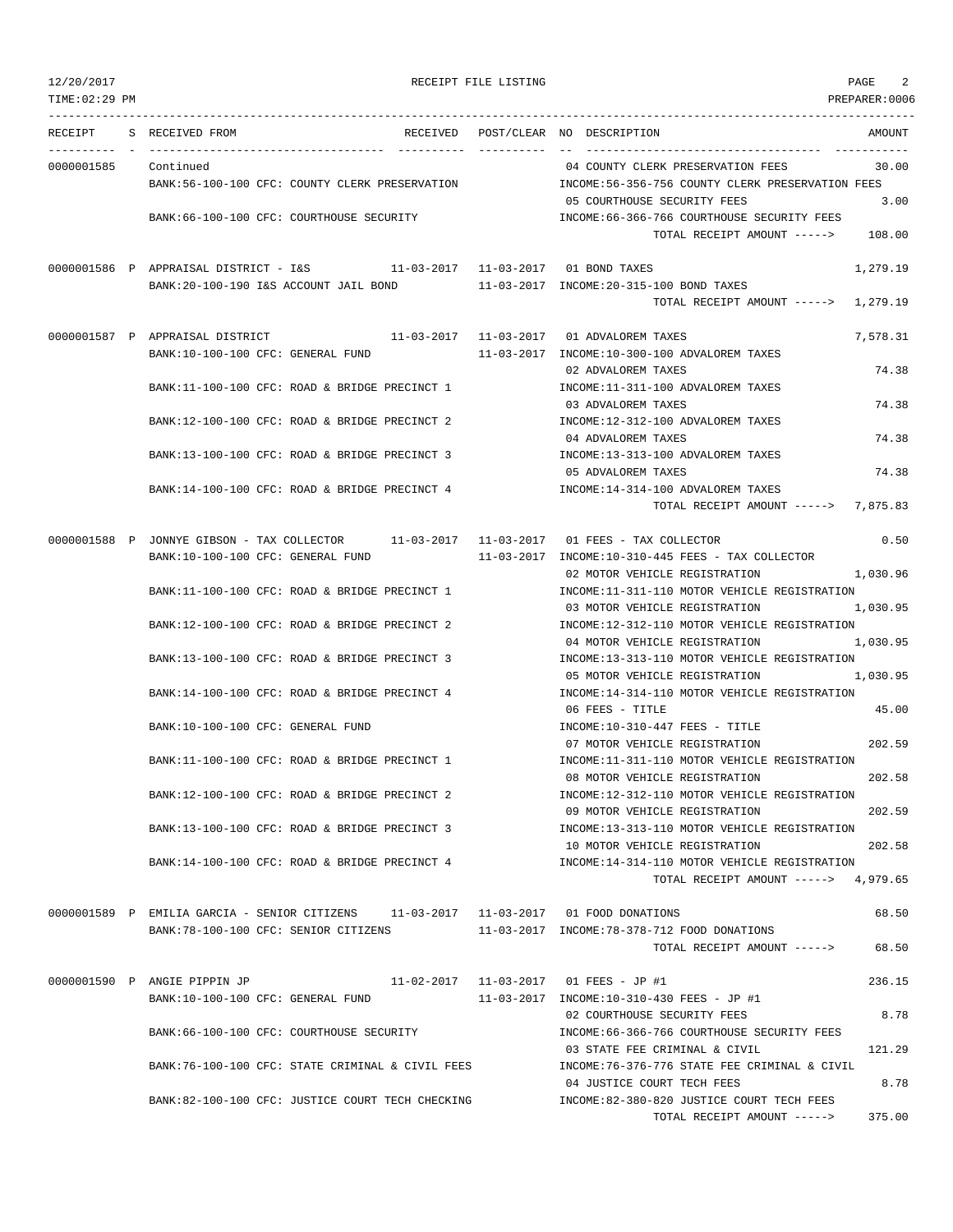12/20/2017 RECEIPT FILE LISTING

TIME:02:29 PM PREPARER:0006

| RECEIPT | S | RECEIVED FROM | RECEIVED | POST/CLEAR | NO | DESCRIPTION | AMOUNT |
|---|---|---|---|---|---|---|---|
| 0000001585 | | Continued | | | 04 | COUNTY CLERK PRESERVATION FEES | 30.00 |
| | | BANK:56-100-100 CFC: COUNTY CLERK PRESERVATION | | | | INCOME:56-356-756 COUNTY CLERK PRESERVATION FEES | |
| | | | | | 05 | COURTHOUSE SECURITY FEES | 3.00 |
| | | BANK:66-100-100 CFC: COURTHOUSE SECURITY | | | | INCOME:66-366-766 COURTHOUSE SECURITY FEES | |
| | | | | | | TOTAL RECEIPT AMOUNT -----> | 108.00 |
| 0000001586 | P | APPRAISAL DISTRICT - I&S | 11-03-2017 | 11-03-2017 | 01 | BOND TAXES | 1,279.19 |
| | | BANK:20-100-190 I&S ACCOUNT JAIL BOND | | 11-03-2017 | | INCOME:20-315-100 BOND TAXES | |
| | | | | | | TOTAL RECEIPT AMOUNT -----> | 1,279.19 |
| 0000001587 | P | APPRAISAL DISTRICT | 11-03-2017 | 11-03-2017 | 01 | ADVALOREM TAXES | 7,578.31 |
| | | BANK:10-100-100 CFC: GENERAL FUND | | 11-03-2017 | | INCOME:10-300-100 ADVALOREM TAXES | |
| | | | | | 02 | ADVALOREM TAXES | 74.38 |
| | | BANK:11-100-100 CFC: ROAD & BRIDGE PRECINCT 1 | | | | INCOME:11-311-100 ADVALOREM TAXES | |
| | | | | | 03 | ADVALOREM TAXES | 74.38 |
| | | BANK:12-100-100 CFC: ROAD & BRIDGE PRECINCT 2 | | | | INCOME:12-312-100 ADVALOREM TAXES | |
| | | | | | 04 | ADVALOREM TAXES | 74.38 |
| | | BANK:13-100-100 CFC: ROAD & BRIDGE PRECINCT 3 | | | | INCOME:13-313-100 ADVALOREM TAXES | |
| | | | | | 05 | ADVALOREM TAXES | 74.38 |
| | | BANK:14-100-100 CFC: ROAD & BRIDGE PRECINCT 4 | | | | INCOME:14-314-100 ADVALOREM TAXES | |
| | | | | | | TOTAL RECEIPT AMOUNT -----> | 7,875.83 |
| 0000001588 | P | JONNYE GIBSON - TAX COLLECTOR | 11-03-2017 | 11-03-2017 | 01 | FEES - TAX COLLECTOR | 0.50 |
| | | BANK:10-100-100 CFC: GENERAL FUND | | 11-03-2017 | | INCOME:10-310-445 FEES - TAX COLLECTOR | |
| | | | | | 02 | MOTOR VEHICLE REGISTRATION | 1,030.96 |
| | | BANK:11-100-100 CFC: ROAD & BRIDGE PRECINCT 1 | | | | INCOME:11-311-110 MOTOR VEHICLE REGISTRATION | |
| | | | | | 03 | MOTOR VEHICLE REGISTRATION | 1,030.95 |
| | | BANK:12-100-100 CFC: ROAD & BRIDGE PRECINCT 2 | | | | INCOME:12-312-110 MOTOR VEHICLE REGISTRATION | |
| | | | | | 04 | MOTOR VEHICLE REGISTRATION | 1,030.95 |
| | | BANK:13-100-100 CFC: ROAD & BRIDGE PRECINCT 3 | | | | INCOME:13-313-110 MOTOR VEHICLE REGISTRATION | |
| | | | | | 05 | MOTOR VEHICLE REGISTRATION | 1,030.95 |
| | | BANK:14-100-100 CFC: ROAD & BRIDGE PRECINCT 4 | | | | INCOME:14-314-110 MOTOR VEHICLE REGISTRATION | |
| | | | | | 06 | FEES - TITLE | 45.00 |
| | | BANK:10-100-100 CFC: GENERAL FUND | | | | INCOME:10-310-447 FEES - TITLE | |
| | | | | | 07 | MOTOR VEHICLE REGISTRATION | 202.59 |
| | | BANK:11-100-100 CFC: ROAD & BRIDGE PRECINCT 1 | | | | INCOME:11-311-110 MOTOR VEHICLE REGISTRATION | |
| | | | | | 08 | MOTOR VEHICLE REGISTRATION | 202.58 |
| | | BANK:12-100-100 CFC: ROAD & BRIDGE PRECINCT 2 | | | | INCOME:12-312-110 MOTOR VEHICLE REGISTRATION | |
| | | | | | 09 | MOTOR VEHICLE REGISTRATION | 202.59 |
| | | BANK:13-100-100 CFC: ROAD & BRIDGE PRECINCT 3 | | | | INCOME:13-313-110 MOTOR VEHICLE REGISTRATION | |
| | | | | | 10 | MOTOR VEHICLE REGISTRATION | 202.58 |
| | | BANK:14-100-100 CFC: ROAD & BRIDGE PRECINCT 4 | | | | INCOME:14-314-110 MOTOR VEHICLE REGISTRATION | |
| | | | | | | TOTAL RECEIPT AMOUNT -----> | 4,979.65 |
| 0000001589 | P | EMILIA GARCIA - SENIOR CITIZENS | 11-03-2017 | 11-03-2017 | 01 | FOOD DONATIONS | 68.50 |
| | | BANK:78-100-100 CFC: SENIOR CITIZENS | | 11-03-2017 | | INCOME:78-378-712 FOOD DONATIONS | |
| | | | | | | TOTAL RECEIPT AMOUNT -----> | 68.50 |
| 0000001590 | P | ANGIE PIPPIN JP | 11-02-2017 | 11-03-2017 | 01 | FEES - JP #1 | 236.15 |
| | | BANK:10-100-100 CFC: GENERAL FUND | | 11-03-2017 | | INCOME:10-310-430 FEES - JP #1 | |
| | | | | | 02 | COURTHOUSE SECURITY FEES | 8.78 |
| | | BANK:66-100-100 CFC: COURTHOUSE SECURITY | | | | INCOME:66-366-766 COURTHOUSE SECURITY FEES | |
| | | | | | 03 | STATE FEE CRIMINAL & CIVIL | 121.29 |
| | | BANK:76-100-100 CFC: STATE CRIMINAL & CIVIL FEES | | | | INCOME:76-376-776 STATE FEE CRIMINAL & CIVIL | |
| | | | | | 04 | JUSTICE COURT TECH FEES | 8.78 |
| | | BANK:82-100-100 CFC: JUSTICE COURT TECH CHECKING | | | | INCOME:82-380-820 JUSTICE COURT TECH FEES | |
| | | | | | | TOTAL RECEIPT AMOUNT -----> | 375.00 |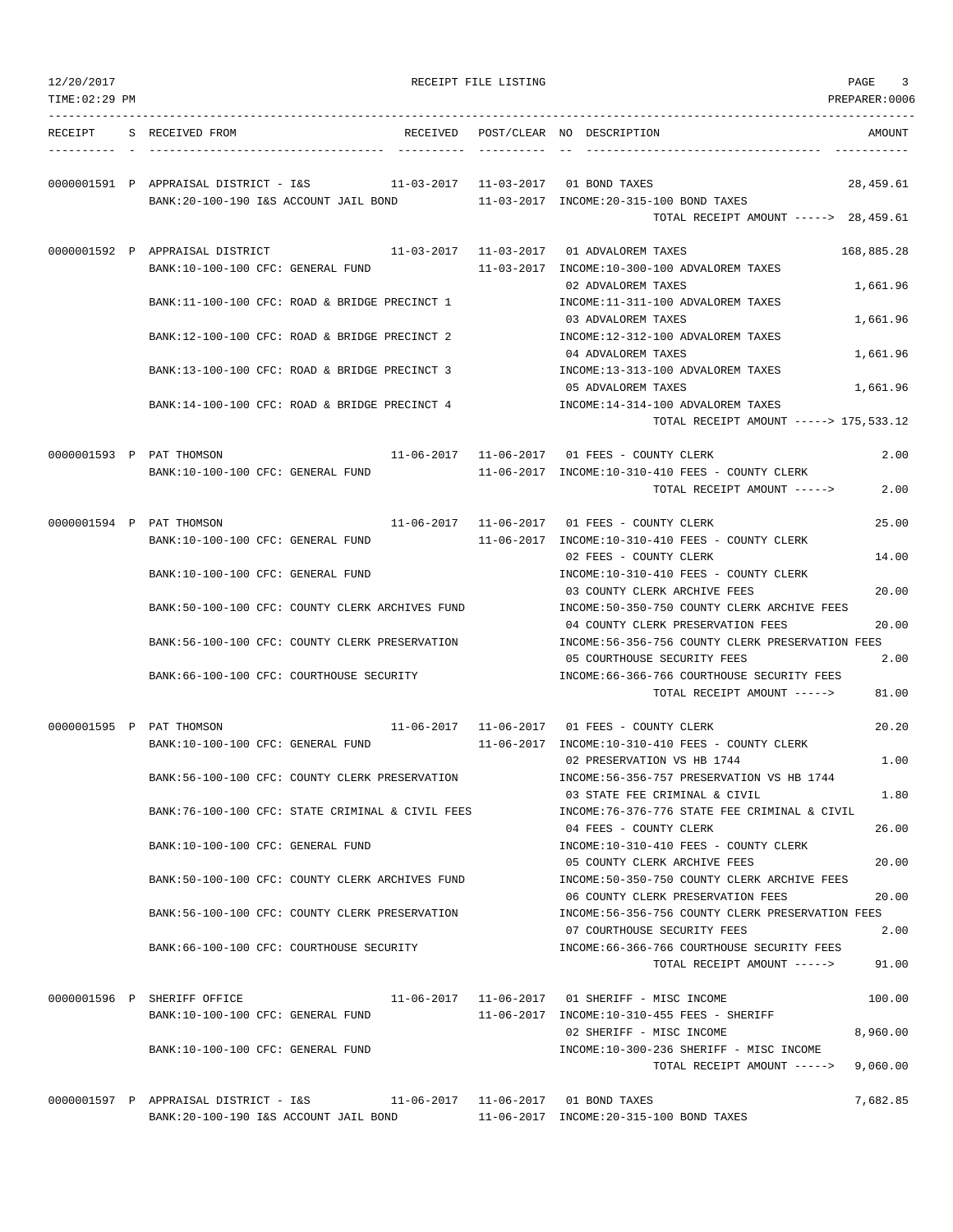12/20/2017 RECEIPT FILE LISTING

TIME:02:29 PM PREPARER:0006

| RECEIPT | S | RECEIVED FROM | RECEIVED | POST/CLEAR | NO | DESCRIPTION | AMOUNT |
|---|---|---|---|---|---|---|---|
| 0000001591 | P | APPRAISAL DISTRICT - I&S | 11-03-2017 | 11-03-2017 | 01 | BOND TAXES | 28,459.61 |
| | | BANK:20-100-190 I&S ACCOUNT JAIL BOND | | 11-03-2017 | | INCOME:20-315-100 BOND TAXES | |
| | | | | | | TOTAL RECEIPT AMOUNT -----> | 28,459.61 |
| 0000001592 | P | APPRAISAL DISTRICT | 11-03-2017 | 11-03-2017 | 01 | ADVALOREM TAXES | 168,885.28 |
| | | BANK:10-100-100 CFC: GENERAL FUND | | 11-03-2017 | | INCOME:10-300-100 ADVALOREM TAXES | |
| | | | | | 02 | ADVALOREM TAXES | 1,661.96 |
| | | BANK:11-100-100 CFC: ROAD & BRIDGE PRECINCT 1 | | | | INCOME:11-311-100 ADVALOREM TAXES | |
| | | | | | 03 | ADVALOREM TAXES | 1,661.96 |
| | | BANK:12-100-100 CFC: ROAD & BRIDGE PRECINCT 2 | | | | INCOME:12-312-100 ADVALOREM TAXES | |
| | | | | | 04 | ADVALOREM TAXES | 1,661.96 |
| | | BANK:13-100-100 CFC: ROAD & BRIDGE PRECINCT 3 | | | | INCOME:13-313-100 ADVALOREM TAXES | |
| | | | | | 05 | ADVALOREM TAXES | 1,661.96 |
| | | BANK:14-100-100 CFC: ROAD & BRIDGE PRECINCT 4 | | | | INCOME:14-314-100 ADVALOREM TAXES | |
| | | | | | | TOTAL RECEIPT AMOUNT -----> | 175,533.12 |
| 0000001593 | P | PAT THOMSON | 11-06-2017 | 11-06-2017 | 01 | FEES - COUNTY CLERK | 2.00 |
| | | BANK:10-100-100 CFC: GENERAL FUND | | 11-06-2017 | | INCOME:10-310-410 FEES - COUNTY CLERK | |
| | | | | | | TOTAL RECEIPT AMOUNT -----> | 2.00 |
| 0000001594 | P | PAT THOMSON | 11-06-2017 | 11-06-2017 | 01 | FEES - COUNTY CLERK | 25.00 |
| | | BANK:10-100-100 CFC: GENERAL FUND | | 11-06-2017 | | INCOME:10-310-410 FEES - COUNTY CLERK | |
| | | | | | 02 | FEES - COUNTY CLERK | 14.00 |
| | | BANK:10-100-100 CFC: GENERAL FUND | | | | INCOME:10-310-410 FEES - COUNTY CLERK | |
| | | | | | 03 | COUNTY CLERK ARCHIVE FEES | 20.00 |
| | | BANK:50-100-100 CFC: COUNTY CLERK ARCHIVES FUND | | | | INCOME:50-350-750 COUNTY CLERK ARCHIVE FEES | |
| | | | | | 04 | COUNTY CLERK PRESERVATION FEES | 20.00 |
| | | BANK:56-100-100 CFC: COUNTY CLERK PRESERVATION | | | | INCOME:56-356-756 COUNTY CLERK PRESERVATION FEES | |
| | | | | | 05 | COURTHOUSE SECURITY FEES | 2.00 |
| | | BANK:66-100-100 CFC: COURTHOUSE SECURITY | | | | INCOME:66-366-766 COURTHOUSE SECURITY FEES | |
| | | | | | | TOTAL RECEIPT AMOUNT -----> | 81.00 |
| 0000001595 | P | PAT THOMSON | 11-06-2017 | 11-06-2017 | 01 | FEES - COUNTY CLERK | 20.20 |
| | | BANK:10-100-100 CFC: GENERAL FUND | | 11-06-2017 | | INCOME:10-310-410 FEES - COUNTY CLERK | |
| | | | | | 02 | PRESERVATION VS HB 1744 | 1.00 |
| | | BANK:56-100-100 CFC: COUNTY CLERK PRESERVATION | | | | INCOME:56-356-757 PRESERVATION VS HB 1744 | |
| | | | | | 03 | STATE FEE CRIMINAL & CIVIL | 1.80 |
| | | BANK:76-100-100 CFC: STATE CRIMINAL & CIVIL FEES | | | | INCOME:76-376-776 STATE FEE CRIMINAL & CIVIL | |
| | | | | | 04 | FEES - COUNTY CLERK | 26.00 |
| | | BANK:10-100-100 CFC: GENERAL FUND | | | | INCOME:10-310-410 FEES - COUNTY CLERK | |
| | | | | | 05 | COUNTY CLERK ARCHIVE FEES | 20.00 |
| | | BANK:50-100-100 CFC: COUNTY CLERK ARCHIVES FUND | | | | INCOME:50-350-750 COUNTY CLERK ARCHIVE FEES | |
| | | | | | 06 | COUNTY CLERK PRESERVATION FEES | 20.00 |
| | | BANK:56-100-100 CFC: COUNTY CLERK PRESERVATION | | | | INCOME:56-356-756 COUNTY CLERK PRESERVATION FEES | |
| | | | | | 07 | COURTHOUSE SECURITY FEES | 2.00 |
| | | BANK:66-100-100 CFC: COURTHOUSE SECURITY | | | | INCOME:66-366-766 COURTHOUSE SECURITY FEES | |
| | | | | | | TOTAL RECEIPT AMOUNT -----> | 91.00 |
| 0000001596 | P | SHERIFF OFFICE | 11-06-2017 | 11-06-2017 | 01 | SHERIFF - MISC INCOME | 100.00 |
| | | BANK:10-100-100 CFC: GENERAL FUND | | 11-06-2017 | | INCOME:10-310-455 FEES - SHERIFF | |
| | | | | | 02 | SHERIFF - MISC INCOME | 8,960.00 |
| | | BANK:10-100-100 CFC: GENERAL FUND | | | | INCOME:10-300-236 SHERIFF - MISC INCOME | |
| | | | | | | TOTAL RECEIPT AMOUNT -----> | 9,060.00 |
| 0000001597 | P | APPRAISAL DISTRICT - I&S | 11-06-2017 | 11-06-2017 | 01 | BOND TAXES | 7,682.85 |
| | | BANK:20-100-190 I&S ACCOUNT JAIL BOND | | 11-06-2017 | | INCOME:20-315-100 BOND TAXES | |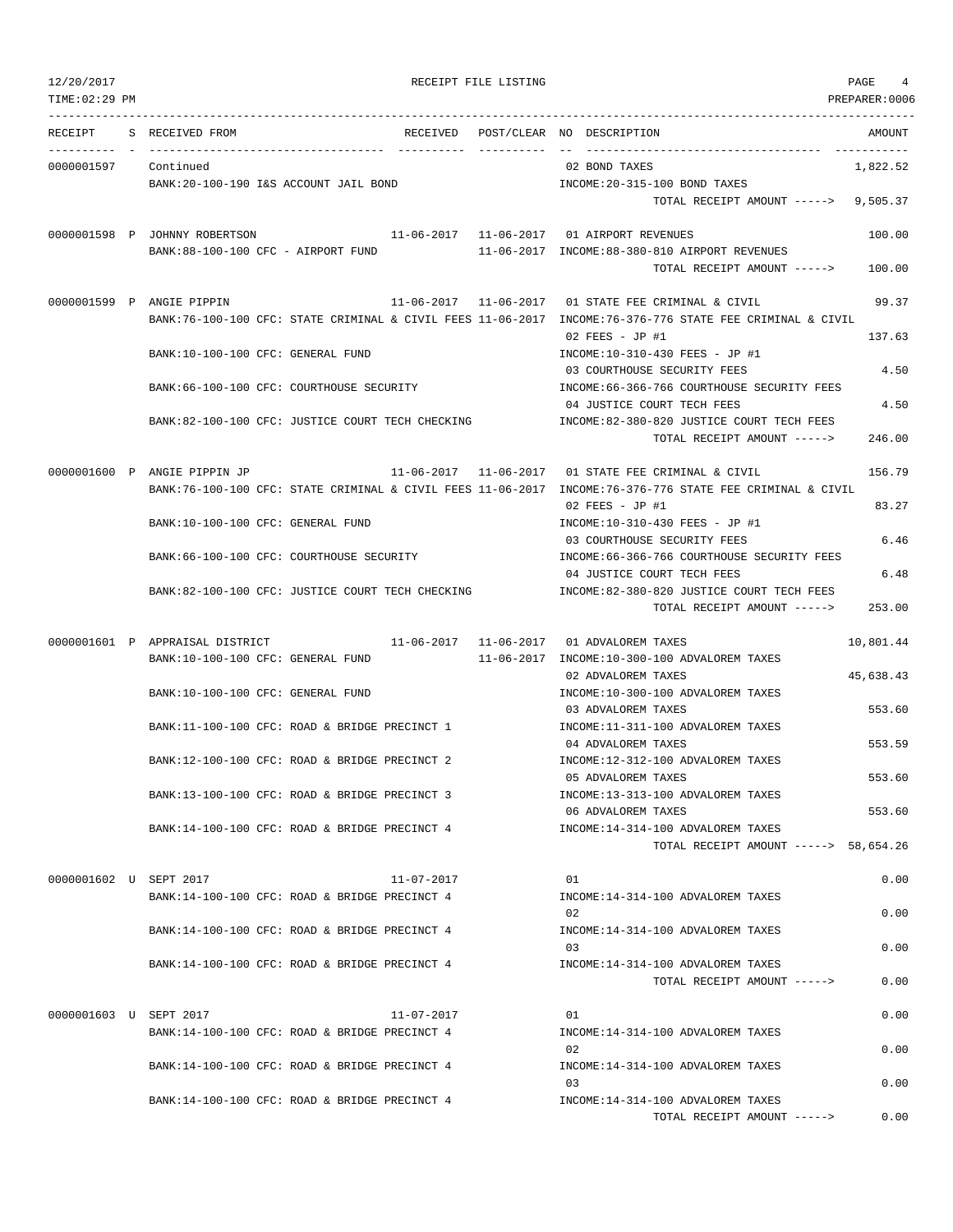12/20/2017 RECEIPT FILE LISTING
TIME:02:29 PM PREPARER:0006

| RECEIPT | S | RECEIVED FROM | RECEIVED | POST/CLEAR | NO | DESCRIPTION | AMOUNT |
|---|---|---|---|---|---|---|---|
| 0000001597 | | Continued | | | 02 | BOND TAXES | 1,822.52 |
| | | BANK:20-100-190 I&S ACCOUNT JAIL BOND | | | | INCOME:20-315-100 BOND TAXES | |
| | | | | | | TOTAL RECEIPT AMOUNT -----> | 9,505.37 |
| 0000001598 | P | JOHNNY ROBERTSON | 11-06-2017 | 11-06-2017 | 01 | AIRPORT REVENUES | 100.00 |
| | | BANK:88-100-100 CFC - AIRPORT FUND | | 11-06-2017 | | INCOME:88-380-810 AIRPORT REVENUES | |
| | | | | | | TOTAL RECEIPT AMOUNT -----> | 100.00 |
| 0000001599 | P | ANGIE PIPPIN | 11-06-2017 | 11-06-2017 | 01 | STATE FEE CRIMINAL & CIVIL | 99.37 |
| | | BANK:76-100-100 CFC: STATE CRIMINAL & CIVIL FEES | | 11-06-2017 | | INCOME:76-376-776 STATE FEE CRIMINAL & CIVIL | |
| | | | | | 02 | FEES - JP #1 | 137.63 |
| | | BANK:10-100-100 CFC: GENERAL FUND | | | | INCOME:10-310-430 FEES - JP #1 | |
| | | | | | 03 | COURTHOUSE SECURITY FEES | 4.50 |
| | | BANK:66-100-100 CFC: COURTHOUSE SECURITY | | | | INCOME:66-366-766 COURTHOUSE SECURITY FEES | |
| | | | | | 04 | JUSTICE COURT TECH FEES | 4.50 |
| | | BANK:82-100-100 CFC: JUSTICE COURT TECH CHECKING | | | | INCOME:82-380-820 JUSTICE COURT TECH FEES | |
| | | | | | | TOTAL RECEIPT AMOUNT -----> | 246.00 |
| 0000001600 | P | ANGIE PIPPIN JP | 11-06-2017 | 11-06-2017 | 01 | STATE FEE CRIMINAL & CIVIL | 156.79 |
| | | BANK:76-100-100 CFC: STATE CRIMINAL & CIVIL FEES | | 11-06-2017 | | INCOME:76-376-776 STATE FEE CRIMINAL & CIVIL | |
| | | | | | 02 | FEES - JP #1 | 83.27 |
| | | BANK:10-100-100 CFC: GENERAL FUND | | | | INCOME:10-310-430 FEES - JP #1 | |
| | | | | | 03 | COURTHOUSE SECURITY FEES | 6.46 |
| | | BANK:66-100-100 CFC: COURTHOUSE SECURITY | | | | INCOME:66-366-766 COURTHOUSE SECURITY FEES | |
| | | | | | 04 | JUSTICE COURT TECH FEES | 6.48 |
| | | BANK:82-100-100 CFC: JUSTICE COURT TECH CHECKING | | | | INCOME:82-380-820 JUSTICE COURT TECH FEES | |
| | | | | | | TOTAL RECEIPT AMOUNT -----> | 253.00 |
| 0000001601 | P | APPRAISAL DISTRICT | 11-06-2017 | 11-06-2017 | 01 | ADVALOREM TAXES | 10,801.44 |
| | | BANK:10-100-100 CFC: GENERAL FUND | | 11-06-2017 | | INCOME:10-300-100 ADVALOREM TAXES | |
| | | | | | 02 | ADVALOREM TAXES | 45,638.43 |
| | | BANK:10-100-100 CFC: GENERAL FUND | | | | INCOME:10-300-100 ADVALOREM TAXES | |
| | | | | | 03 | ADVALOREM TAXES | 553.60 |
| | | BANK:11-100-100 CFC: ROAD & BRIDGE PRECINCT 1 | | | | INCOME:11-311-100 ADVALOREM TAXES | |
| | | | | | 04 | ADVALOREM TAXES | 553.59 |
| | | BANK:12-100-100 CFC: ROAD & BRIDGE PRECINCT 2 | | | | INCOME:12-312-100 ADVALOREM TAXES | |
| | | | | | 05 | ADVALOREM TAXES | 553.60 |
| | | BANK:13-100-100 CFC: ROAD & BRIDGE PRECINCT 3 | | | | INCOME:13-313-100 ADVALOREM TAXES | |
| | | | | | 06 | ADVALOREM TAXES | 553.60 |
| | | BANK:14-100-100 CFC: ROAD & BRIDGE PRECINCT 4 | | | | INCOME:14-314-100 ADVALOREM TAXES | |
| | | | | | | TOTAL RECEIPT AMOUNT -----> | 58,654.26 |
| 0000001602 | U | SEPT 2017 | 11-07-2017 | | 01 | | 0.00 |
| | | BANK:14-100-100 CFC: ROAD & BRIDGE PRECINCT 4 | | | | INCOME:14-314-100 ADVALOREM TAXES | |
| | | | | | 02 | | 0.00 |
| | | BANK:14-100-100 CFC: ROAD & BRIDGE PRECINCT 4 | | | | INCOME:14-314-100 ADVALOREM TAXES | |
| | | | | | 03 | | 0.00 |
| | | BANK:14-100-100 CFC: ROAD & BRIDGE PRECINCT 4 | | | | INCOME:14-314-100 ADVALOREM TAXES | |
| | | | | | | TOTAL RECEIPT AMOUNT -----> | 0.00 |
| 0000001603 | U | SEPT 2017 | 11-07-2017 | | 01 | | 0.00 |
| | | BANK:14-100-100 CFC: ROAD & BRIDGE PRECINCT 4 | | | | INCOME:14-314-100 ADVALOREM TAXES | |
| | | | | | 02 | | 0.00 |
| | | BANK:14-100-100 CFC: ROAD & BRIDGE PRECINCT 4 | | | | INCOME:14-314-100 ADVALOREM TAXES | |
| | | | | | 03 | | 0.00 |
| | | BANK:14-100-100 CFC: ROAD & BRIDGE PRECINCT 4 | | | | INCOME:14-314-100 ADVALOREM TAXES | |
| | | | | | | TOTAL RECEIPT AMOUNT -----> | 0.00 |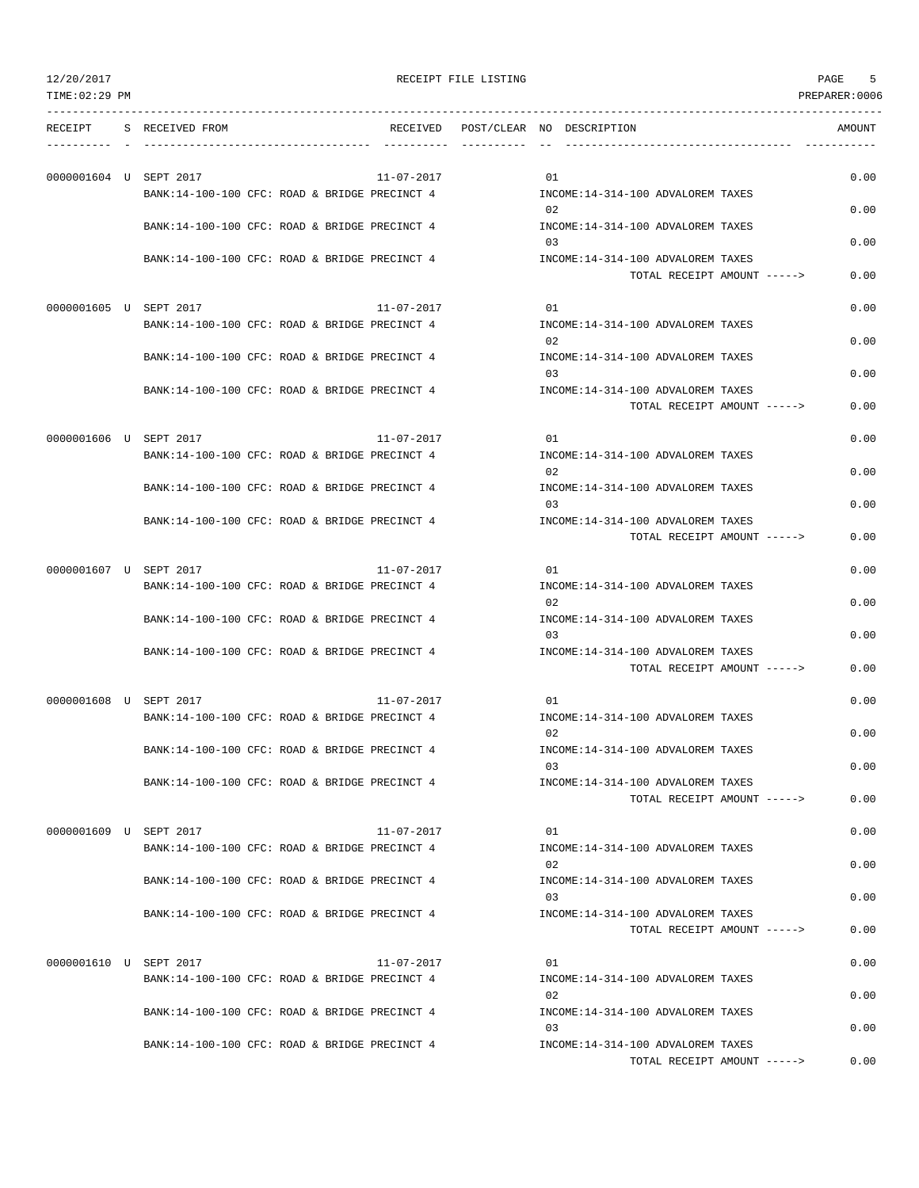RECEIPT FILE LISTING

| RECEIPT | S | RECEIVED FROM | RECEIVED | POST/CLEAR | NO | DESCRIPTION | AMOUNT |
|---|---|---|---|---|---|---|---|
| 0000001604 | U | SEPT 2017 | 11-07-2017 | | 01 | | 0.00 |
| | | BANK:14-100-100 CFC: ROAD & BRIDGE PRECINCT 4 | | | | INCOME:14-314-100 ADVALOREM TAXES | |
| | | | | | 02 | | 0.00 |
| | | BANK:14-100-100 CFC: ROAD & BRIDGE PRECINCT 4 | | | | INCOME:14-314-100 ADVALOREM TAXES | |
| | | | | | 03 | | 0.00 |
| | | BANK:14-100-100 CFC: ROAD & BRIDGE PRECINCT 4 | | | | INCOME:14-314-100 ADVALOREM TAXES | |
| | | | | | | TOTAL RECEIPT AMOUNT -----> | 0.00 |
| 0000001605 | U | SEPT 2017 | 11-07-2017 | | 01 | | 0.00 |
| | | BANK:14-100-100 CFC: ROAD & BRIDGE PRECINCT 4 | | | | INCOME:14-314-100 ADVALOREM TAXES | |
| | | | | | 02 | | 0.00 |
| | | BANK:14-100-100 CFC: ROAD & BRIDGE PRECINCT 4 | | | | INCOME:14-314-100 ADVALOREM TAXES | |
| | | | | | 03 | | 0.00 |
| | | BANK:14-100-100 CFC: ROAD & BRIDGE PRECINCT 4 | | | | INCOME:14-314-100 ADVALOREM TAXES | |
| | | | | | | TOTAL RECEIPT AMOUNT -----> | 0.00 |
| 0000001606 | U | SEPT 2017 | 11-07-2017 | | 01 | | 0.00 |
| | | BANK:14-100-100 CFC: ROAD & BRIDGE PRECINCT 4 | | | | INCOME:14-314-100 ADVALOREM TAXES | |
| | | | | | 02 | | 0.00 |
| | | BANK:14-100-100 CFC: ROAD & BRIDGE PRECINCT 4 | | | | INCOME:14-314-100 ADVALOREM TAXES | |
| | | | | | 03 | | 0.00 |
| | | BANK:14-100-100 CFC: ROAD & BRIDGE PRECINCT 4 | | | | INCOME:14-314-100 ADVALOREM TAXES | |
| | | | | | | TOTAL RECEIPT AMOUNT -----> | 0.00 |
| 0000001607 | U | SEPT 2017 | 11-07-2017 | | 01 | | 0.00 |
| | | BANK:14-100-100 CFC: ROAD & BRIDGE PRECINCT 4 | | | | INCOME:14-314-100 ADVALOREM TAXES | |
| | | | | | 02 | | 0.00 |
| | | BANK:14-100-100 CFC: ROAD & BRIDGE PRECINCT 4 | | | | INCOME:14-314-100 ADVALOREM TAXES | |
| | | | | | 03 | | 0.00 |
| | | BANK:14-100-100 CFC: ROAD & BRIDGE PRECINCT 4 | | | | INCOME:14-314-100 ADVALOREM TAXES | |
| | | | | | | TOTAL RECEIPT AMOUNT -----> | 0.00 |
| 0000001608 | U | SEPT 2017 | 11-07-2017 | | 01 | | 0.00 |
| | | BANK:14-100-100 CFC: ROAD & BRIDGE PRECINCT 4 | | | | INCOME:14-314-100 ADVALOREM TAXES | |
| | | | | | 02 | | 0.00 |
| | | BANK:14-100-100 CFC: ROAD & BRIDGE PRECINCT 4 | | | | INCOME:14-314-100 ADVALOREM TAXES | |
| | | | | | 03 | | 0.00 |
| | | BANK:14-100-100 CFC: ROAD & BRIDGE PRECINCT 4 | | | | INCOME:14-314-100 ADVALOREM TAXES | |
| | | | | | | TOTAL RECEIPT AMOUNT -----> | 0.00 |
| 0000001609 | U | SEPT 2017 | 11-07-2017 | | 01 | | 0.00 |
| | | BANK:14-100-100 CFC: ROAD & BRIDGE PRECINCT 4 | | | | INCOME:14-314-100 ADVALOREM TAXES | |
| | | | | | 02 | | 0.00 |
| | | BANK:14-100-100 CFC: ROAD & BRIDGE PRECINCT 4 | | | | INCOME:14-314-100 ADVALOREM TAXES | |
| | | | | | 03 | | 0.00 |
| | | BANK:14-100-100 CFC: ROAD & BRIDGE PRECINCT 4 | | | | INCOME:14-314-100 ADVALOREM TAXES | |
| | | | | | | TOTAL RECEIPT AMOUNT -----> | 0.00 |
| 0000001610 | U | SEPT 2017 | 11-07-2017 | | 01 | | 0.00 |
| | | BANK:14-100-100 CFC: ROAD & BRIDGE PRECINCT 4 | | | | INCOME:14-314-100 ADVALOREM TAXES | |
| | | | | | 02 | | 0.00 |
| | | BANK:14-100-100 CFC: ROAD & BRIDGE PRECINCT 4 | | | | INCOME:14-314-100 ADVALOREM TAXES | |
| | | | | | 03 | | 0.00 |
| | | BANK:14-100-100 CFC: ROAD & BRIDGE PRECINCT 4 | | | | INCOME:14-314-100 ADVALOREM TAXES | |
| | | | | | | TOTAL RECEIPT AMOUNT -----> | 0.00 |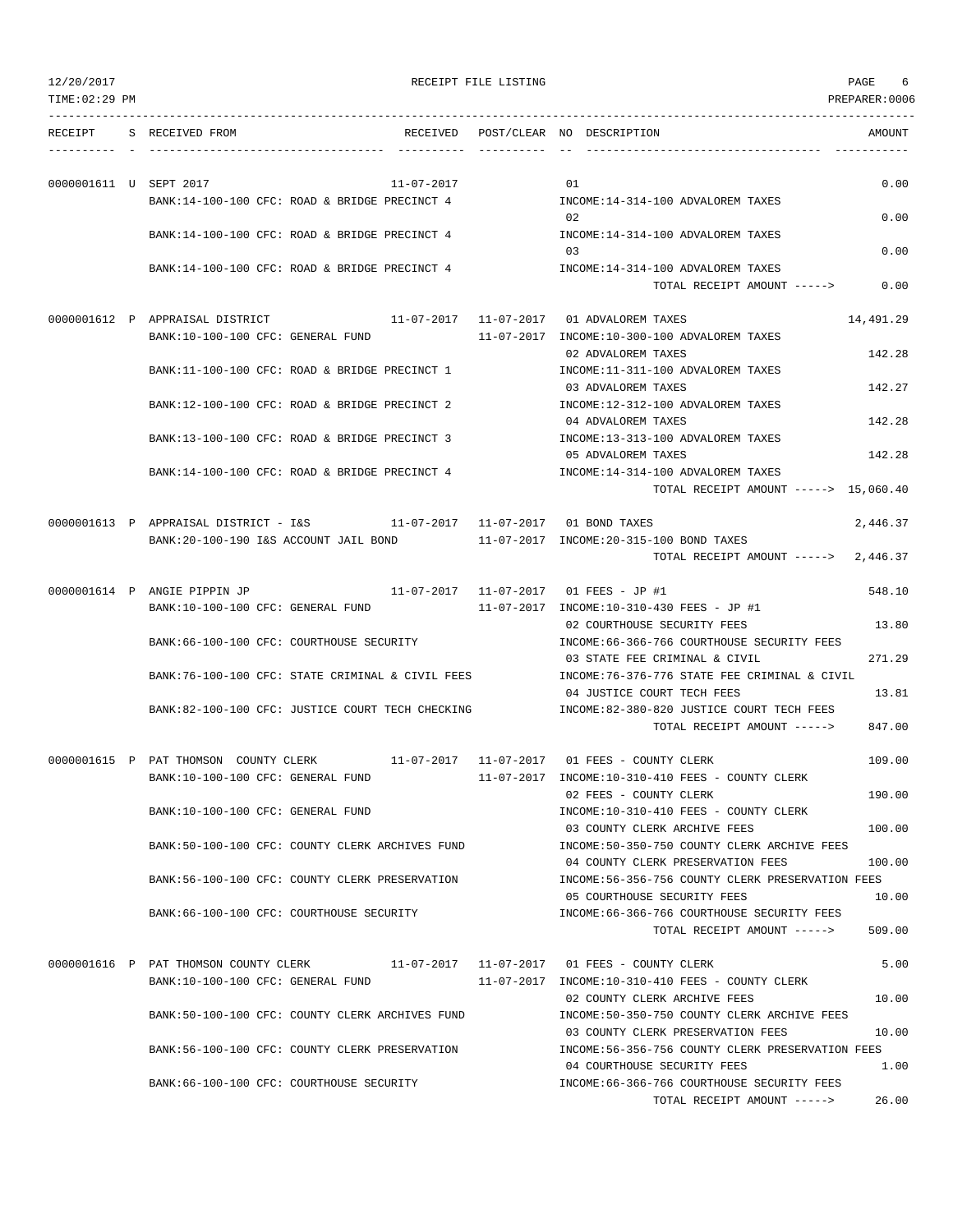12/20/2017 RECEIPT FILE LISTING
TIME:02:29 PM PREPARER:0006

| RECEIPT | S | RECEIVED FROM | RECEIVED | POST/CLEAR | NO | DESCRIPTION | AMOUNT |
|---|---|---|---|---|---|---|---|
| 0000001611 | U | SEPT 2017 | 11-07-2017 | | 01 | | 0.00 |
| | | BANK:14-100-100 CFC: ROAD & BRIDGE PRECINCT 4 | | | | INCOME:14-314-100 ADVALOREM TAXES | |
| | | | | | 02 | | 0.00 |
| | | BANK:14-100-100 CFC: ROAD & BRIDGE PRECINCT 4 | | | | INCOME:14-314-100 ADVALOREM TAXES | |
| | | | | | 03 | | 0.00 |
| | | BANK:14-100-100 CFC: ROAD & BRIDGE PRECINCT 4 | | | | INCOME:14-314-100 ADVALOREM TAXES | |
| | | | | | | TOTAL RECEIPT AMOUNT -----> | 0.00 |
| 0000001612 | P | APPRAISAL DISTRICT | 11-07-2017 | 11-07-2017 | 01 | ADVALOREM TAXES | 14,491.29 |
| | | BANK:10-100-100 CFC: GENERAL FUND | | 11-07-2017 | | INCOME:10-300-100 ADVALOREM TAXES | |
| | | | | | 02 | ADVALOREM TAXES | 142.28 |
| | | BANK:11-100-100 CFC: ROAD & BRIDGE PRECINCT 1 | | | | INCOME:11-311-100 ADVALOREM TAXES | |
| | | | | | 03 | ADVALOREM TAXES | 142.27 |
| | | BANK:12-100-100 CFC: ROAD & BRIDGE PRECINCT 2 | | | | INCOME:12-312-100 ADVALOREM TAXES | |
| | | | | | 04 | ADVALOREM TAXES | 142.28 |
| | | BANK:13-100-100 CFC: ROAD & BRIDGE PRECINCT 3 | | | | INCOME:13-313-100 ADVALOREM TAXES | |
| | | | | | 05 | ADVALOREM TAXES | 142.28 |
| | | BANK:14-100-100 CFC: ROAD & BRIDGE PRECINCT 4 | | | | INCOME:14-314-100 ADVALOREM TAXES | |
| | | | | | | TOTAL RECEIPT AMOUNT -----> | 15,060.40 |
| 0000001613 | P | APPRAISAL DISTRICT - I&S | 11-07-2017 | 11-07-2017 | 01 | BOND TAXES | 2,446.37 |
| | | BANK:20-100-190 I&S ACCOUNT JAIL BOND | | 11-07-2017 | | INCOME:20-315-100 BOND TAXES | |
| | | | | | | TOTAL RECEIPT AMOUNT -----> | 2,446.37 |
| 0000001614 | P | ANGIE PIPPIN JP | 11-07-2017 | 11-07-2017 | 01 | FEES - JP #1 | 548.10 |
| | | BANK:10-100-100 CFC: GENERAL FUND | | 11-07-2017 | | INCOME:10-310-430 FEES - JP #1 | |
| | | | | | 02 | COURTHOUSE SECURITY FEES | 13.80 |
| | | BANK:66-100-100 CFC: COURTHOUSE SECURITY | | | | INCOME:66-366-766 COURTHOUSE SECURITY FEES | |
| | | | | | 03 | STATE FEE CRIMINAL & CIVIL | 271.29 |
| | | BANK:76-100-100 CFC: STATE CRIMINAL & CIVIL FEES | | | | INCOME:76-376-776 STATE FEE CRIMINAL & CIVIL | |
| | | | | | 04 | JUSTICE COURT TECH FEES | 13.81 |
| | | BANK:82-100-100 CFC: JUSTICE COURT TECH CHECKING | | | | INCOME:82-380-820 JUSTICE COURT TECH FEES | |
| | | | | | | TOTAL RECEIPT AMOUNT -----> | 847.00 |
| 0000001615 | P | PAT THOMSON COUNTY CLERK | 11-07-2017 | 11-07-2017 | 01 | FEES - COUNTY CLERK | 109.00 |
| | | BANK:10-100-100 CFC: GENERAL FUND | | 11-07-2017 | | INCOME:10-310-410 FEES - COUNTY CLERK | |
| | | | | | 02 | FEES - COUNTY CLERK | 190.00 |
| | | BANK:10-100-100 CFC: GENERAL FUND | | | | INCOME:10-310-410 FEES - COUNTY CLERK | |
| | | | | | 03 | COUNTY CLERK ARCHIVE FEES | 100.00 |
| | | BANK:50-100-100 CFC: COUNTY CLERK ARCHIVES FUND | | | | INCOME:50-350-750 COUNTY CLERK ARCHIVE FEES | |
| | | | | | 04 | COUNTY CLERK PRESERVATION FEES | 100.00 |
| | | BANK:56-100-100 CFC: COUNTY CLERK PRESERVATION | | | | INCOME:56-356-756 COUNTY CLERK PRESERVATION FEES | |
| | | | | | 05 | COURTHOUSE SECURITY FEES | 10.00 |
| | | BANK:66-100-100 CFC: COURTHOUSE SECURITY | | | | INCOME:66-366-766 COURTHOUSE SECURITY FEES | |
| | | | | | | TOTAL RECEIPT AMOUNT -----> | 509.00 |
| 0000001616 | P | PAT THOMSON COUNTY CLERK | 11-07-2017 | 11-07-2017 | 01 | FEES - COUNTY CLERK | 5.00 |
| | | BANK:10-100-100 CFC: GENERAL FUND | | 11-07-2017 | | INCOME:10-310-410 FEES - COUNTY CLERK | |
| | | | | | 02 | COUNTY CLERK ARCHIVE FEES | 10.00 |
| | | BANK:50-100-100 CFC: COUNTY CLERK ARCHIVES FUND | | | | INCOME:50-350-750 COUNTY CLERK ARCHIVE FEES | |
| | | | | | 03 | COUNTY CLERK PRESERVATION FEES | 10.00 |
| | | BANK:56-100-100 CFC: COUNTY CLERK PRESERVATION | | | | INCOME:56-356-756 COUNTY CLERK PRESERVATION FEES | |
| | | | | | 04 | COURTHOUSE SECURITY FEES | 1.00 |
| | | BANK:66-100-100 CFC: COURTHOUSE SECURITY | | | | INCOME:66-366-766 COURTHOUSE SECURITY FEES | |
| | | | | | | TOTAL RECEIPT AMOUNT -----> | 26.00 |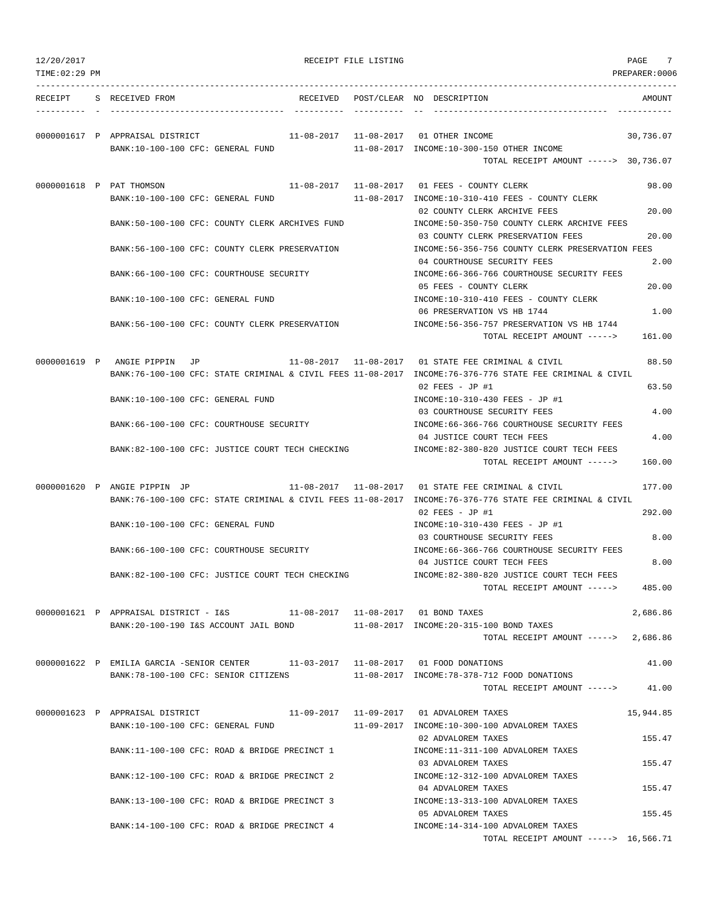RECEIPT FILE LISTING

| RECEIPT | S | RECEIVED FROM | RECEIVED | POST/CLEAR | NO | DESCRIPTION | AMOUNT |
|---|---|---|---|---|---|---|---|
| 0000001617 | P | APPRAISAL DISTRICT | 11-08-2017 | 11-08-2017 | 01 | OTHER INCOME | 30,736.07 |
| | | BANK:10-100-100 CFC: GENERAL FUND | | 11-08-2017 | | INCOME:10-300-150 OTHER INCOME | |
| | | | | | | TOTAL RECEIPT AMOUNT -----> | 30,736.07 |
| 0000001618 | P | PAT THOMSON | 11-08-2017 | 11-08-2017 | 01 | FEES - COUNTY CLERK | 98.00 |
| | | BANK:10-100-100 CFC: GENERAL FUND | | 11-08-2017 | | INCOME:10-310-410 FEES - COUNTY CLERK | |
| | | | | | 02 | COUNTY CLERK ARCHIVE FEES | 20.00 |
| | | BANK:50-100-100 CFC: COUNTY CLERK ARCHIVES FUND | | | | INCOME:50-350-750 COUNTY CLERK ARCHIVE FEES | |
| | | | | | 03 | COUNTY CLERK PRESERVATION FEES | 20.00 |
| | | BANK:56-100-100 CFC: COUNTY CLERK PRESERVATION | | | | INCOME:56-356-756 COUNTY CLERK PRESERVATION FEES | |
| | | | | | 04 | COURTHOUSE SECURITY FEES | 2.00 |
| | | BANK:66-100-100 CFC: COURTHOUSE SECURITY | | | | INCOME:66-366-766 COURTHOUSE SECURITY FEES | |
| | | | | | 05 | FEES - COUNTY CLERK | 20.00 |
| | | BANK:10-100-100 CFC: GENERAL FUND | | | | INCOME:10-310-410 FEES - COUNTY CLERK | |
| | | | | | 06 | PRESERVATION VS HB 1744 | 1.00 |
| | | BANK:56-100-100 CFC: COUNTY CLERK PRESERVATION | | | | INCOME:56-356-757 PRESERVATION VS HB 1744 | |
| | | | | | | TOTAL RECEIPT AMOUNT -----> | 161.00 |
| 0000001619 | P | ANGIE PIPPIN JP | 11-08-2017 | 11-08-2017 | 01 | STATE FEE CRIMINAL & CIVIL | 88.50 |
| | | BANK:76-100-100 CFC: STATE CRIMINAL & CIVIL FEES | | 11-08-2017 | | INCOME:76-376-776 STATE FEE CRIMINAL & CIVIL | |
| | | | | | 02 | FEES - JP #1 | 63.50 |
| | | BANK:10-100-100 CFC: GENERAL FUND | | | | INCOME:10-310-430 FEES - JP #1 | |
| | | | | | 03 | COURTHOUSE SECURITY FEES | 4.00 |
| | | BANK:66-100-100 CFC: COURTHOUSE SECURITY | | | | INCOME:66-366-766 COURTHOUSE SECURITY FEES | |
| | | | | | 04 | JUSTICE COURT TECH FEES | 4.00 |
| | | BANK:82-100-100 CFC: JUSTICE COURT TECH CHECKING | | | | INCOME:82-380-820 JUSTICE COURT TECH FEES | |
| | | | | | | TOTAL RECEIPT AMOUNT -----> | 160.00 |
| 0000001620 | P | ANGIE PIPPIN JP | 11-08-2017 | 11-08-2017 | 01 | STATE FEE CRIMINAL & CIVIL | 177.00 |
| | | BANK:76-100-100 CFC: STATE CRIMINAL & CIVIL FEES | | 11-08-2017 | | INCOME:76-376-776 STATE FEE CRIMINAL & CIVIL | |
| | | | | | 02 | FEES - JP #1 | 292.00 |
| | | BANK:10-100-100 CFC: GENERAL FUND | | | | INCOME:10-310-430 FEES - JP #1 | |
| | | | | | 03 | COURTHOUSE SECURITY FEES | 8.00 |
| | | BANK:66-100-100 CFC: COURTHOUSE SECURITY | | | | INCOME:66-366-766 COURTHOUSE SECURITY FEES | |
| | | | | | 04 | JUSTICE COURT TECH FEES | 8.00 |
| | | BANK:82-100-100 CFC: JUSTICE COURT TECH CHECKING | | | | INCOME:82-380-820 JUSTICE COURT TECH FEES | |
| | | | | | | TOTAL RECEIPT AMOUNT -----> | 485.00 |
| 0000001621 | P | APPRAISAL DISTRICT - I&S | 11-08-2017 | 11-08-2017 | 01 | BOND TAXES | 2,686.86 |
| | | BANK:20-100-190 I&S ACCOUNT JAIL BOND | | 11-08-2017 | | INCOME:20-315-100 BOND TAXES | |
| | | | | | | TOTAL RECEIPT AMOUNT -----> | 2,686.86 |
| 0000001622 | P | EMILIA GARCIA -SENIOR CENTER | 11-03-2017 | 11-08-2017 | 01 | FOOD DONATIONS | 41.00 |
| | | BANK:78-100-100 CFC: SENIOR CITIZENS | | 11-08-2017 | | INCOME:78-378-712 FOOD DONATIONS | |
| | | | | | | TOTAL RECEIPT AMOUNT -----> | 41.00 |
| 0000001623 | P | APPRAISAL DISTRICT | 11-09-2017 | 11-09-2017 | 01 | ADVALOREM TAXES | 15,944.85 |
| | | BANK:10-100-100 CFC: GENERAL FUND | | 11-09-2017 | | INCOME:10-300-100 ADVALOREM TAXES | |
| | | | | | 02 | ADVALOREM TAXES | 155.47 |
| | | BANK:11-100-100 CFC: ROAD & BRIDGE PRECINCT 1 | | | | INCOME:11-311-100 ADVALOREM TAXES | |
| | | | | | 03 | ADVALOREM TAXES | 155.47 |
| | | BANK:12-100-100 CFC: ROAD & BRIDGE PRECINCT 2 | | | | INCOME:12-312-100 ADVALOREM TAXES | |
| | | | | | 04 | ADVALOREM TAXES | 155.47 |
| | | BANK:13-100-100 CFC: ROAD & BRIDGE PRECINCT 3 | | | | INCOME:13-313-100 ADVALOREM TAXES | |
| | | | | | 05 | ADVALOREM TAXES | 155.45 |
| | | BANK:14-100-100 CFC: ROAD & BRIDGE PRECINCT 4 | | | | INCOME:14-314-100 ADVALOREM TAXES | |
| | | | | | | TOTAL RECEIPT AMOUNT -----> | 16,566.71 |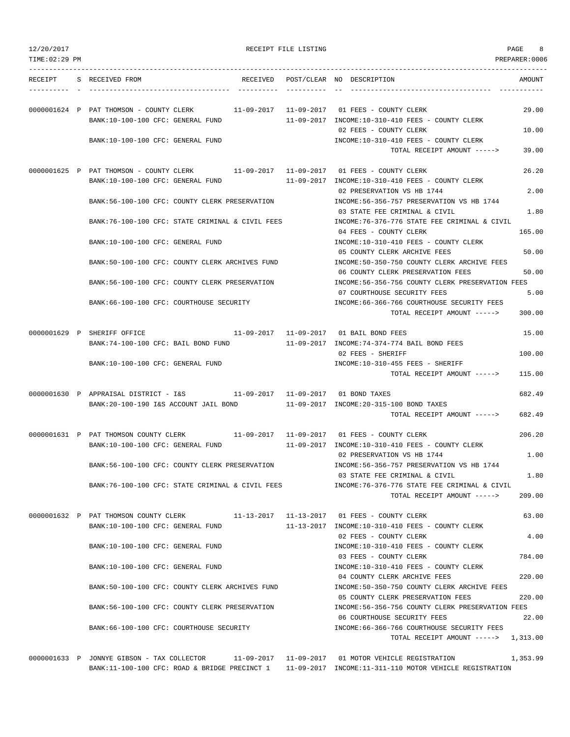RECEIPT FILE LISTING

TIME:02:29 PM PREPARER:0006

| RECEIPT | S | RECEIVED FROM | RECEIVED | POST/CLEAR | NO | DESCRIPTION | AMOUNT |
|---|---|---|---|---|---|---|---|
| 0000001624 | P | PAT THOMSON - COUNTY CLERK | 11-09-2017 | 11-09-2017 | 01 | FEES - COUNTY CLERK | 29.00 |
| | | BANK:10-100-100 CFC: GENERAL FUND | | 11-09-2017 | | INCOME:10-310-410 FEES - COUNTY CLERK | |
| | | | | | 02 | FEES - COUNTY CLERK | 10.00 |
| | | BANK:10-100-100 CFC: GENERAL FUND | | | | INCOME:10-310-410 FEES - COUNTY CLERK | |
| | | | | | | TOTAL RECEIPT AMOUNT -----> | 39.00 |
| 0000001625 | P | PAT THOMSON - COUNTY CLERK | 11-09-2017 | 11-09-2017 | 01 | FEES - COUNTY CLERK | 26.20 |
| | | BANK:10-100-100 CFC: GENERAL FUND | | 11-09-2017 | | INCOME:10-310-410 FEES - COUNTY CLERK | |
| | | | | | 02 | PRESERVATION VS HB 1744 | 2.00 |
| | | BANK:56-100-100 CFC: COUNTY CLERK PRESERVATION | | | | INCOME:56-356-757 PRESERVATION VS HB 1744 | |
| | | | | | 03 | STATE FEE CRIMINAL & CIVIL | 1.80 |
| | | BANK:76-100-100 CFC: STATE CRIMINAL & CIVIL FEES | | | | INCOME:76-376-776 STATE FEE CRIMINAL & CIVIL | |
| | | | | | 04 | FEES - COUNTY CLERK | 165.00 |
| | | BANK:10-100-100 CFC: GENERAL FUND | | | | INCOME:10-310-410 FEES - COUNTY CLERK | |
| | | | | | 05 | COUNTY CLERK ARCHIVE FEES | 50.00 |
| | | BANK:50-100-100 CFC: COUNTY CLERK ARCHIVES FUND | | | | INCOME:50-350-750 COUNTY CLERK ARCHIVE FEES | |
| | | | | | 06 | COUNTY CLERK PRESERVATION FEES | 50.00 |
| | | BANK:56-100-100 CFC: COUNTY CLERK PRESERVATION | | | | INCOME:56-356-756 COUNTY CLERK PRESERVATION FEES | |
| | | | | | 07 | COURTHOUSE SECURITY FEES | 5.00 |
| | | BANK:66-100-100 CFC: COURTHOUSE SECURITY | | | | INCOME:66-366-766 COURTHOUSE SECURITY FEES | |
| | | | | | | TOTAL RECEIPT AMOUNT -----> | 300.00 |
| 0000001629 | P | SHERIFF OFFICE | 11-09-2017 | 11-09-2017 | 01 | BAIL BOND FEES | 15.00 |
| | | BANK:74-100-100 CFC: BAIL BOND FUND | | 11-09-2017 | | INCOME:74-374-774 BAIL BOND FEES | |
| | | | | | 02 | FEES - SHERIFF | 100.00 |
| | | BANK:10-100-100 CFC: GENERAL FUND | | | | INCOME:10-310-455 FEES - SHERIFF | |
| | | | | | | TOTAL RECEIPT AMOUNT -----> | 115.00 |
| 0000001630 | P | APPRAISAL DISTRICT - I&S | 11-09-2017 | 11-09-2017 | 01 | BOND TAXES | 682.49 |
| | | BANK:20-100-190 I&S ACCOUNT JAIL BOND | | 11-09-2017 | | INCOME:20-315-100 BOND TAXES | |
| | | | | | | TOTAL RECEIPT AMOUNT -----> | 682.49 |
| 0000001631 | P | PAT THOMSON COUNTY CLERK | 11-09-2017 | 11-09-2017 | 01 | FEES - COUNTY CLERK | 206.20 |
| | | BANK:10-100-100 CFC: GENERAL FUND | | 11-09-2017 | | INCOME:10-310-410 FEES - COUNTY CLERK | |
| | | | | | 02 | PRESERVATION VS HB 1744 | 1.00 |
| | | BANK:56-100-100 CFC: COUNTY CLERK PRESERVATION | | | | INCOME:56-356-757 PRESERVATION VS HB 1744 | |
| | | | | | 03 | STATE FEE CRIMINAL & CIVIL | 1.80 |
| | | BANK:76-100-100 CFC: STATE CRIMINAL & CIVIL FEES | | | | INCOME:76-376-776 STATE FEE CRIMINAL & CIVIL | |
| | | | | | | TOTAL RECEIPT AMOUNT -----> | 209.00 |
| 0000001632 | P | PAT THOMSON COUNTY CLERK | 11-13-2017 | 11-13-2017 | 01 | FEES - COUNTY CLERK | 63.00 |
| | | BANK:10-100-100 CFC: GENERAL FUND | | 11-13-2017 | | INCOME:10-310-410 FEES - COUNTY CLERK | |
| | | | | | 02 | FEES - COUNTY CLERK | 4.00 |
| | | BANK:10-100-100 CFC: GENERAL FUND | | | | INCOME:10-310-410 FEES - COUNTY CLERK | |
| | | | | | 03 | FEES - COUNTY CLERK | 784.00 |
| | | BANK:10-100-100 CFC: GENERAL FUND | | | | INCOME:10-310-410 FEES - COUNTY CLERK | |
| | | | | | 04 | COUNTY CLERK ARCHIVE FEES | 220.00 |
| | | BANK:50-100-100 CFC: COUNTY CLERK ARCHIVES FUND | | | | INCOME:50-350-750 COUNTY CLERK ARCHIVE FEES | |
| | | | | | 05 | COUNTY CLERK PRESERVATION FEES | 220.00 |
| | | BANK:56-100-100 CFC: COUNTY CLERK PRESERVATION | | | | INCOME:56-356-756 COUNTY CLERK PRESERVATION FEES | |
| | | | | | 06 | COURTHOUSE SECURITY FEES | 22.00 |
| | | BANK:66-100-100 CFC: COURTHOUSE SECURITY | | | | INCOME:66-366-766 COURTHOUSE SECURITY FEES | |
| | | | | | | TOTAL RECEIPT AMOUNT -----> | 1,313.00 |
| 0000001633 | P | JONNYE GIBSON - TAX COLLECTOR | 11-09-2017 | 11-09-2017 | 01 | MOTOR VEHICLE REGISTRATION | 1,353.99 |
| | | BANK:11-100-100 CFC: ROAD & BRIDGE PRECINCT 1 | | 11-09-2017 | | INCOME:11-311-110 MOTOR VEHICLE REGISTRATION | |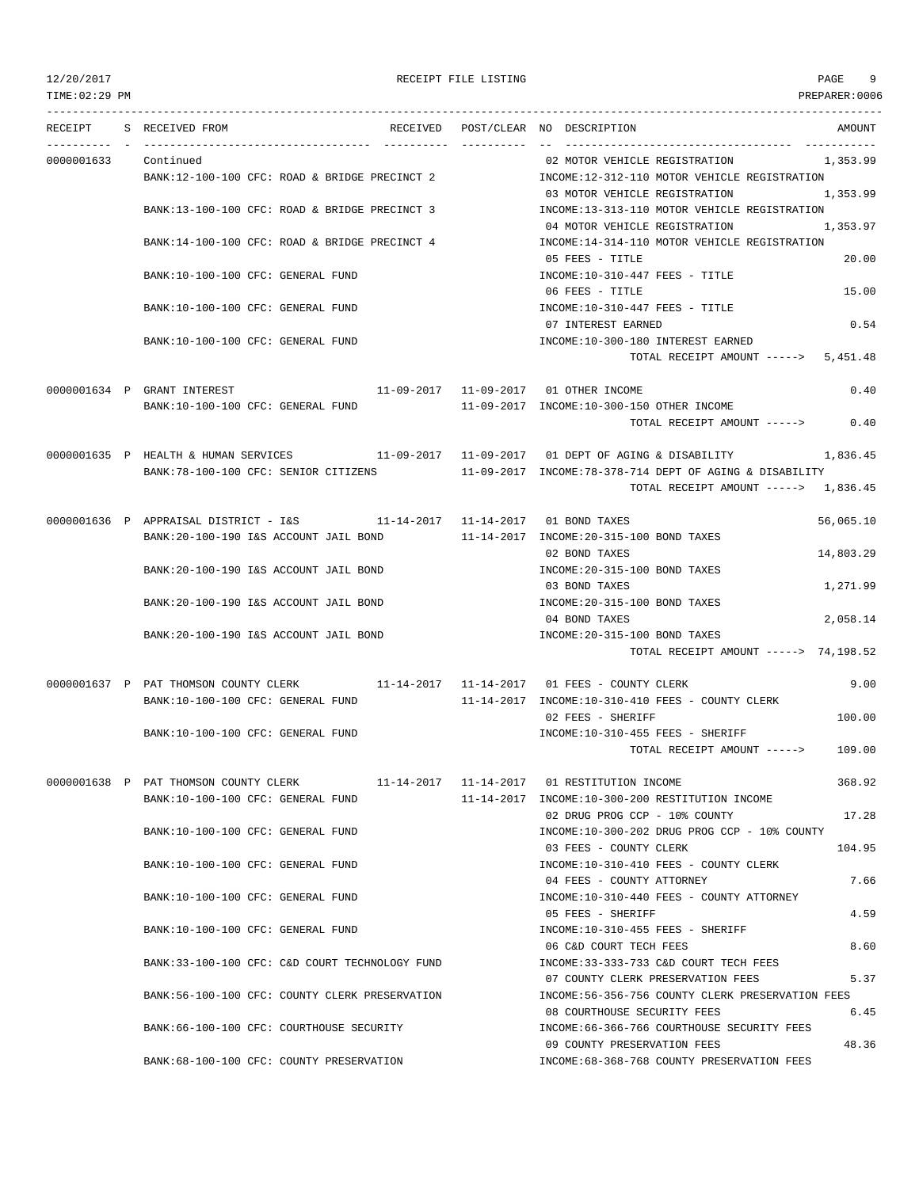12/20/2017 RECEIPT FILE LISTING

TIME:02:29 PM PREPARER:0006

| RECEIPT | S | RECEIVED FROM | RECEIVED | POST/CLEAR | NO | DESCRIPTION | AMOUNT |
|---|---|---|---|---|---|---|---|
| 0000001633 | | Continued | | | 02 | MOTOR VEHICLE REGISTRATION | 1,353.99 |
| | | BANK:12-100-100 CFC: ROAD & BRIDGE PRECINCT 2 | | | | INCOME:12-312-110 MOTOR VEHICLE REGISTRATION | |
| | | | | | 03 | MOTOR VEHICLE REGISTRATION | 1,353.99 |
| | | BANK:13-100-100 CFC: ROAD & BRIDGE PRECINCT 3 | | | | INCOME:13-313-110 MOTOR VEHICLE REGISTRATION | |
| | | | | | 04 | MOTOR VEHICLE REGISTRATION | 1,353.97 |
| | | BANK:14-100-100 CFC: ROAD & BRIDGE PRECINCT 4 | | | | INCOME:14-314-110 MOTOR VEHICLE REGISTRATION | |
| | | | | | 05 | FEES - TITLE | 20.00 |
| | | BANK:10-100-100 CFC: GENERAL FUND | | | | INCOME:10-310-447 FEES - TITLE | |
| | | | | | 06 | FEES - TITLE | 15.00 |
| | | BANK:10-100-100 CFC: GENERAL FUND | | | | INCOME:10-310-447 FEES - TITLE | |
| | | | | | 07 | INTEREST EARNED | 0.54 |
| | | BANK:10-100-100 CFC: GENERAL FUND | | | | INCOME:10-300-180 INTEREST EARNED | |
| | | | | | | TOTAL RECEIPT AMOUNT -----> | 5,451.48 |
| 0000001634 | P | GRANT INTEREST | 11-09-2017 | 11-09-2017 | 01 | OTHER INCOME | 0.40 |
| | | BANK:10-100-100 CFC: GENERAL FUND | | 11-09-2017 | | INCOME:10-300-150 OTHER INCOME | |
| | | | | | | TOTAL RECEIPT AMOUNT -----> | 0.40 |
| 0000001635 | P | HEALTH & HUMAN SERVICES | 11-09-2017 | 11-09-2017 | 01 | DEPT OF AGING & DISABILITY | 1,836.45 |
| | | BANK:78-100-100 CFC: SENIOR CITIZENS | | 11-09-2017 | | INCOME:78-378-714 DEPT OF AGING & DISABILITY | |
| | | | | | | TOTAL RECEIPT AMOUNT -----> | 1,836.45 |
| 0000001636 | P | APPRAISAL DISTRICT - I&S | 11-14-2017 | 11-14-2017 | 01 | BOND TAXES | 56,065.10 |
| | | BANK:20-100-190 I&S ACCOUNT JAIL BOND | | 11-14-2017 | | INCOME:20-315-100 BOND TAXES | |
| | | | | | 02 | BOND TAXES | 14,803.29 |
| | | BANK:20-100-190 I&S ACCOUNT JAIL BOND | | | | INCOME:20-315-100 BOND TAXES | |
| | | | | | 03 | BOND TAXES | 1,271.99 |
| | | BANK:20-100-190 I&S ACCOUNT JAIL BOND | | | | INCOME:20-315-100 BOND TAXES | |
| | | | | | 04 | BOND TAXES | 2,058.14 |
| | | BANK:20-100-190 I&S ACCOUNT JAIL BOND | | | | INCOME:20-315-100 BOND TAXES | |
| | | | | | | TOTAL RECEIPT AMOUNT -----> | 74,198.52 |
| 0000001637 | P | PAT THOMSON COUNTY CLERK | 11-14-2017 | 11-14-2017 | 01 | FEES - COUNTY CLERK | 9.00 |
| | | BANK:10-100-100 CFC: GENERAL FUND | | 11-14-2017 | | INCOME:10-310-410 FEES - COUNTY CLERK | |
| | | | | | 02 | FEES - SHERIFF | 100.00 |
| | | BANK:10-100-100 CFC: GENERAL FUND | | | | INCOME:10-310-455 FEES - SHERIFF | |
| | | | | | | TOTAL RECEIPT AMOUNT -----> | 109.00 |
| 0000001638 | P | PAT THOMSON COUNTY CLERK | 11-14-2017 | 11-14-2017 | 01 | RESTITUTION INCOME | 368.92 |
| | | BANK:10-100-100 CFC: GENERAL FUND | | 11-14-2017 | | INCOME:10-300-200 RESTITUTION INCOME | |
| | | | | | 02 | DRUG PROG CCP - 10% COUNTY | 17.28 |
| | | BANK:10-100-100 CFC: GENERAL FUND | | | | INCOME:10-300-202 DRUG PROG CCP - 10% COUNTY | |
| | | | | | 03 | FEES - COUNTY CLERK | 104.95 |
| | | BANK:10-100-100 CFC: GENERAL FUND | | | | INCOME:10-310-410 FEES - COUNTY CLERK | |
| | | | | | 04 | FEES - COUNTY ATTORNEY | 7.66 |
| | | BANK:10-100-100 CFC: GENERAL FUND | | | | INCOME:10-310-440 FEES - COUNTY ATTORNEY | |
| | | | | | 05 | FEES - SHERIFF | 4.59 |
| | | BANK:10-100-100 CFC: GENERAL FUND | | | | INCOME:10-310-455 FEES - SHERIFF | |
| | | | | | 06 | C&D COURT TECH FEES | 8.60 |
| | | BANK:33-100-100 CFC: C&D COURT TECHNOLOGY FUND | | | | INCOME:33-333-733 C&D COURT TECH FEES | |
| | | | | | 07 | COUNTY CLERK PRESERVATION FEES | 5.37 |
| | | BANK:56-100-100 CFC: COUNTY CLERK PRESERVATION | | | | INCOME:56-356-756 COUNTY CLERK PRESERVATION FEES | |
| | | | | | 08 | COURTHOUSE SECURITY FEES | 6.45 |
| | | BANK:66-100-100 CFC: COURTHOUSE SECURITY | | | | INCOME:66-366-766 COURTHOUSE SECURITY FEES | |
| | | | | | 09 | COUNTY PRESERVATION FEES | 48.36 |
| | | BANK:68-100-100 CFC: COUNTY PRESERVATION | | | | INCOME:68-368-768 COUNTY PRESERVATION FEES | |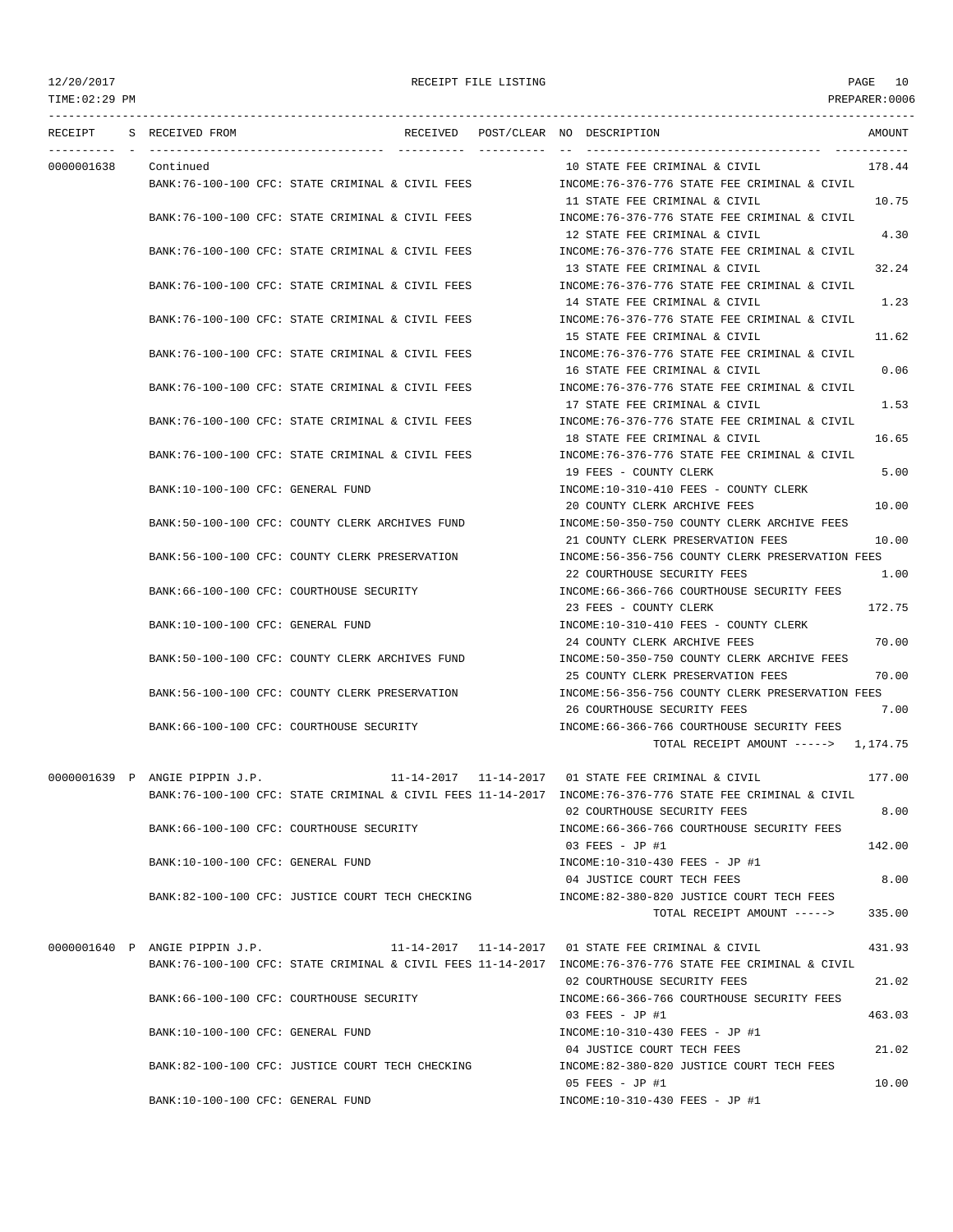RECEIPT FILE LISTING

| RECEIPT | S | RECEIVED FROM | RECEIVED | POST/CLEAR | NO | DESCRIPTION | AMOUNT |
|---|---|---|---|---|---|---|---|
| 0000001638 | | Continued | | | 10 | STATE FEE CRIMINAL & CIVIL | 178.44 |
| | | BANK:76-100-100 CFC: STATE CRIMINAL & CIVIL FEES | | | | INCOME:76-376-776 STATE FEE CRIMINAL & CIVIL | |
| | | | | | 11 | STATE FEE CRIMINAL & CIVIL | 10.75 |
| | | BANK:76-100-100 CFC: STATE CRIMINAL & CIVIL FEES | | | | INCOME:76-376-776 STATE FEE CRIMINAL & CIVIL | |
| | | | | | 12 | STATE FEE CRIMINAL & CIVIL | 4.30 |
| | | BANK:76-100-100 CFC: STATE CRIMINAL & CIVIL FEES | | | | INCOME:76-376-776 STATE FEE CRIMINAL & CIVIL | |
| | | | | | 13 | STATE FEE CRIMINAL & CIVIL | 32.24 |
| | | BANK:76-100-100 CFC: STATE CRIMINAL & CIVIL FEES | | | | INCOME:76-376-776 STATE FEE CRIMINAL & CIVIL | |
| | | | | | 14 | STATE FEE CRIMINAL & CIVIL | 1.23 |
| | | BANK:76-100-100 CFC: STATE CRIMINAL & CIVIL FEES | | | | INCOME:76-376-776 STATE FEE CRIMINAL & CIVIL | |
| | | | | | 15 | STATE FEE CRIMINAL & CIVIL | 11.62 |
| | | BANK:76-100-100 CFC: STATE CRIMINAL & CIVIL FEES | | | | INCOME:76-376-776 STATE FEE CRIMINAL & CIVIL | |
| | | | | | 16 | STATE FEE CRIMINAL & CIVIL | 0.06 |
| | | BANK:76-100-100 CFC: STATE CRIMINAL & CIVIL FEES | | | | INCOME:76-376-776 STATE FEE CRIMINAL & CIVIL | |
| | | | | | 17 | STATE FEE CRIMINAL & CIVIL | 1.53 |
| | | BANK:76-100-100 CFC: STATE CRIMINAL & CIVIL FEES | | | | INCOME:76-376-776 STATE FEE CRIMINAL & CIVIL | |
| | | | | | 18 | STATE FEE CRIMINAL & CIVIL | 16.65 |
| | | BANK:76-100-100 CFC: STATE CRIMINAL & CIVIL FEES | | | | INCOME:76-376-776 STATE FEE CRIMINAL & CIVIL | |
| | | | | | 19 | FEES - COUNTY CLERK | 5.00 |
| | | BANK:10-100-100 CFC: GENERAL FUND | | | | INCOME:10-310-410 FEES - COUNTY CLERK | |
| | | | | | 20 | COUNTY CLERK ARCHIVE FEES | 10.00 |
| | | BANK:50-100-100 CFC: COUNTY CLERK ARCHIVES FUND | | | | INCOME:50-350-750 COUNTY CLERK ARCHIVE FEES | |
| | | | | | 21 | COUNTY CLERK PRESERVATION FEES | 10.00 |
| | | BANK:56-100-100 CFC: COUNTY CLERK PRESERVATION | | | | INCOME:56-356-756 COUNTY CLERK PRESERVATION FEES | |
| | | | | | 22 | COURTHOUSE SECURITY FEES | 1.00 |
| | | BANK:66-100-100 CFC: COURTHOUSE SECURITY | | | | INCOME:66-366-766 COURTHOUSE SECURITY FEES | |
| | | | | | 23 | FEES - COUNTY CLERK | 172.75 |
| | | BANK:10-100-100 CFC: GENERAL FUND | | | | INCOME:10-310-410 FEES - COUNTY CLERK | |
| | | | | | 24 | COUNTY CLERK ARCHIVE FEES | 70.00 |
| | | BANK:50-100-100 CFC: COUNTY CLERK ARCHIVES FUND | | | | INCOME:50-350-750 COUNTY CLERK ARCHIVE FEES | |
| | | | | | 25 | COUNTY CLERK PRESERVATION FEES | 70.00 |
| | | BANK:56-100-100 CFC: COUNTY CLERK PRESERVATION | | | | INCOME:56-356-756 COUNTY CLERK PRESERVATION FEES | |
| | | | | | 26 | COURTHOUSE SECURITY FEES | 7.00 |
| | | BANK:66-100-100 CFC: COURTHOUSE SECURITY | | | | INCOME:66-366-766 COURTHOUSE SECURITY FEES | |
| | | | | | | TOTAL RECEIPT AMOUNT -----> | 1,174.75 |
| 0000001639 | P | ANGIE PIPPIN J.P. | 11-14-2017 | 11-14-2017 | 01 | STATE FEE CRIMINAL & CIVIL | 177.00 |
| | | BANK:76-100-100 CFC: STATE CRIMINAL & CIVIL FEES | | 11-14-2017 | | INCOME:76-376-776 STATE FEE CRIMINAL & CIVIL | |
| | | | | | 02 | COURTHOUSE SECURITY FEES | 8.00 |
| | | BANK:66-100-100 CFC: COURTHOUSE SECURITY | | | | INCOME:66-366-766 COURTHOUSE SECURITY FEES | |
| | | | | | 03 | FEES - JP #1 | 142.00 |
| | | BANK:10-100-100 CFC: GENERAL FUND | | | | INCOME:10-310-430 FEES - JP #1 | |
| | | | | | 04 | JUSTICE COURT TECH FEES | 8.00 |
| | | BANK:82-100-100 CFC: JUSTICE COURT TECH CHECKING | | | | INCOME:82-380-820 JUSTICE COURT TECH FEES | |
| | | | | | | TOTAL RECEIPT AMOUNT -----> | 335.00 |
| 0000001640 | P | ANGIE PIPPIN J.P. | 11-14-2017 | 11-14-2017 | 01 | STATE FEE CRIMINAL & CIVIL | 431.93 |
| | | BANK:76-100-100 CFC: STATE CRIMINAL & CIVIL FEES | | 11-14-2017 | | INCOME:76-376-776 STATE FEE CRIMINAL & CIVIL | |
| | | | | | 02 | COURTHOUSE SECURITY FEES | 21.02 |
| | | BANK:66-100-100 CFC: COURTHOUSE SECURITY | | | | INCOME:66-366-766 COURTHOUSE SECURITY FEES | |
| | | | | | 03 | FEES - JP #1 | 463.03 |
| | | BANK:10-100-100 CFC: GENERAL FUND | | | | INCOME:10-310-430 FEES - JP #1 | |
| | | | | | 04 | JUSTICE COURT TECH FEES | 21.02 |
| | | BANK:82-100-100 CFC: JUSTICE COURT TECH CHECKING | | | | INCOME:82-380-820 JUSTICE COURT TECH FEES | |
| | | | | | 05 | FEES - JP #1 | 10.00 |
| | | BANK:10-100-100 CFC: GENERAL FUND | | | | INCOME:10-310-430 FEES - JP #1 | |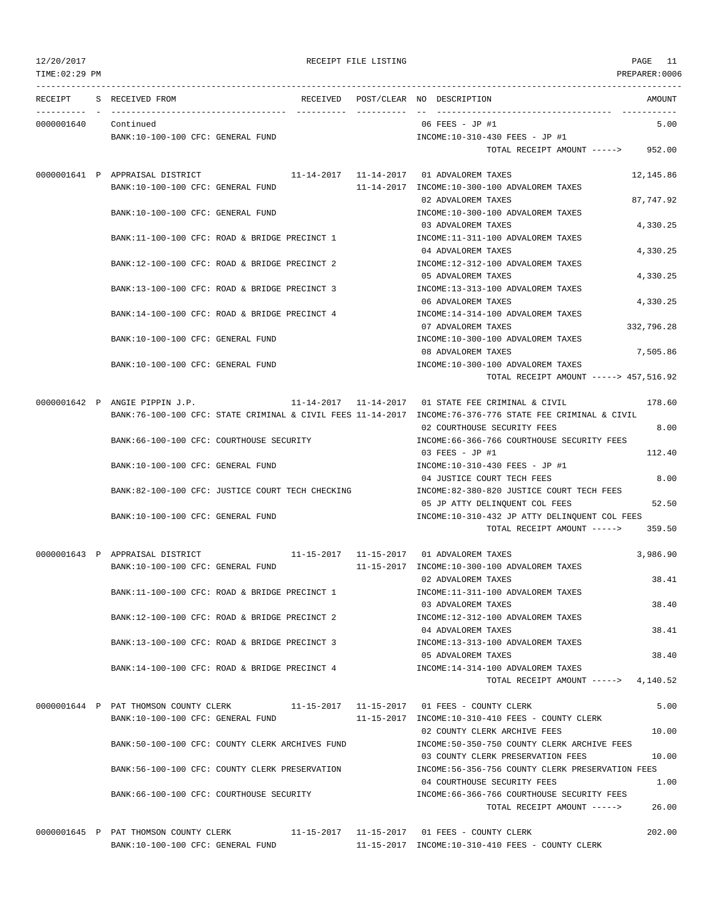RECEIPT FILE LISTING

| RECEIPT | S | RECEIVED FROM | RECEIVED | POST/CLEAR | NO | DESCRIPTION | AMOUNT |
|---|---|---|---|---|---|---|---|
| 0000001640 | | Continued | | | 06 | FEES - JP #1 | 5.00 |
| | | BANK:10-100-100 CFC: GENERAL FUND | | | | INCOME:10-310-430 FEES - JP #1 | |
| | | | | | | TOTAL RECEIPT AMOUNT -----> | 952.00 |
| 0000001641 | P | APPRAISAL DISTRICT | 11-14-2017 | 11-14-2017 | 01 | ADVALOREM TAXES | 12,145.86 |
| | | BANK:10-100-100 CFC: GENERAL FUND | | 11-14-2017 | | INCOME:10-300-100 ADVALOREM TAXES | |
| | | | | | 02 | ADVALOREM TAXES | 87,747.92 |
| | | BANK:10-100-100 CFC: GENERAL FUND | | | | INCOME:10-300-100 ADVALOREM TAXES | |
| | | | | | 03 | ADVALOREM TAXES | 4,330.25 |
| | | BANK:11-100-100 CFC: ROAD & BRIDGE PRECINCT 1 | | | | INCOME:11-311-100 ADVALOREM TAXES | |
| | | | | | 04 | ADVALOREM TAXES | 4,330.25 |
| | | BANK:12-100-100 CFC: ROAD & BRIDGE PRECINCT 2 | | | | INCOME:12-312-100 ADVALOREM TAXES | |
| | | | | | 05 | ADVALOREM TAXES | 4,330.25 |
| | | BANK:13-100-100 CFC: ROAD & BRIDGE PRECINCT 3 | | | | INCOME:13-313-100 ADVALOREM TAXES | |
| | | | | | 06 | ADVALOREM TAXES | 4,330.25 |
| | | BANK:14-100-100 CFC: ROAD & BRIDGE PRECINCT 4 | | | | INCOME:14-314-100 ADVALOREM TAXES | |
| | | | | | 07 | ADVALOREM TAXES | 332,796.28 |
| | | BANK:10-100-100 CFC: GENERAL FUND | | | | INCOME:10-300-100 ADVALOREM TAXES | |
| | | | | | 08 | ADVALOREM TAXES | 7,505.86 |
| | | BANK:10-100-100 CFC: GENERAL FUND | | | | INCOME:10-300-100 ADVALOREM TAXES | |
| | | | | | | TOTAL RECEIPT AMOUNT -----> | 457,516.92 |
| 0000001642 | P | ANGIE PIPPIN J.P. | 11-14-2017 | 11-14-2017 | 01 | STATE FEE CRIMINAL & CIVIL | 178.60 |
| | | BANK:76-100-100 CFC: STATE CRIMINAL & CIVIL FEES | | 11-14-2017 | | INCOME:76-376-776 STATE FEE CRIMINAL & CIVIL | |
| | | | | | 02 | COURTHOUSE SECURITY FEES | 8.00 |
| | | BANK:66-100-100 CFC: COURTHOUSE SECURITY | | | | INCOME:66-366-766 COURTHOUSE SECURITY FEES | |
| | | | | | 03 | FEES - JP #1 | 112.40 |
| | | BANK:10-100-100 CFC: GENERAL FUND | | | | INCOME:10-310-430 FEES - JP #1 | |
| | | | | | 04 | JUSTICE COURT TECH FEES | 8.00 |
| | | BANK:82-100-100 CFC: JUSTICE COURT TECH CHECKING | | | | INCOME:82-380-820 JUSTICE COURT TECH FEES | |
| | | | | | 05 | JP ATTY DELINQUENT COL FEES | 52.50 |
| | | BANK:10-100-100 CFC: GENERAL FUND | | | | INCOME:10-310-432 JP ATTY DELINQUENT COL FEES | |
| | | | | | | TOTAL RECEIPT AMOUNT -----> | 359.50 |
| 0000001643 | P | APPRAISAL DISTRICT | 11-15-2017 | 11-15-2017 | 01 | ADVALOREM TAXES | 3,986.90 |
| | | BANK:10-100-100 CFC: GENERAL FUND | | 11-15-2017 | | INCOME:10-300-100 ADVALOREM TAXES | |
| | | | | | 02 | ADVALOREM TAXES | 38.41 |
| | | BANK:11-100-100 CFC: ROAD & BRIDGE PRECINCT 1 | | | | INCOME:11-311-100 ADVALOREM TAXES | |
| | | | | | 03 | ADVALOREM TAXES | 38.40 |
| | | BANK:12-100-100 CFC: ROAD & BRIDGE PRECINCT 2 | | | | INCOME:12-312-100 ADVALOREM TAXES | |
| | | | | | 04 | ADVALOREM TAXES | 38.41 |
| | | BANK:13-100-100 CFC: ROAD & BRIDGE PRECINCT 3 | | | | INCOME:13-313-100 ADVALOREM TAXES | |
| | | | | | 05 | ADVALOREM TAXES | 38.40 |
| | | BANK:14-100-100 CFC: ROAD & BRIDGE PRECINCT 4 | | | | INCOME:14-314-100 ADVALOREM TAXES | |
| | | | | | | TOTAL RECEIPT AMOUNT -----> | 4,140.52 |
| 0000001644 | P | PAT THOMSON COUNTY CLERK | 11-15-2017 | 11-15-2017 | 01 | FEES - COUNTY CLERK | 5.00 |
| | | BANK:10-100-100 CFC: GENERAL FUND | | 11-15-2017 | | INCOME:10-310-410 FEES - COUNTY CLERK | |
| | | | | | 02 | COUNTY CLERK ARCHIVE FEES | 10.00 |
| | | BANK:50-100-100 CFC: COUNTY CLERK ARCHIVES FUND | | | | INCOME:50-350-750 COUNTY CLERK ARCHIVE FEES | |
| | | | | | 03 | COUNTY CLERK PRESERVATION FEES | 10.00 |
| | | BANK:56-100-100 CFC: COUNTY CLERK PRESERVATION | | | | INCOME:56-356-756 COUNTY CLERK PRESERVATION FEES | |
| | | | | | 04 | COURTHOUSE SECURITY FEES | 1.00 |
| | | BANK:66-100-100 CFC: COURTHOUSE SECURITY | | | | INCOME:66-366-766 COURTHOUSE SECURITY FEES | |
| | | | | | | TOTAL RECEIPT AMOUNT -----> | 26.00 |
| 0000001645 | P | PAT THOMSON COUNTY CLERK | 11-15-2017 | 11-15-2017 | 01 | FEES - COUNTY CLERK | 202.00 |
| | | BANK:10-100-100 CFC: GENERAL FUND | | 11-15-2017 | | INCOME:10-310-410 FEES - COUNTY CLERK | |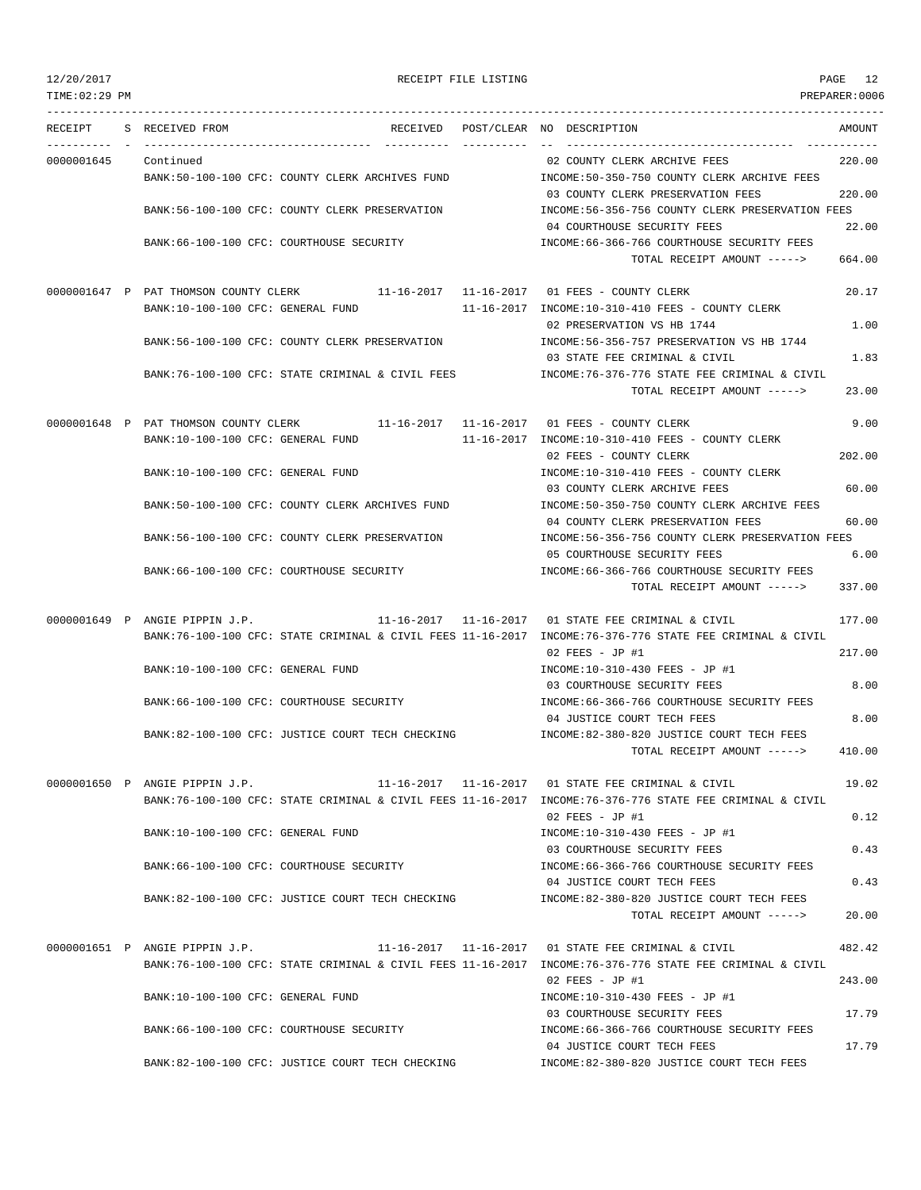RECEIPT FILE LISTING

TIME:02:29 PM

PREPARER:0006

| RECEIPT | S | RECEIVED FROM | RECEIVED | POST/CLEAR | NO DESCRIPTION | AMOUNT |
|---|---|---|---|---|---|---|
| 0000001645 | | Continued | | | 02 COUNTY CLERK ARCHIVE FEES | 220.00 |
| | | BANK:50-100-100 CFC: COUNTY CLERK ARCHIVES FUND | | | INCOME:50-350-750 COUNTY CLERK ARCHIVE FEES | |
| | | | | | 03 COUNTY CLERK PRESERVATION FEES | 220.00 |
| | | BANK:56-100-100 CFC: COUNTY CLERK PRESERVATION | | | INCOME:56-356-756 COUNTY CLERK PRESERVATION FEES | |
| | | | | | 04 COURTHOUSE SECURITY FEES | 22.00 |
| | | BANK:66-100-100 CFC: COURTHOUSE SECURITY | | | INCOME:66-366-766 COURTHOUSE SECURITY FEES | |
| | | | | | TOTAL RECEIPT AMOUNT -----> | 664.00 |
| 0000001647 | P | PAT THOMSON COUNTY CLERK | 11-16-2017 | 11-16-2017 | 01 FEES - COUNTY CLERK | 20.17 |
| | | BANK:10-100-100 CFC: GENERAL FUND | | 11-16-2017 | INCOME:10-310-410 FEES - COUNTY CLERK | |
| | | | | | 02 PRESERVATION VS HB 1744 | 1.00 |
| | | BANK:56-100-100 CFC: COUNTY CLERK PRESERVATION | | | INCOME:56-356-757 PRESERVATION VS HB 1744 | |
| | | | | | 03 STATE FEE CRIMINAL & CIVIL | 1.83 |
| | | BANK:76-100-100 CFC: STATE CRIMINAL & CIVIL FEES | | | INCOME:76-376-776 STATE FEE CRIMINAL & CIVIL | |
| | | | | | TOTAL RECEIPT AMOUNT -----> | 23.00 |
| 0000001648 | P | PAT THOMSON COUNTY CLERK | 11-16-2017 | 11-16-2017 | 01 FEES - COUNTY CLERK | 9.00 |
| | | BANK:10-100-100 CFC: GENERAL FUND | | 11-16-2017 | INCOME:10-310-410 FEES - COUNTY CLERK | |
| | | | | | 02 FEES - COUNTY CLERK | 202.00 |
| | | BANK:10-100-100 CFC: GENERAL FUND | | | INCOME:10-310-410 FEES - COUNTY CLERK | |
| | | | | | 03 COUNTY CLERK ARCHIVE FEES | 60.00 |
| | | BANK:50-100-100 CFC: COUNTY CLERK ARCHIVES FUND | | | INCOME:50-350-750 COUNTY CLERK ARCHIVE FEES | |
| | | | | | 04 COUNTY CLERK PRESERVATION FEES | 60.00 |
| | | BANK:56-100-100 CFC: COUNTY CLERK PRESERVATION | | | INCOME:56-356-756 COUNTY CLERK PRESERVATION FEES | |
| | | | | | 05 COURTHOUSE SECURITY FEES | 6.00 |
| | | BANK:66-100-100 CFC: COURTHOUSE SECURITY | | | INCOME:66-366-766 COURTHOUSE SECURITY FEES | |
| | | | | | TOTAL RECEIPT AMOUNT -----> | 337.00 |
| 0000001649 | P | ANGIE PIPPIN J.P. | 11-16-2017 | 11-16-2017 | 01 STATE FEE CRIMINAL & CIVIL | 177.00 |
| | | BANK:76-100-100 CFC: STATE CRIMINAL & CIVIL FEES | | 11-16-2017 | INCOME:76-376-776 STATE FEE CRIMINAL & CIVIL | |
| | | | | | 02 FEES - JP #1 | 217.00 |
| | | BANK:10-100-100 CFC: GENERAL FUND | | | INCOME:10-310-430 FEES - JP #1 | |
| | | | | | 03 COURTHOUSE SECURITY FEES | 8.00 |
| | | BANK:66-100-100 CFC: COURTHOUSE SECURITY | | | INCOME:66-366-766 COURTHOUSE SECURITY FEES | |
| | | | | | 04 JUSTICE COURT TECH FEES | 8.00 |
| | | BANK:82-100-100 CFC: JUSTICE COURT TECH CHECKING | | | INCOME:82-380-820 JUSTICE COURT TECH FEES | |
| | | | | | TOTAL RECEIPT AMOUNT -----> | 410.00 |
| 0000001650 | P | ANGIE PIPPIN J.P. | 11-16-2017 | 11-16-2017 | 01 STATE FEE CRIMINAL & CIVIL | 19.02 |
| | | BANK:76-100-100 CFC: STATE CRIMINAL & CIVIL FEES | | 11-16-2017 | INCOME:76-376-776 STATE FEE CRIMINAL & CIVIL | |
| | | | | | 02 FEES - JP #1 | 0.12 |
| | | BANK:10-100-100 CFC: GENERAL FUND | | | INCOME:10-310-430 FEES - JP #1 | |
| | | | | | 03 COURTHOUSE SECURITY FEES | 0.43 |
| | | BANK:66-100-100 CFC: COURTHOUSE SECURITY | | | INCOME:66-366-766 COURTHOUSE SECURITY FEES | |
| | | | | | 04 JUSTICE COURT TECH FEES | 0.43 |
| | | BANK:82-100-100 CFC: JUSTICE COURT TECH CHECKING | | | INCOME:82-380-820 JUSTICE COURT TECH FEES | |
| | | | | | TOTAL RECEIPT AMOUNT -----> | 20.00 |
| 0000001651 | P | ANGIE PIPPIN J.P. | 11-16-2017 | 11-16-2017 | 01 STATE FEE CRIMINAL & CIVIL | 482.42 |
| | | BANK:76-100-100 CFC: STATE CRIMINAL & CIVIL FEES | | 11-16-2017 | INCOME:76-376-776 STATE FEE CRIMINAL & CIVIL | |
| | | | | | 02 FEES - JP #1 | 243.00 |
| | | BANK:10-100-100 CFC: GENERAL FUND | | | INCOME:10-310-430 FEES - JP #1 | |
| | | | | | 03 COURTHOUSE SECURITY FEES | 17.79 |
| | | BANK:66-100-100 CFC: COURTHOUSE SECURITY | | | INCOME:66-366-766 COURTHOUSE SECURITY FEES | |
| | | | | | 04 JUSTICE COURT TECH FEES | 17.79 |
| | | BANK:82-100-100 CFC: JUSTICE COURT TECH CHECKING | | | INCOME:82-380-820 JUSTICE COURT TECH FEES | |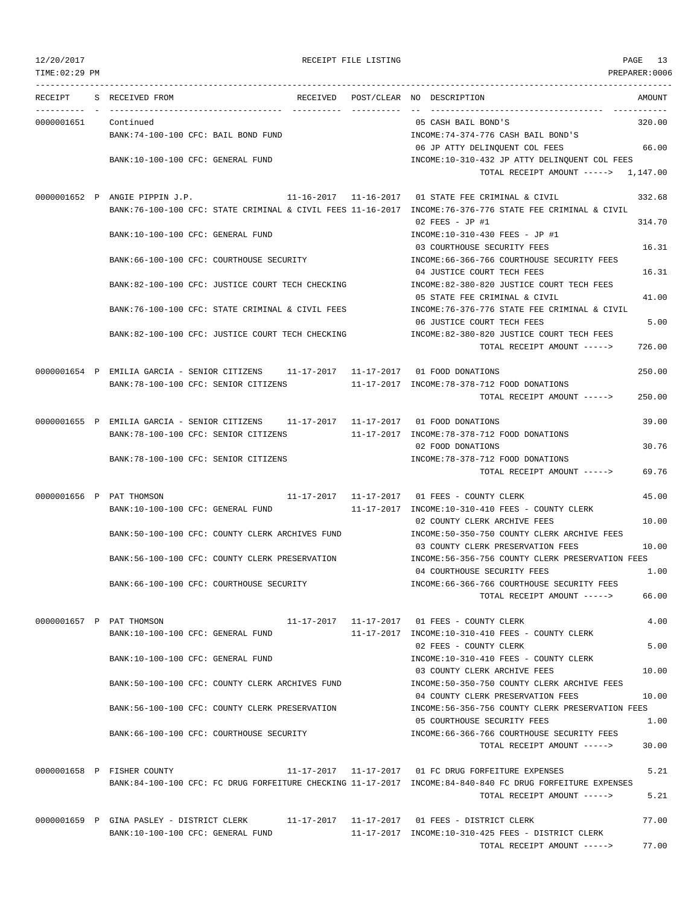RECEIPT FILE LISTING

12/20/2017
TIME:02:29 PM
PREPARER:0006

| RECEIPT | S | RECEIVED FROM | RECEIVED | POST/CLEAR | NO | DESCRIPTION | AMOUNT |
|---|---|---|---|---|---|---|---|
| 0000001651 | | Continued | | | 05 | CASH BAIL BOND'S | 320.00 |
| | | BANK:74-100-100 CFC: BAIL BOND FUND | | | | INCOME:74-374-776 CASH BAIL BOND'S | |
| | | | | | 06 | JP ATTY DELINQUENT COL FEES | 66.00 |
| | | BANK:10-100-100 CFC: GENERAL FUND | | | | INCOME:10-310-432 JP ATTY DELINQUENT COL FEES | |
| | | | | | | TOTAL RECEIPT AMOUNT -----> | 1,147.00 |
| 0000001652 | P | ANGIE PIPPIN J.P. | 11-16-2017 | 11-16-2017 | 01 | STATE FEE CRIMINAL & CIVIL | 332.68 |
| | | BANK:76-100-100 CFC: STATE CRIMINAL & CIVIL FEES | | 11-16-2017 | | INCOME:76-376-776 STATE FEE CRIMINAL & CIVIL | |
| | | | | | 02 | FEES - JP #1 | 314.70 |
| | | BANK:10-100-100 CFC: GENERAL FUND | | | | INCOME:10-310-430 FEES - JP #1 | |
| | | | | | 03 | COURTHOUSE SECURITY FEES | 16.31 |
| | | BANK:66-100-100 CFC: COURTHOUSE SECURITY | | | | INCOME:66-366-766 COURTHOUSE SECURITY FEES | |
| | | | | | 04 | JUSTICE COURT TECH FEES | 16.31 |
| | | BANK:82-100-100 CFC: JUSTICE COURT TECH CHECKING | | | | INCOME:82-380-820 JUSTICE COURT TECH FEES | |
| | | | | | 05 | STATE FEE CRIMINAL & CIVIL | 41.00 |
| | | BANK:76-100-100 CFC: STATE CRIMINAL & CIVIL FEES | | | | INCOME:76-376-776 STATE FEE CRIMINAL & CIVIL | |
| | | | | | 06 | JUSTICE COURT TECH FEES | 5.00 |
| | | BANK:82-100-100 CFC: JUSTICE COURT TECH CHECKING | | | | INCOME:82-380-820 JUSTICE COURT TECH FEES | |
| | | | | | | TOTAL RECEIPT AMOUNT -----> | 726.00 |
| 0000001654 | P | EMILIA GARCIA - SENIOR CITIZENS | 11-17-2017 | 11-17-2017 | 01 | FOOD DONATIONS | 250.00 |
| | | BANK:78-100-100 CFC: SENIOR CITIZENS | | 11-17-2017 | | INCOME:78-378-712 FOOD DONATIONS | |
| | | | | | | TOTAL RECEIPT AMOUNT -----> | 250.00 |
| 0000001655 | P | EMILIA GARCIA - SENIOR CITIZENS | 11-17-2017 | 11-17-2017 | 01 | FOOD DONATIONS | 39.00 |
| | | BANK:78-100-100 CFC: SENIOR CITIZENS | | 11-17-2017 | | INCOME:78-378-712 FOOD DONATIONS | |
| | | | | | 02 | FOOD DONATIONS | 30.76 |
| | | BANK:78-100-100 CFC: SENIOR CITIZENS | | | | INCOME:78-378-712 FOOD DONATIONS | |
| | | | | | | TOTAL RECEIPT AMOUNT -----> | 69.76 |
| 0000001656 | P | PAT THOMSON | 11-17-2017 | 11-17-2017 | 01 | FEES - COUNTY CLERK | 45.00 |
| | | BANK:10-100-100 CFC: GENERAL FUND | | 11-17-2017 | | INCOME:10-310-410 FEES - COUNTY CLERK | |
| | | | | | 02 | COUNTY CLERK ARCHIVE FEES | 10.00 |
| | | BANK:50-100-100 CFC: COUNTY CLERK ARCHIVES FUND | | | | INCOME:50-350-750 COUNTY CLERK ARCHIVE FEES | |
| | | | | | 03 | COUNTY CLERK PRESERVATION FEES | 10.00 |
| | | BANK:56-100-100 CFC: COUNTY CLERK PRESERVATION | | | | INCOME:56-356-756 COUNTY CLERK PRESERVATION FEES | |
| | | | | | 04 | COURTHOUSE SECURITY FEES | 1.00 |
| | | BANK:66-100-100 CFC: COURTHOUSE SECURITY | | | | INCOME:66-366-766 COURTHOUSE SECURITY FEES | |
| | | | | | | TOTAL RECEIPT AMOUNT -----> | 66.00 |
| 0000001657 | P | PAT THOMSON | 11-17-2017 | 11-17-2017 | 01 | FEES - COUNTY CLERK | 4.00 |
| | | BANK:10-100-100 CFC: GENERAL FUND | | 11-17-2017 | | INCOME:10-310-410 FEES - COUNTY CLERK | |
| | | | | | 02 | FEES - COUNTY CLERK | 5.00 |
| | | BANK:10-100-100 CFC: GENERAL FUND | | | | INCOME:10-310-410 FEES - COUNTY CLERK | |
| | | | | | 03 | COUNTY CLERK ARCHIVE FEES | 10.00 |
| | | BANK:50-100-100 CFC: COUNTY CLERK ARCHIVES FUND | | | | INCOME:50-350-750 COUNTY CLERK ARCHIVE FEES | |
| | | | | | 04 | COUNTY CLERK PRESERVATION FEES | 10.00 |
| | | BANK:56-100-100 CFC: COUNTY CLERK PRESERVATION | | | | INCOME:56-356-756 COUNTY CLERK PRESERVATION FEES | |
| | | | | | 05 | COURTHOUSE SECURITY FEES | 1.00 |
| | | BANK:66-100-100 CFC: COURTHOUSE SECURITY | | | | INCOME:66-366-766 COURTHOUSE SECURITY FEES | |
| | | | | | | TOTAL RECEIPT AMOUNT -----> | 30.00 |
| 0000001658 | P | FISHER COUNTY | 11-17-2017 | 11-17-2017 | 01 | FC DRUG FORFEITURE EXPENSES | 5.21 |
| | | BANK:84-100-100 CFC: FC DRUG FORFEITURE CHECKING | | 11-17-2017 | | INCOME:84-840-840 FC DRUG FORFEITURE EXPENSES | |
| | | | | | | TOTAL RECEIPT AMOUNT -----> | 5.21 |
| 0000001659 | P | GINA PASLEY - DISTRICT CLERK | 11-17-2017 | 11-17-2017 | 01 | FEES - DISTRICT CLERK | 77.00 |
| | | BANK:10-100-100 CFC: GENERAL FUND | | 11-17-2017 | | INCOME:10-310-425 FEES - DISTRICT CLERK | |
| | | | | | | TOTAL RECEIPT AMOUNT -----> | 77.00 |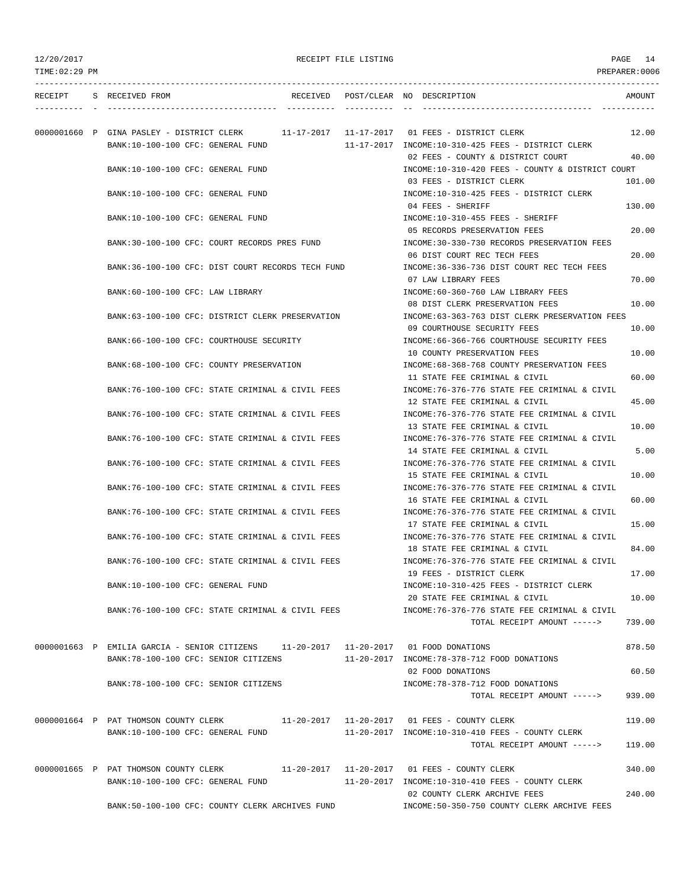| RECEIPT | S | RECEIVED FROM | RECEIVED | POST/CLEAR | NO | DESCRIPTION | AMOUNT |
|---|---|---|---|---|---|---|---|
| 0000001660 | P | GINA PASLEY - DISTRICT CLERK | 11-17-2017 | 11-17-2017 | 01 | FEES - DISTRICT CLERK | 12.00 |
| | | BANK:10-100-100 CFC: GENERAL FUND | | 11-17-2017 | | INCOME:10-310-425 FEES - DISTRICT CLERK | |
| | | | | | 02 | FEES - COUNTY & DISTRICT COURT | 40.00 |
| | | BANK:10-100-100 CFC: GENERAL FUND | | | | INCOME:10-310-420 FEES - COUNTY & DISTRICT COURT | |
| | | | | | 03 | FEES - DISTRICT CLERK | 101.00 |
| | | BANK:10-100-100 CFC: GENERAL FUND | | | | INCOME:10-310-425 FEES - DISTRICT CLERK | |
| | | | | | 04 | FEES - SHERIFF | 130.00 |
| | | BANK:10-100-100 CFC: GENERAL FUND | | | | INCOME:10-310-455 FEES - SHERIFF | |
| | | | | | 05 | RECORDS PRESERVATION FEES | 20.00 |
| | | BANK:30-100-100 CFC: COURT RECORDS PRES FUND | | | | INCOME:30-330-730 RECORDS PRESERVATION FEES | |
| | | | | | 06 | DIST COURT REC TECH FEES | 20.00 |
| | | BANK:36-100-100 CFC: DIST COURT RECORDS TECH FUND | | | | INCOME:36-336-736 DIST COURT REC TECH FEES | |
| | | | | | 07 | LAW LIBRARY FEES | 70.00 |
| | | BANK:60-100-100 CFC: LAW LIBRARY | | | | INCOME:60-360-760 LAW LIBRARY FEES | |
| | | | | | 08 | DIST CLERK PRESERVATION FEES | 10.00 |
| | | BANK:63-100-100 CFC: DISTRICT CLERK PRESERVATION | | | | INCOME:63-363-763 DIST CLERK PRESERVATION FEES | |
| | | | | | 09 | COURTHOUSE SECURITY FEES | 10.00 |
| | | BANK:66-100-100 CFC: COURTHOUSE SECURITY | | | | INCOME:66-366-766 COURTHOUSE SECURITY FEES | |
| | | | | | 10 | COUNTY PRESERVATION FEES | 10.00 |
| | | BANK:68-100-100 CFC: COUNTY PRESERVATION | | | | INCOME:68-368-768 COUNTY PRESERVATION FEES | |
| | | | | | 11 | STATE FEE CRIMINAL & CIVIL | 60.00 |
| | | BANK:76-100-100 CFC: STATE CRIMINAL & CIVIL FEES | | | | INCOME:76-376-776 STATE FEE CRIMINAL & CIVIL | |
| | | | | | 12 | STATE FEE CRIMINAL & CIVIL | 45.00 |
| | | BANK:76-100-100 CFC: STATE CRIMINAL & CIVIL FEES | | | | INCOME:76-376-776 STATE FEE CRIMINAL & CIVIL | |
| | | | | | 13 | STATE FEE CRIMINAL & CIVIL | 10.00 |
| | | BANK:76-100-100 CFC: STATE CRIMINAL & CIVIL FEES | | | | INCOME:76-376-776 STATE FEE CRIMINAL & CIVIL | |
| | | | | | 14 | STATE FEE CRIMINAL & CIVIL | 5.00 |
| | | BANK:76-100-100 CFC: STATE CRIMINAL & CIVIL FEES | | | | INCOME:76-376-776 STATE FEE CRIMINAL & CIVIL | |
| | | | | | 15 | STATE FEE CRIMINAL & CIVIL | 10.00 |
| | | BANK:76-100-100 CFC: STATE CRIMINAL & CIVIL FEES | | | | INCOME:76-376-776 STATE FEE CRIMINAL & CIVIL | |
| | | | | | 16 | STATE FEE CRIMINAL & CIVIL | 60.00 |
| | | BANK:76-100-100 CFC: STATE CRIMINAL & CIVIL FEES | | | | INCOME:76-376-776 STATE FEE CRIMINAL & CIVIL | |
| | | | | | 17 | STATE FEE CRIMINAL & CIVIL | 15.00 |
| | | BANK:76-100-100 CFC: STATE CRIMINAL & CIVIL FEES | | | | INCOME:76-376-776 STATE FEE CRIMINAL & CIVIL | |
| | | | | | 18 | STATE FEE CRIMINAL & CIVIL | 84.00 |
| | | BANK:76-100-100 CFC: STATE CRIMINAL & CIVIL FEES | | | | INCOME:76-376-776 STATE FEE CRIMINAL & CIVIL | |
| | | | | | 19 | FEES - DISTRICT CLERK | 17.00 |
| | | BANK:10-100-100 CFC: GENERAL FUND | | | | INCOME:10-310-425 FEES - DISTRICT CLERK | |
| | | | | | 20 | STATE FEE CRIMINAL & CIVIL | 10.00 |
| | | BANK:76-100-100 CFC: STATE CRIMINAL & CIVIL FEES | | | | INCOME:76-376-776 STATE FEE CRIMINAL & CIVIL | |
| | | | | | | TOTAL RECEIPT AMOUNT -----> | 739.00 |
| 0000001663 | P | EMILIA GARCIA - SENIOR CITIZENS | 11-20-2017 | 11-20-2017 | 01 | FOOD DONATIONS | 878.50 |
| | | BANK:78-100-100 CFC: SENIOR CITIZENS | | 11-20-2017 | | INCOME:78-378-712 FOOD DONATIONS | |
| | | | | | 02 | FOOD DONATIONS | 60.50 |
| | | BANK:78-100-100 CFC: SENIOR CITIZENS | | | | INCOME:78-378-712 FOOD DONATIONS | |
| | | | | | | TOTAL RECEIPT AMOUNT -----> | 939.00 |
| 0000001664 | P | PAT THOMSON COUNTY CLERK | 11-20-2017 | 11-20-2017 | 01 | FEES - COUNTY CLERK | 119.00 |
| | | BANK:10-100-100 CFC: GENERAL FUND | | 11-20-2017 | | INCOME:10-310-410 FEES - COUNTY CLERK | |
| | | | | | | TOTAL RECEIPT AMOUNT -----> | 119.00 |
| 0000001665 | P | PAT THOMSON COUNTY CLERK | 11-20-2017 | 11-20-2017 | 01 | FEES - COUNTY CLERK | 340.00 |
| | | BANK:10-100-100 CFC: GENERAL FUND | | 11-20-2017 | | INCOME:10-310-410 FEES - COUNTY CLERK | |
| | | | | | 02 | COUNTY CLERK ARCHIVE FEES | 240.00 |
| | | BANK:50-100-100 CFC: COUNTY CLERK ARCHIVES FUND | | | | INCOME:50-350-750 COUNTY CLERK ARCHIVE FEES | |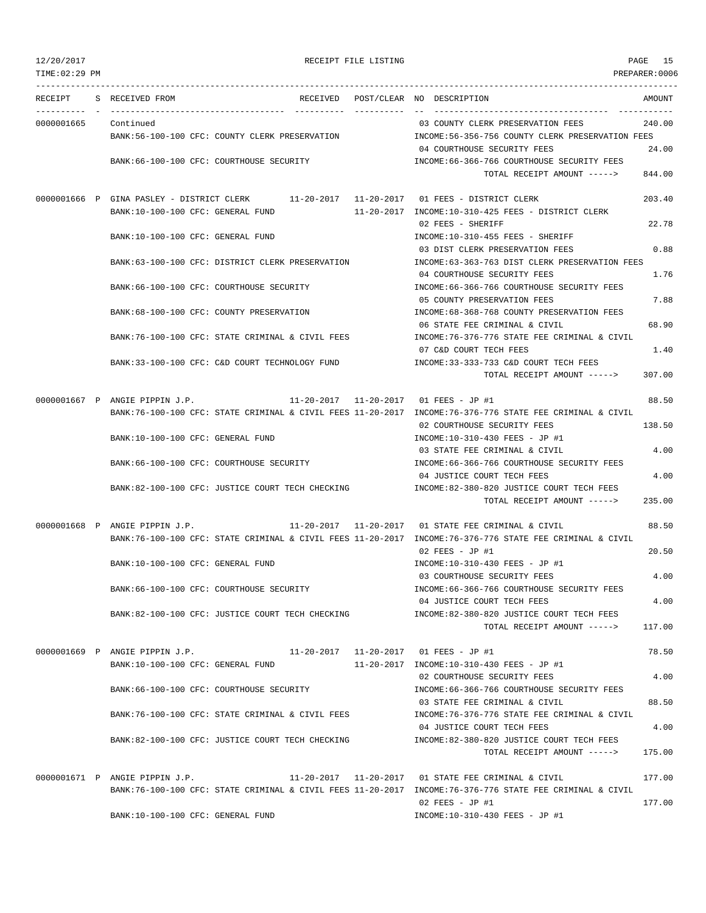12/20/2017 RECEIPT FILE LISTING PAGE 15
TIME:02:29 PM PREPARER:0006

| RECEIPT | S | RECEIVED FROM | RECEIVED | POST/CLEAR | NO | DESCRIPTION | AMOUNT |
|---|---|---|---|---|---|---|---|
| 0000001665 | | Continued | | | 03 | COUNTY CLERK PRESERVATION FEES | 240.00 |
| | | BANK:56-100-100 CFC: COUNTY CLERK PRESERVATION | | | | INCOME:56-356-756 COUNTY CLERK PRESERVATION FEES | |
| | | | | | 04 | COURTHOUSE SECURITY FEES | 24.00 |
| | | BANK:66-100-100 CFC: COURTHOUSE SECURITY | | | | INCOME:66-366-766 COURTHOUSE SECURITY FEES | |
| | | | | | | TOTAL RECEIPT AMOUNT -----> | 844.00 |
| 0000001666 | P | GINA PASLEY - DISTRICT CLERK | 11-20-2017 | 11-20-2017 | 01 | FEES - DISTRICT CLERK | 203.40 |
| | | BANK:10-100-100 CFC: GENERAL FUND | | 11-20-2017 | | INCOME:10-310-425 FEES - DISTRICT CLERK | |
| | | | | | 02 | FEES - SHERIFF | 22.78 |
| | | BANK:10-100-100 CFC: GENERAL FUND | | | | INCOME:10-310-455 FEES - SHERIFF | |
| | | | | | 03 | DIST CLERK PRESERVATION FEES | 0.88 |
| | | BANK:63-100-100 CFC: DISTRICT CLERK PRESERVATION | | | | INCOME:63-363-763 DIST CLERK PRESERVATION FEES | |
| | | | | | 04 | COURTHOUSE SECURITY FEES | 1.76 |
| | | BANK:66-100-100 CFC: COURTHOUSE SECURITY | | | | INCOME:66-366-766 COURTHOUSE SECURITY FEES | |
| | | | | | 05 | COUNTY PRESERVATION FEES | 7.88 |
| | | BANK:68-100-100 CFC: COUNTY PRESERVATION | | | | INCOME:68-368-768 COUNTY PRESERVATION FEES | |
| | | | | | 06 | STATE FEE CRIMINAL & CIVIL | 68.90 |
| | | BANK:76-100-100 CFC: STATE CRIMINAL & CIVIL FEES | | | | INCOME:76-376-776 STATE FEE CRIMINAL & CIVIL | |
| | | | | | 07 | C&D COURT TECH FEES | 1.40 |
| | | BANK:33-100-100 CFC: C&D COURT TECHNOLOGY FUND | | | | INCOME:33-333-733 C&D COURT TECH FEES | |
| | | | | | | TOTAL RECEIPT AMOUNT -----> | 307.00 |
| 0000001667 | P | ANGIE PIPPIN J.P. | 11-20-2017 | 11-20-2017 | 01 | FEES - JP #1 | 88.50 |
| | | BANK:76-100-100 CFC: STATE CRIMINAL & CIVIL FEES | | 11-20-2017 | | INCOME:76-376-776 STATE FEE CRIMINAL & CIVIL | |
| | | | | | 02 | COURTHOUSE SECURITY FEES | 138.50 |
| | | BANK:10-100-100 CFC: GENERAL FUND | | | | INCOME:10-310-430 FEES - JP #1 | |
| | | | | | 03 | STATE FEE CRIMINAL & CIVIL | 4.00 |
| | | BANK:66-100-100 CFC: COURTHOUSE SECURITY | | | | INCOME:66-366-766 COURTHOUSE SECURITY FEES | |
| | | | | | 04 | JUSTICE COURT TECH FEES | 4.00 |
| | | BANK:82-100-100 CFC: JUSTICE COURT TECH CHECKING | | | | INCOME:82-380-820 JUSTICE COURT TECH FEES | |
| | | | | | | TOTAL RECEIPT AMOUNT -----> | 235.00 |
| 0000001668 | P | ANGIE PIPPIN J.P. | 11-20-2017 | 11-20-2017 | 01 | STATE FEE CRIMINAL & CIVIL | 88.50 |
| | | BANK:76-100-100 CFC: STATE CRIMINAL & CIVIL FEES | | 11-20-2017 | | INCOME:76-376-776 STATE FEE CRIMINAL & CIVIL | |
| | | | | | 02 | FEES - JP #1 | 20.50 |
| | | BANK:10-100-100 CFC: GENERAL FUND | | | | INCOME:10-310-430 FEES - JP #1 | |
| | | | | | 03 | COURTHOUSE SECURITY FEES | 4.00 |
| | | BANK:66-100-100 CFC: COURTHOUSE SECURITY | | | | INCOME:66-366-766 COURTHOUSE SECURITY FEES | |
| | | | | | 04 | JUSTICE COURT TECH FEES | 4.00 |
| | | BANK:82-100-100 CFC: JUSTICE COURT TECH CHECKING | | | | INCOME:82-380-820 JUSTICE COURT TECH FEES | |
| | | | | | | TOTAL RECEIPT AMOUNT -----> | 117.00 |
| 0000001669 | P | ANGIE PIPPIN J.P. | 11-20-2017 | 11-20-2017 | 01 | FEES - JP #1 | 78.50 |
| | | BANK:10-100-100 CFC: GENERAL FUND | | 11-20-2017 | | INCOME:10-310-430 FEES - JP #1 | |
| | | | | | 02 | COURTHOUSE SECURITY FEES | 4.00 |
| | | BANK:66-100-100 CFC: COURTHOUSE SECURITY | | | | INCOME:66-366-766 COURTHOUSE SECURITY FEES | |
| | | | | | 03 | STATE FEE CRIMINAL & CIVIL | 88.50 |
| | | BANK:76-100-100 CFC: STATE CRIMINAL & CIVIL FEES | | | | INCOME:76-376-776 STATE FEE CRIMINAL & CIVIL | |
| | | | | | 04 | JUSTICE COURT TECH FEES | 4.00 |
| | | BANK:82-100-100 CFC: JUSTICE COURT TECH CHECKING | | | | INCOME:82-380-820 JUSTICE COURT TECH FEES | |
| | | | | | | TOTAL RECEIPT AMOUNT -----> | 175.00 |
| 0000001671 | P | ANGIE PIPPIN J.P. | 11-20-2017 | 11-20-2017 | 01 | STATE FEE CRIMINAL & CIVIL | 177.00 |
| | | BANK:76-100-100 CFC: STATE CRIMINAL & CIVIL FEES | | 11-20-2017 | | INCOME:76-376-776 STATE FEE CRIMINAL & CIVIL | |
| | | | | | 02 | FEES - JP #1 | 177.00 |
| | | BANK:10-100-100 CFC: GENERAL FUND | | | | INCOME:10-310-430 FEES - JP #1 | |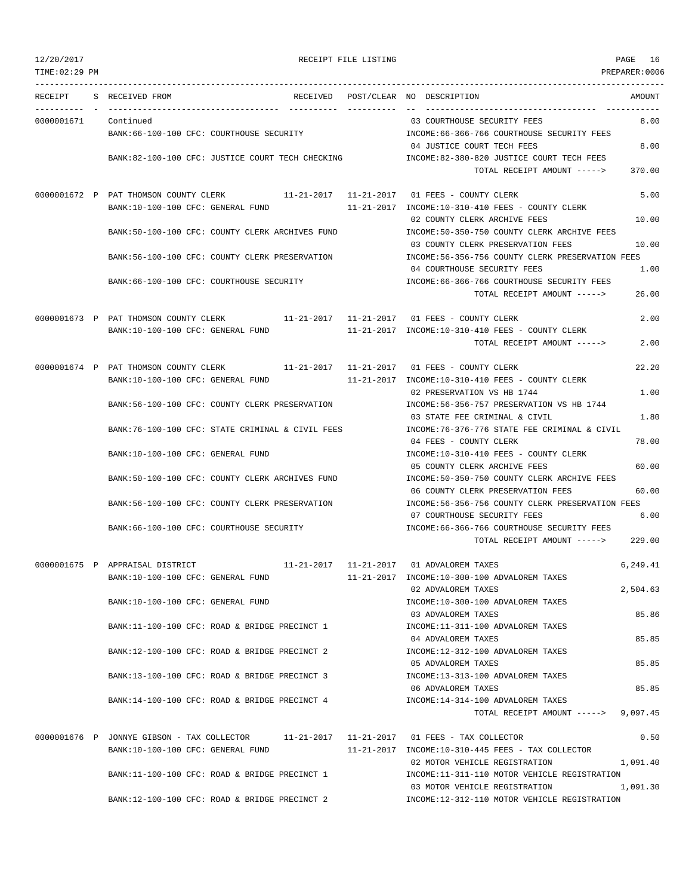| RECEIPT | S | RECEIVED FROM | RECEIVED | POST/CLEAR | NO | DESCRIPTION | AMOUNT |
|---|---|---|---|---|---|---|---|
| 0000001671 | | Continued | | | 03 | COURTHOUSE SECURITY FEES | 8.00 |
| | | BANK:66-100-100 CFC: COURTHOUSE SECURITY | | | | INCOME:66-366-766 COURTHOUSE SECURITY FEES | |
| | | | | | 04 | JUSTICE COURT TECH FEES | 8.00 |
| | | BANK:82-100-100 CFC: JUSTICE COURT TECH CHECKING | | | | INCOME:82-380-820 JUSTICE COURT TECH FEES | |
| | | | | | | TOTAL RECEIPT AMOUNT -----> | 370.00 |
| 0000001672 | P | PAT THOMSON COUNTY CLERK | 11-21-2017 | 11-21-2017 | 01 | FEES - COUNTY CLERK | 5.00 |
| | | BANK:10-100-100 CFC: GENERAL FUND | | 11-21-2017 | | INCOME:10-310-410 FEES - COUNTY CLERK | |
| | | | | | 02 | COUNTY CLERK ARCHIVE FEES | 10.00 |
| | | BANK:50-100-100 CFC: COUNTY CLERK ARCHIVES FUND | | | | INCOME:50-350-750 COUNTY CLERK ARCHIVE FEES | |
| | | | | | 03 | COUNTY CLERK PRESERVATION FEES | 10.00 |
| | | BANK:56-100-100 CFC: COUNTY CLERK PRESERVATION | | | | INCOME:56-356-756 COUNTY CLERK PRESERVATION FEES | |
| | | | | | 04 | COURTHOUSE SECURITY FEES | 1.00 |
| | | BANK:66-100-100 CFC: COURTHOUSE SECURITY | | | | INCOME:66-366-766 COURTHOUSE SECURITY FEES | |
| | | | | | | TOTAL RECEIPT AMOUNT -----> | 26.00 |
| 0000001673 | P | PAT THOMSON COUNTY CLERK | 11-21-2017 | 11-21-2017 | 01 | FEES - COUNTY CLERK | 2.00 |
| | | BANK:10-100-100 CFC: GENERAL FUND | | 11-21-2017 | | INCOME:10-310-410 FEES - COUNTY CLERK | |
| | | | | | | TOTAL RECEIPT AMOUNT -----> | 2.00 |
| 0000001674 | P | PAT THOMSON COUNTY CLERK | 11-21-2017 | 11-21-2017 | 01 | FEES - COUNTY CLERK | 22.20 |
| | | BANK:10-100-100 CFC: GENERAL FUND | | 11-21-2017 | | INCOME:10-310-410 FEES - COUNTY CLERK | |
| | | | | | 02 | PRESERVATION VS HB 1744 | 1.00 |
| | | BANK:56-100-100 CFC: COUNTY CLERK PRESERVATION | | | | INCOME:56-356-757 PRESERVATION VS HB 1744 | |
| | | | | | 03 | STATE FEE CRIMINAL & CIVIL | 1.80 |
| | | BANK:76-100-100 CFC: STATE CRIMINAL & CIVIL FEES | | | | INCOME:76-376-776 STATE FEE CRIMINAL & CIVIL | |
| | | | | | 04 | FEES - COUNTY CLERK | 78.00 |
| | | BANK:10-100-100 CFC: GENERAL FUND | | | | INCOME:10-310-410 FEES - COUNTY CLERK | |
| | | | | | 05 | COUNTY CLERK ARCHIVE FEES | 60.00 |
| | | BANK:50-100-100 CFC: COUNTY CLERK ARCHIVES FUND | | | | INCOME:50-350-750 COUNTY CLERK ARCHIVE FEES | |
| | | | | | 06 | COUNTY CLERK PRESERVATION FEES | 60.00 |
| | | BANK:56-100-100 CFC: COUNTY CLERK PRESERVATION | | | | INCOME:56-356-756 COUNTY CLERK PRESERVATION FEES | |
| | | | | | 07 | COURTHOUSE SECURITY FEES | 6.00 |
| | | BANK:66-100-100 CFC: COURTHOUSE SECURITY | | | | INCOME:66-366-766 COURTHOUSE SECURITY FEES | |
| | | | | | | TOTAL RECEIPT AMOUNT -----> | 229.00 |
| 0000001675 | P | APPRAISAL DISTRICT | 11-21-2017 | 11-21-2017 | 01 | ADVALOREM TAXES | 6,249.41 |
| | | BANK:10-100-100 CFC: GENERAL FUND | | 11-21-2017 | | INCOME:10-300-100 ADVALOREM TAXES | |
| | | | | | 02 | ADVALOREM TAXES | 2,504.63 |
| | | BANK:10-100-100 CFC: GENERAL FUND | | | | INCOME:10-300-100 ADVALOREM TAXES | |
| | | | | | 03 | ADVALOREM TAXES | 85.86 |
| | | BANK:11-100-100 CFC: ROAD & BRIDGE PRECINCT 1 | | | | INCOME:11-311-100 ADVALOREM TAXES | |
| | | | | | 04 | ADVALOREM TAXES | 85.85 |
| | | BANK:12-100-100 CFC: ROAD & BRIDGE PRECINCT 2 | | | | INCOME:12-312-100 ADVALOREM TAXES | |
| | | | | | 05 | ADVALOREM TAXES | 85.85 |
| | | BANK:13-100-100 CFC: ROAD & BRIDGE PRECINCT 3 | | | | INCOME:13-313-100 ADVALOREM TAXES | |
| | | | | | 06 | ADVALOREM TAXES | 85.85 |
| | | BANK:14-100-100 CFC: ROAD & BRIDGE PRECINCT 4 | | | | INCOME:14-314-100 ADVALOREM TAXES | |
| | | | | | | TOTAL RECEIPT AMOUNT -----> | 9,097.45 |
| 0000001676 | P | JONNYE GIBSON - TAX COLLECTOR | 11-21-2017 | 11-21-2017 | 01 | FEES - TAX COLLECTOR | 0.50 |
| | | BANK:10-100-100 CFC: GENERAL FUND | | 11-21-2017 | | INCOME:10-310-445 FEES - TAX COLLECTOR | |
| | | | | | 02 | MOTOR VEHICLE REGISTRATION | 1,091.40 |
| | | BANK:11-100-100 CFC: ROAD & BRIDGE PRECINCT 1 | | | | INCOME:11-311-110 MOTOR VEHICLE REGISTRATION | |
| | | | | | 03 | MOTOR VEHICLE REGISTRATION | 1,091.30 |
| | | BANK:12-100-100 CFC: ROAD & BRIDGE PRECINCT 2 | | | | INCOME:12-312-110 MOTOR VEHICLE REGISTRATION | |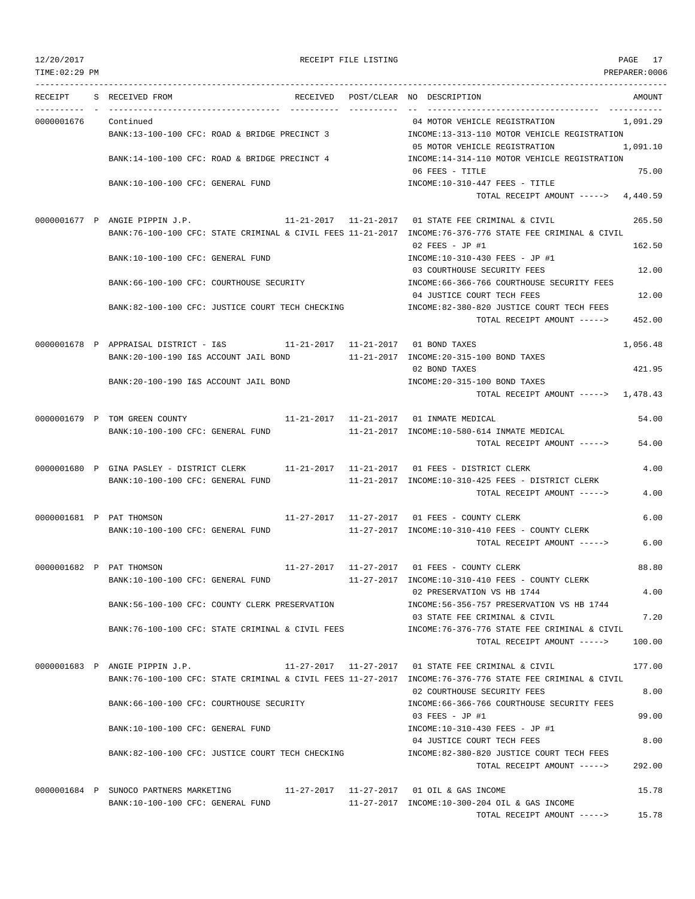12/20/2017 RECEIPT FILE LISTING PAGE 17
TIME:02:29 PM PREPARER:0006

| RECEIPT | S | RECEIVED FROM | RECEIVED | POST/CLEAR | NO DESCRIPTION | AMOUNT |
|---|---|---|---|---|---|---|
| 0000001676 | | Continued | | | 04 MOTOR VEHICLE REGISTRATION | 1,091.29 |
| | | BANK:13-100-100 CFC: ROAD & BRIDGE PRECINCT 3 | | | INCOME:13-313-110 MOTOR VEHICLE REGISTRATION | |
| | | | | | 05 MOTOR VEHICLE REGISTRATION | 1,091.10 |
| | | BANK:14-100-100 CFC: ROAD & BRIDGE PRECINCT 4 | | | INCOME:14-314-110 MOTOR VEHICLE REGISTRATION | |
| | | | | | 06 FEES - TITLE | 75.00 |
| | | BANK:10-100-100 CFC: GENERAL FUND | | | INCOME:10-310-447 FEES - TITLE | |
| | | | | | TOTAL RECEIPT AMOUNT -----> | 4,440.59 |
| 0000001677 | P | ANGIE PIPPIN J.P. | 11-21-2017 | 11-21-2017 | 01 STATE FEE CRIMINAL & CIVIL | 265.50 |
| | | BANK:76-100-100 CFC: STATE CRIMINAL & CIVIL FEES | | 11-21-2017 | INCOME:76-376-776 STATE FEE CRIMINAL & CIVIL | |
| | | | | | 02 FEES - JP #1 | 162.50 |
| | | BANK:10-100-100 CFC: GENERAL FUND | | | INCOME:10-310-430 FEES - JP #1 | |
| | | | | | 03 COURTHOUSE SECURITY FEES | 12.00 |
| | | BANK:66-100-100 CFC: COURTHOUSE SECURITY | | | INCOME:66-366-766 COURTHOUSE SECURITY FEES | |
| | | | | | 04 JUSTICE COURT TECH FEES | 12.00 |
| | | BANK:82-100-100 CFC: JUSTICE COURT TECH CHECKING | | | INCOME:82-380-820 JUSTICE COURT TECH FEES | |
| | | | | | TOTAL RECEIPT AMOUNT -----> | 452.00 |
| 0000001678 | P | APPRAISAL DISTRICT - I&S | 11-21-2017 | 11-21-2017 | 01 BOND TAXES | 1,056.48 |
| | | BANK:20-100-190 I&S ACCOUNT JAIL BOND | | 11-21-2017 | INCOME:20-315-100 BOND TAXES | |
| | | | | | 02 BOND TAXES | 421.95 |
| | | BANK:20-100-190 I&S ACCOUNT JAIL BOND | | | INCOME:20-315-100 BOND TAXES | |
| | | | | | TOTAL RECEIPT AMOUNT -----> | 1,478.43 |
| 0000001679 | P | TOM GREEN COUNTY | 11-21-2017 | 11-21-2017 | 01 INMATE MEDICAL | 54.00 |
| | | BANK:10-100-100 CFC: GENERAL FUND | | 11-21-2017 | INCOME:10-580-614 INMATE MEDICAL | |
| | | | | | TOTAL RECEIPT AMOUNT -----> | 54.00 |
| 0000001680 | P | GINA PASLEY - DISTRICT CLERK | 11-21-2017 | 11-21-2017 | 01 FEES - DISTRICT CLERK | 4.00 |
| | | BANK:10-100-100 CFC: GENERAL FUND | | 11-21-2017 | INCOME:10-310-425 FEES - DISTRICT CLERK | |
| | | | | | TOTAL RECEIPT AMOUNT -----> | 4.00 |
| 0000001681 | P | PAT THOMSON | 11-27-2017 | 11-27-2017 | 01 FEES - COUNTY CLERK | 6.00 |
| | | BANK:10-100-100 CFC: GENERAL FUND | | 11-27-2017 | INCOME:10-310-410 FEES - COUNTY CLERK | |
| | | | | | TOTAL RECEIPT AMOUNT -----> | 6.00 |
| 0000001682 | P | PAT THOMSON | 11-27-2017 | 11-27-2017 | 01 FEES - COUNTY CLERK | 88.80 |
| | | BANK:10-100-100 CFC: GENERAL FUND | | 11-27-2017 | INCOME:10-310-410 FEES - COUNTY CLERK | |
| | | | | | 02 PRESERVATION VS HB 1744 | 4.00 |
| | | BANK:56-100-100 CFC: COUNTY CLERK PRESERVATION | | | INCOME:56-356-757 PRESERVATION VS HB 1744 | |
| | | | | | 03 STATE FEE CRIMINAL & CIVIL | 7.20 |
| | | BANK:76-100-100 CFC: STATE CRIMINAL & CIVIL FEES | | | INCOME:76-376-776 STATE FEE CRIMINAL & CIVIL | |
| | | | | | TOTAL RECEIPT AMOUNT -----> | 100.00 |
| 0000001683 | P | ANGIE PIPPIN J.P. | 11-27-2017 | 11-27-2017 | 01 STATE FEE CRIMINAL & CIVIL | 177.00 |
| | | BANK:76-100-100 CFC: STATE CRIMINAL & CIVIL FEES | | 11-27-2017 | INCOME:76-376-776 STATE FEE CRIMINAL & CIVIL | |
| | | | | | 02 COURTHOUSE SECURITY FEES | 8.00 |
| | | BANK:66-100-100 CFC: COURTHOUSE SECURITY | | | INCOME:66-366-766 COURTHOUSE SECURITY FEES | |
| | | | | | 03 FEES - JP #1 | 99.00 |
| | | BANK:10-100-100 CFC: GENERAL FUND | | | INCOME:10-310-430 FEES - JP #1 | |
| | | | | | 04 JUSTICE COURT TECH FEES | 8.00 |
| | | BANK:82-100-100 CFC: JUSTICE COURT TECH CHECKING | | | INCOME:82-380-820 JUSTICE COURT TECH FEES | |
| | | | | | TOTAL RECEIPT AMOUNT -----> | 292.00 |
| 0000001684 | P | SUNOCO PARTNERS MARKETING | 11-27-2017 | 11-27-2017 | 01 OIL & GAS INCOME | 15.78 |
| | | BANK:10-100-100 CFC: GENERAL FUND | | 11-27-2017 | INCOME:10-300-204 OIL & GAS INCOME | |
| | | | | | TOTAL RECEIPT AMOUNT -----> | 15.78 |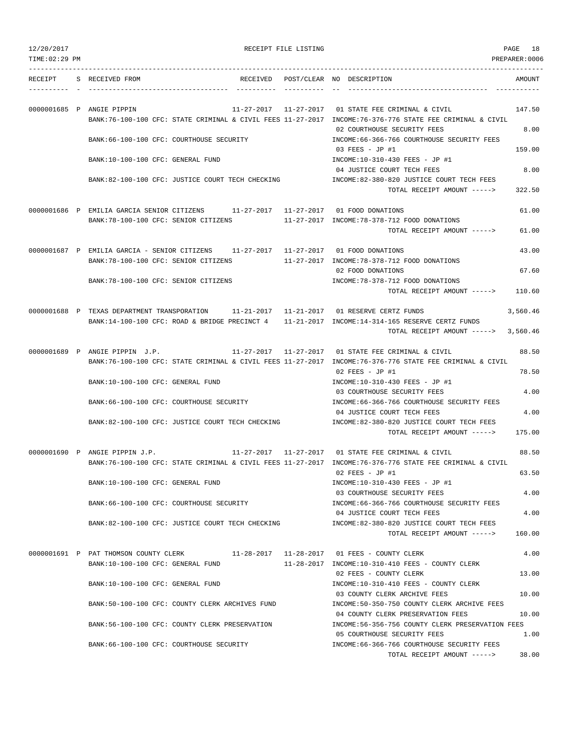12/20/2017 RECEIPT FILE LISTING

TIME:02:29 PM PREPARER:0006

| RECEIPT | S | RECEIVED FROM | RECEIVED | POST/CLEAR | NO | DESCRIPTION | AMOUNT |
|---|---|---|---|---|---|---|---|
| 0000001685 | P | ANGIE PIPPIN | 11-27-2017 | 11-27-2017 | 01 | STATE FEE CRIMINAL & CIVIL | 147.50 |
| | | BANK:76-100-100 CFC: STATE CRIMINAL & CIVIL FEES | | 11-27-2017 | | INCOME:76-376-776 STATE FEE CRIMINAL & CIVIL | |
| | | | | | 02 | COURTHOUSE SECURITY FEES | 8.00 |
| | | BANK:66-100-100 CFC: COURTHOUSE SECURITY | | | | INCOME:66-366-766 COURTHOUSE SECURITY FEES | |
| | | | | | 03 | FEES - JP #1 | 159.00 |
| | | BANK:10-100-100 CFC: GENERAL FUND | | | | INCOME:10-310-430 FEES - JP #1 | |
| | | | | | 04 | JUSTICE COURT TECH FEES | 8.00 |
| | | BANK:82-100-100 CFC: JUSTICE COURT TECH CHECKING | | | | INCOME:82-380-820 JUSTICE COURT TECH FEES | |
| | | | | | | TOTAL RECEIPT AMOUNT -----> | 322.50 |
| 0000001686 | P | EMILIA GARCIA SENIOR CITIZENS | 11-27-2017 | 11-27-2017 | 01 | FOOD DONATIONS | 61.00 |
| | | BANK:78-100-100 CFC: SENIOR CITIZENS | | 11-27-2017 | | INCOME:78-378-712 FOOD DONATIONS | |
| | | | | | | TOTAL RECEIPT AMOUNT -----> | 61.00 |
| 0000001687 | P | EMILIA GARCIA - SENIOR CITIZENS | 11-27-2017 | 11-27-2017 | 01 | FOOD DONATIONS | 43.00 |
| | | BANK:78-100-100 CFC: SENIOR CITIZENS | | 11-27-2017 | | INCOME:78-378-712 FOOD DONATIONS | |
| | | | | | 02 | FOOD DONATIONS | 67.60 |
| | | BANK:78-100-100 CFC: SENIOR CITIZENS | | | | INCOME:78-378-712 FOOD DONATIONS | |
| | | | | | | TOTAL RECEIPT AMOUNT -----> | 110.60 |
| 0000001688 | P | TEXAS DEPARTMENT TRANSPORATION | 11-21-2017 | 11-21-2017 | 01 | RESERVE CERTZ FUNDS | 3,560.46 |
| | | BANK:14-100-100 CFC: ROAD & BRIDGE PRECINCT 4 | | 11-21-2017 | | INCOME:14-314-165 RESERVE CERTZ FUNDS | |
| | | | | | | TOTAL RECEIPT AMOUNT -----> | 3,560.46 |
| 0000001689 | P | ANGIE PIPPIN J.P. | 11-27-2017 | 11-27-2017 | 01 | STATE FEE CRIMINAL & CIVIL | 88.50 |
| | | BANK:76-100-100 CFC: STATE CRIMINAL & CIVIL FEES | | 11-27-2017 | | INCOME:76-376-776 STATE FEE CRIMINAL & CIVIL | |
| | | | | | 02 | FEES - JP #1 | 78.50 |
| | | BANK:10-100-100 CFC: GENERAL FUND | | | | INCOME:10-310-430 FEES - JP #1 | |
| | | | | | 03 | COURTHOUSE SECURITY FEES | 4.00 |
| | | BANK:66-100-100 CFC: COURTHOUSE SECURITY | | | | INCOME:66-366-766 COURTHOUSE SECURITY FEES | |
| | | | | | 04 | JUSTICE COURT TECH FEES | 4.00 |
| | | BANK:82-100-100 CFC: JUSTICE COURT TECH CHECKING | | | | INCOME:82-380-820 JUSTICE COURT TECH FEES | |
| | | | | | | TOTAL RECEIPT AMOUNT -----> | 175.00 |
| 0000001690 | P | ANGIE PIPPIN J.P. | 11-27-2017 | 11-27-2017 | 01 | STATE FEE CRIMINAL & CIVIL | 88.50 |
| | | BANK:76-100-100 CFC: STATE CRIMINAL & CIVIL FEES | | 11-27-2017 | | INCOME:76-376-776 STATE FEE CRIMINAL & CIVIL | |
| | | | | | 02 | FEES - JP #1 | 63.50 |
| | | BANK:10-100-100 CFC: GENERAL FUND | | | | INCOME:10-310-430 FEES - JP #1 | |
| | | | | | 03 | COURTHOUSE SECURITY FEES | 4.00 |
| | | BANK:66-100-100 CFC: COURTHOUSE SECURITY | | | | INCOME:66-366-766 COURTHOUSE SECURITY FEES | |
| | | | | | 04 | JUSTICE COURT TECH FEES | 4.00 |
| | | BANK:82-100-100 CFC: JUSTICE COURT TECH CHECKING | | | | INCOME:82-380-820 JUSTICE COURT TECH FEES | |
| | | | | | | TOTAL RECEIPT AMOUNT -----> | 160.00 |
| 0000001691 | P | PAT THOMSON COUNTY CLERK | 11-28-2017 | 11-28-2017 | 01 | FEES - COUNTY CLERK | 4.00 |
| | | BANK:10-100-100 CFC: GENERAL FUND | | 11-28-2017 | | INCOME:10-310-410 FEES - COUNTY CLERK | |
| | | | | | 02 | FEES - COUNTY CLERK | 13.00 |
| | | BANK:10-100-100 CFC: GENERAL FUND | | | | INCOME:10-310-410 FEES - COUNTY CLERK | |
| | | | | | 03 | COUNTY CLERK ARCHIVE FEES | 10.00 |
| | | BANK:50-100-100 CFC: COUNTY CLERK ARCHIVES FUND | | | | INCOME:50-350-750 COUNTY CLERK ARCHIVE FEES | |
| | | | | | 04 | COUNTY CLERK PRESERVATION FEES | 10.00 |
| | | BANK:56-100-100 CFC: COUNTY CLERK PRESERVATION | | | | INCOME:56-356-756 COUNTY CLERK PRESERVATION FEES | |
| | | | | | 05 | COURTHOUSE SECURITY FEES | 1.00 |
| | | BANK:66-100-100 CFC: COURTHOUSE SECURITY | | | | INCOME:66-366-766 COURTHOUSE SECURITY FEES | |
| | | | | | | TOTAL RECEIPT AMOUNT -----> | 38.00 |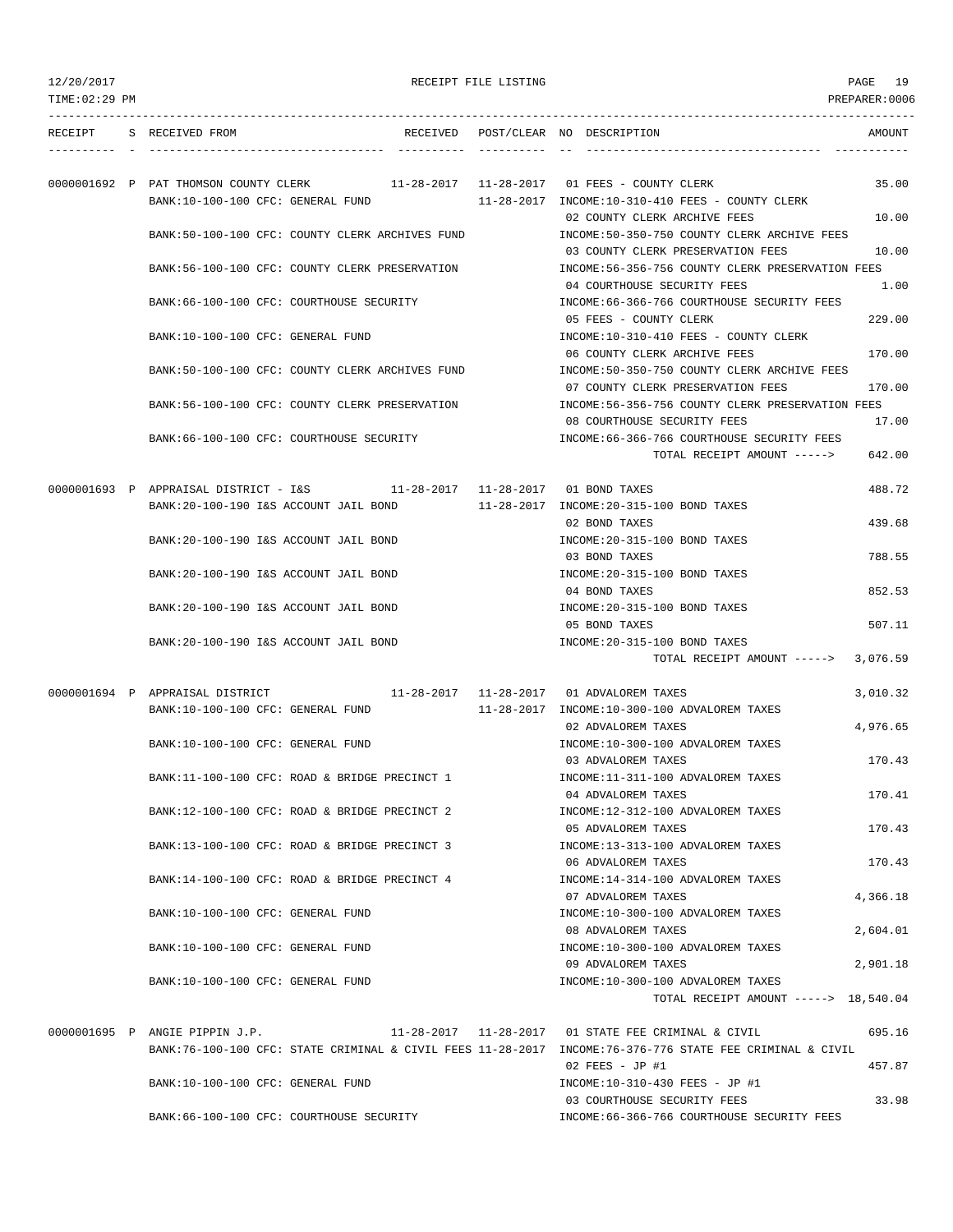RECEIPT FILE LISTING

12/20/2017
TIME:02:29 PM
PREPARER:0006

| RECEIPT | S | RECEIVED FROM | RECEIVED | POST/CLEAR | NO | DESCRIPTION | AMOUNT |
|---|---|---|---|---|---|---|---|
| 0000001692 | P | PAT THOMSON COUNTY CLERK | 11-28-2017 | 11-28-2017 | 01 | FEES - COUNTY CLERK | 35.00 |
| | | BANK:10-100-100 CFC: GENERAL FUND | | 11-28-2017 | | INCOME:10-310-410 FEES - COUNTY CLERK | |
| | | | | | 02 | COUNTY CLERK ARCHIVE FEES | 10.00 |
| | | BANK:50-100-100 CFC: COUNTY CLERK ARCHIVES FUND | | | | INCOME:50-350-750 COUNTY CLERK ARCHIVE FEES | |
| | | | | | 03 | COUNTY CLERK PRESERVATION FEES | 10.00 |
| | | BANK:56-100-100 CFC: COUNTY CLERK PRESERVATION | | | | INCOME:56-356-756 COUNTY CLERK PRESERVATION FEES | |
| | | | | | 04 | COURTHOUSE SECURITY FEES | 1.00 |
| | | BANK:66-100-100 CFC: COURTHOUSE SECURITY | | | | INCOME:66-366-766 COURTHOUSE SECURITY FEES | |
| | | | | | 05 | FEES - COUNTY CLERK | 229.00 |
| | | BANK:10-100-100 CFC: GENERAL FUND | | | | INCOME:10-310-410 FEES - COUNTY CLERK | |
| | | | | | 06 | COUNTY CLERK ARCHIVE FEES | 170.00 |
| | | BANK:50-100-100 CFC: COUNTY CLERK ARCHIVES FUND | | | | INCOME:50-350-750 COUNTY CLERK ARCHIVE FEES | |
| | | | | | 07 | COUNTY CLERK PRESERVATION FEES | 170.00 |
| | | BANK:56-100-100 CFC: COUNTY CLERK PRESERVATION | | | | INCOME:56-356-756 COUNTY CLERK PRESERVATION FEES | |
| | | | | | 08 | COURTHOUSE SECURITY FEES | 17.00 |
| | | BANK:66-100-100 CFC: COURTHOUSE SECURITY | | | | INCOME:66-366-766 COURTHOUSE SECURITY FEES | |
| | | | | | | TOTAL RECEIPT AMOUNT -----> | 642.00 |
| 0000001693 | P | APPRAISAL DISTRICT - I&S | 11-28-2017 | 11-28-2017 | 01 | BOND TAXES | 488.72 |
| | | BANK:20-100-190 I&S ACCOUNT JAIL BOND | | 11-28-2017 | | INCOME:20-315-100 BOND TAXES | |
| | | | | | 02 | BOND TAXES | 439.68 |
| | | BANK:20-100-190 I&S ACCOUNT JAIL BOND | | | | INCOME:20-315-100 BOND TAXES | |
| | | | | | 03 | BOND TAXES | 788.55 |
| | | BANK:20-100-190 I&S ACCOUNT JAIL BOND | | | | INCOME:20-315-100 BOND TAXES | |
| | | | | | 04 | BOND TAXES | 852.53 |
| | | BANK:20-100-190 I&S ACCOUNT JAIL BOND | | | | INCOME:20-315-100 BOND TAXES | |
| | | | | | 05 | BOND TAXES | 507.11 |
| | | BANK:20-100-190 I&S ACCOUNT JAIL BOND | | | | INCOME:20-315-100 BOND TAXES | |
| | | | | | | TOTAL RECEIPT AMOUNT -----> | 3,076.59 |
| 0000001694 | P | APPRAISAL DISTRICT | 11-28-2017 | 11-28-2017 | 01 | ADVALOREM TAXES | 3,010.32 |
| | | BANK:10-100-100 CFC: GENERAL FUND | | 11-28-2017 | | INCOME:10-300-100 ADVALOREM TAXES | |
| | | | | | 02 | ADVALOREM TAXES | 4,976.65 |
| | | BANK:10-100-100 CFC: GENERAL FUND | | | | INCOME:10-300-100 ADVALOREM TAXES | |
| | | | | | 03 | ADVALOREM TAXES | 170.43 |
| | | BANK:11-100-100 CFC: ROAD & BRIDGE PRECINCT 1 | | | | INCOME:11-311-100 ADVALOREM TAXES | |
| | | | | | 04 | ADVALOREM TAXES | 170.41 |
| | | BANK:12-100-100 CFC: ROAD & BRIDGE PRECINCT 2 | | | | INCOME:12-312-100 ADVALOREM TAXES | |
| | | | | | 05 | ADVALOREM TAXES | 170.43 |
| | | BANK:13-100-100 CFC: ROAD & BRIDGE PRECINCT 3 | | | | INCOME:13-313-100 ADVALOREM TAXES | |
| | | | | | 06 | ADVALOREM TAXES | 170.43 |
| | | BANK:14-100-100 CFC: ROAD & BRIDGE PRECINCT 4 | | | | INCOME:14-314-100 ADVALOREM TAXES | |
| | | | | | 07 | ADVALOREM TAXES | 4,366.18 |
| | | BANK:10-100-100 CFC: GENERAL FUND | | | | INCOME:10-300-100 ADVALOREM TAXES | |
| | | | | | 08 | ADVALOREM TAXES | 2,604.01 |
| | | BANK:10-100-100 CFC: GENERAL FUND | | | | INCOME:10-300-100 ADVALOREM TAXES | |
| | | | | | 09 | ADVALOREM TAXES | 2,901.18 |
| | | BANK:10-100-100 CFC: GENERAL FUND | | | | INCOME:10-300-100 ADVALOREM TAXES | |
| | | | | | | TOTAL RECEIPT AMOUNT -----> | 18,540.04 |
| 0000001695 | P | ANGIE PIPPIN J.P. | 11-28-2017 | 11-28-2017 | 01 | STATE FEE CRIMINAL & CIVIL | 695.16 |
| | | BANK:76-100-100 CFC: STATE CRIMINAL & CIVIL FEES | | 11-28-2017 | | INCOME:76-376-776 STATE FEE CRIMINAL & CIVIL | |
| | | | | | 02 | FEES - JP #1 | 457.87 |
| | | BANK:10-100-100 CFC: GENERAL FUND | | | | INCOME:10-310-430 FEES - JP #1 | |
| | | | | | 03 | COURTHOUSE SECURITY FEES | 33.98 |
| | | BANK:66-100-100 CFC: COURTHOUSE SECURITY | | | | INCOME:66-366-766 COURTHOUSE SECURITY FEES | |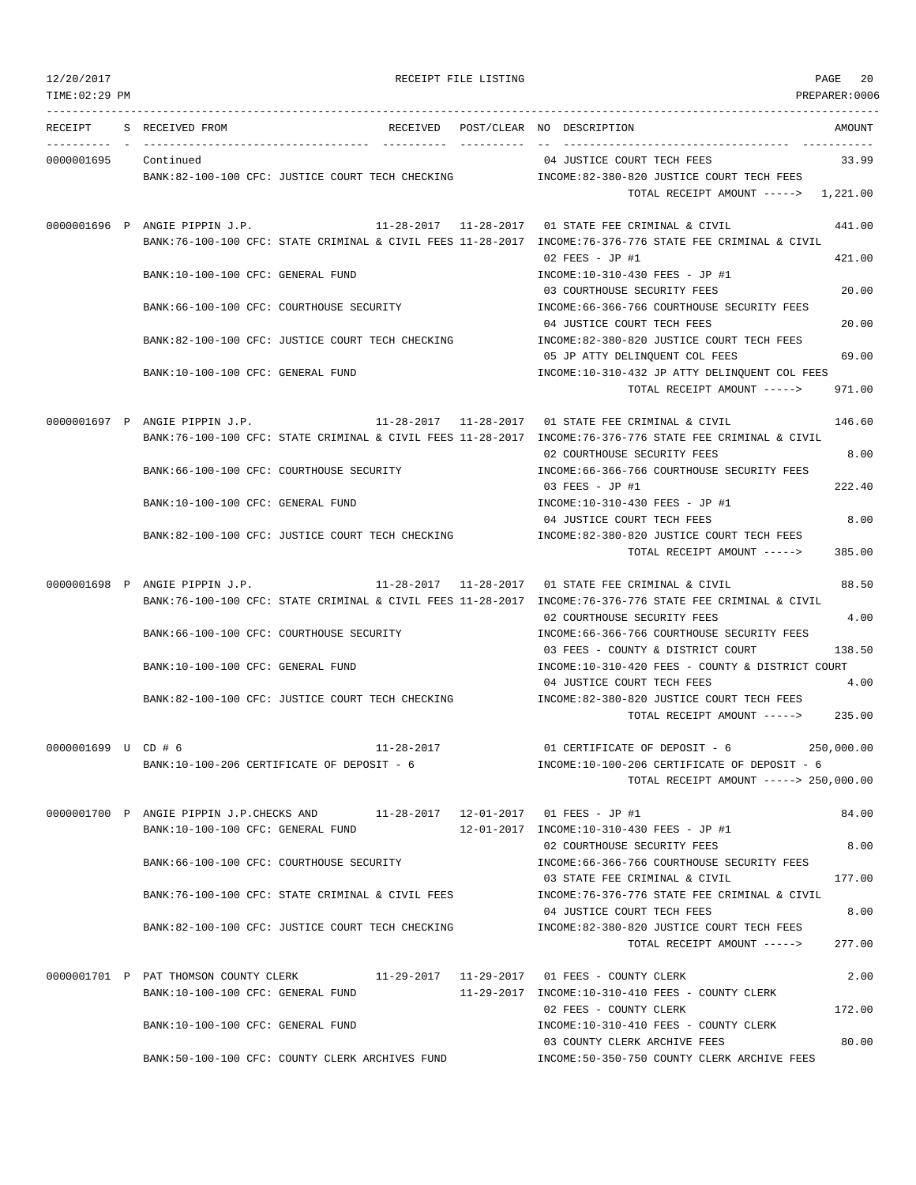| RECEIPT | S | RECEIVED FROM | RECEIVED | POST/CLEAR | NO | DESCRIPTION | AMOUNT |
|---|---|---|---|---|---|---|---|
| 0000001695 | | Continued | | | 04 | JUSTICE COURT TECH FEES | 33.99 |
| | | BANK:82-100-100 CFC: JUSTICE COURT TECH CHECKING | | | | INCOME:82-380-820 JUSTICE COURT TECH FEES | |
| | | | | | | TOTAL RECEIPT AMOUNT -----> | 1,221.00 |
| 0000001696 | P | ANGIE PIPPIN J.P. | 11-28-2017 | 11-28-2017 | 01 | STATE FEE CRIMINAL & CIVIL | 441.00 |
| | | BANK:76-100-100 CFC: STATE CRIMINAL & CIVIL FEES | | 11-28-2017 | | INCOME:76-376-776 STATE FEE CRIMINAL & CIVIL | |
| | | | | | 02 | FEES - JP #1 | 421.00 |
| | | BANK:10-100-100 CFC: GENERAL FUND | | | | INCOME:10-310-430 FEES - JP #1 | |
| | | | | | 03 | COURTHOUSE SECURITY FEES | 20.00 |
| | | BANK:66-100-100 CFC: COURTHOUSE SECURITY | | | | INCOME:66-366-766 COURTHOUSE SECURITY FEES | |
| | | | | | 04 | JUSTICE COURT TECH FEES | 20.00 |
| | | BANK:82-100-100 CFC: JUSTICE COURT TECH CHECKING | | | | INCOME:82-380-820 JUSTICE COURT TECH FEES | |
| | | | | | 05 | JP ATTY DELINQUENT COL FEES | 69.00 |
| | | BANK:10-100-100 CFC: GENERAL FUND | | | | INCOME:10-310-432 JP ATTY DELINQUENT COL FEES | |
| | | | | | | TOTAL RECEIPT AMOUNT -----> | 971.00 |
| 0000001697 | P | ANGIE PIPPIN J.P. | 11-28-2017 | 11-28-2017 | 01 | STATE FEE CRIMINAL & CIVIL | 146.60 |
| | | BANK:76-100-100 CFC: STATE CRIMINAL & CIVIL FEES | | 11-28-2017 | | INCOME:76-376-776 STATE FEE CRIMINAL & CIVIL | |
| | | | | | 02 | COURTHOUSE SECURITY FEES | 8.00 |
| | | BANK:66-100-100 CFC: COURTHOUSE SECURITY | | | | INCOME:66-366-766 COURTHOUSE SECURITY FEES | |
| | | | | | 03 | FEES - JP #1 | 222.40 |
| | | BANK:10-100-100 CFC: GENERAL FUND | | | | INCOME:10-310-430 FEES - JP #1 | |
| | | | | | 04 | JUSTICE COURT TECH FEES | 8.00 |
| | | BANK:82-100-100 CFC: JUSTICE COURT TECH CHECKING | | | | INCOME:82-380-820 JUSTICE COURT TECH FEES | |
| | | | | | | TOTAL RECEIPT AMOUNT -----> | 385.00 |
| 0000001698 | P | ANGIE PIPPIN J.P. | 11-28-2017 | 11-28-2017 | 01 | STATE FEE CRIMINAL & CIVIL | 88.50 |
| | | BANK:76-100-100 CFC: STATE CRIMINAL & CIVIL FEES | | 11-28-2017 | | INCOME:76-376-776 STATE FEE CRIMINAL & CIVIL | |
| | | | | | 02 | COURTHOUSE SECURITY FEES | 4.00 |
| | | BANK:66-100-100 CFC: COURTHOUSE SECURITY | | | | INCOME:66-366-766 COURTHOUSE SECURITY FEES | |
| | | | | | 03 | FEES - COUNTY & DISTRICT COURT | 138.50 |
| | | BANK:10-100-100 CFC: GENERAL FUND | | | | INCOME:10-310-420 FEES - COUNTY & DISTRICT COURT | |
| | | | | | 04 | JUSTICE COURT TECH FEES | 4.00 |
| | | BANK:82-100-100 CFC: JUSTICE COURT TECH CHECKING | | | | INCOME:82-380-820 JUSTICE COURT TECH FEES | |
| | | | | | | TOTAL RECEIPT AMOUNT -----> | 235.00 |
| 0000001699 | U | CD # 6 | 11-28-2017 | | 01 | CERTIFICATE OF DEPOSIT - 6 | 250,000.00 |
| | | BANK:10-100-206 CERTIFICATE OF DEPOSIT - 6 | | | | INCOME:10-100-206 CERTIFICATE OF DEPOSIT - 6 | |
| | | | | | | TOTAL RECEIPT AMOUNT -----> | 250,000.00 |
| 0000001700 | P | ANGIE PIPPIN J.P.CHECKS AND | 11-28-2017 | 12-01-2017 | 01 | FEES - JP #1 | 84.00 |
| | | BANK:10-100-100 CFC: GENERAL FUND | | 12-01-2017 | | INCOME:10-310-430 FEES - JP #1 | |
| | | | | | 02 | COURTHOUSE SECURITY FEES | 8.00 |
| | | BANK:66-100-100 CFC: COURTHOUSE SECURITY | | | | INCOME:66-366-766 COURTHOUSE SECURITY FEES | |
| | | | | | 03 | STATE FEE CRIMINAL & CIVIL | 177.00 |
| | | BANK:76-100-100 CFC: STATE CRIMINAL & CIVIL FEES | | | | INCOME:76-376-776 STATE FEE CRIMINAL & CIVIL | |
| | | | | | 04 | JUSTICE COURT TECH FEES | 8.00 |
| | | BANK:82-100-100 CFC: JUSTICE COURT TECH CHECKING | | | | INCOME:82-380-820 JUSTICE COURT TECH FEES | |
| | | | | | | TOTAL RECEIPT AMOUNT -----> | 277.00 |
| 0000001701 | P | PAT THOMSON COUNTY CLERK | 11-29-2017 | 11-29-2017 | 01 | FEES - COUNTY CLERK | 2.00 |
| | | BANK:10-100-100 CFC: GENERAL FUND | | 11-29-2017 | | INCOME:10-310-410 FEES - COUNTY CLERK | |
| | | | | | 02 | FEES - COUNTY CLERK | 172.00 |
| | | BANK:10-100-100 CFC: GENERAL FUND | | | | INCOME:10-310-410 FEES - COUNTY CLERK | |
| | | | | | 03 | COUNTY CLERK ARCHIVE FEES | 80.00 |
| | | BANK:50-100-100 CFC: COUNTY CLERK ARCHIVES FUND | | | | INCOME:50-350-750 COUNTY CLERK ARCHIVE FEES | |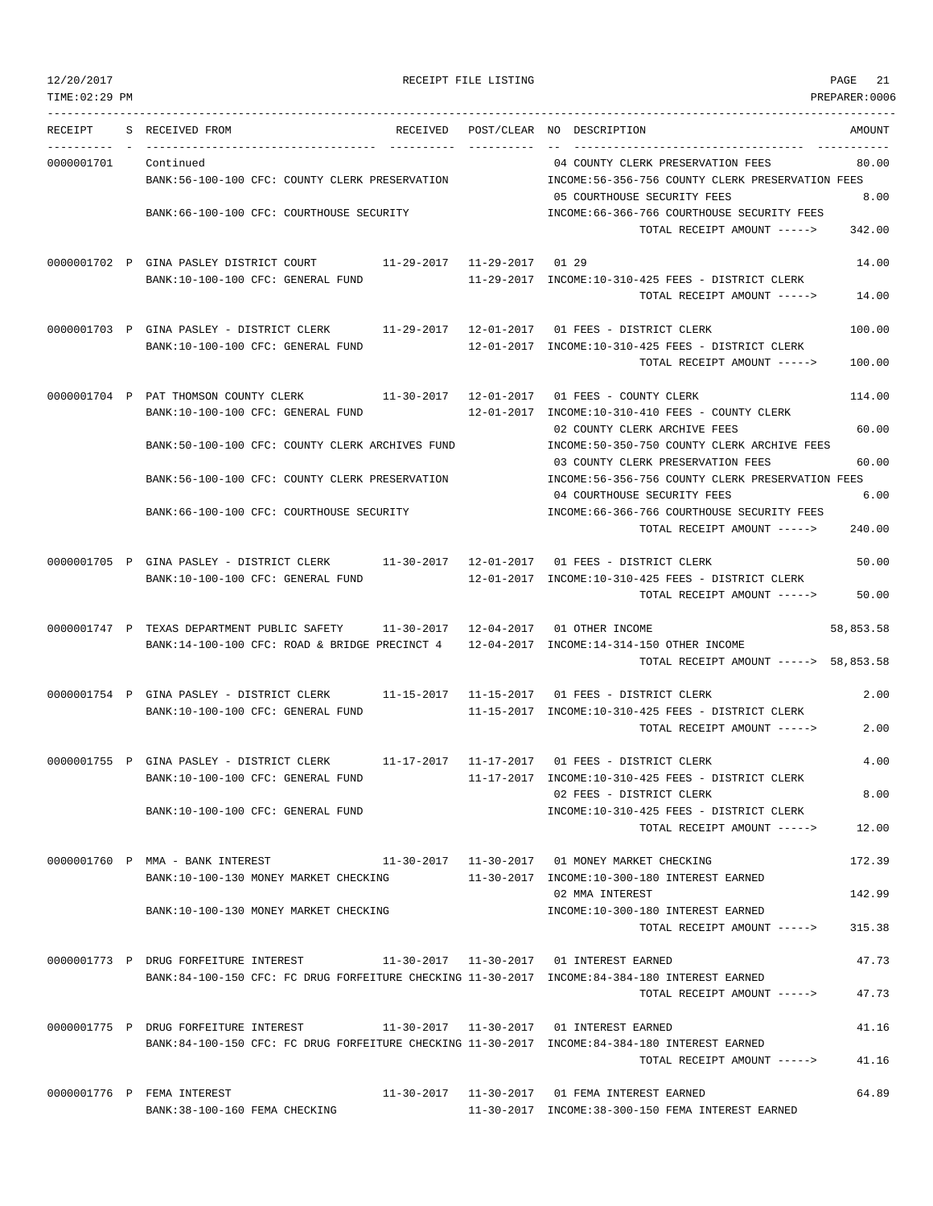RECEIPT FILE LISTING

| RECEIPT | S | RECEIVED FROM | RECEIVED | POST/CLEAR | NO | DESCRIPTION | AMOUNT |
|---|---|---|---|---|---|---|---|
| 0000001701 | | Continued | | | 04 | COUNTY CLERK PRESERVATION FEES | 80.00 |
| | | BANK:56-100-100 CFC: COUNTY CLERK PRESERVATION | | | | INCOME:56-356-756 COUNTY CLERK PRESERVATION FEES | |
| | | | | | 05 | COURTHOUSE SECURITY FEES | 8.00 |
| | | BANK:66-100-100 CFC: COURTHOUSE SECURITY | | | | INCOME:66-366-766 COURTHOUSE SECURITY FEES | |
| | | | | | | TOTAL RECEIPT AMOUNT -----> | 342.00 |
| 0000001702 | P | GINA PASLEY DISTRICT COURT | 11-29-2017 | 11-29-2017 | 01 | 29 | 14.00 |
| | | BANK:10-100-100 CFC: GENERAL FUND | | 11-29-2017 | | INCOME:10-310-425 FEES - DISTRICT CLERK | |
| | | | | | | TOTAL RECEIPT AMOUNT -----> | 14.00 |
| 0000001703 | P | GINA PASLEY - DISTRICT CLERK | 11-29-2017 | 12-01-2017 | 01 | FEES - DISTRICT CLERK | 100.00 |
| | | BANK:10-100-100 CFC: GENERAL FUND | | 12-01-2017 | | INCOME:10-310-425 FEES - DISTRICT CLERK | |
| | | | | | | TOTAL RECEIPT AMOUNT -----> | 100.00 |
| 0000001704 | P | PAT THOMSON COUNTY CLERK | 11-30-2017 | 12-01-2017 | 01 | FEES - COUNTY CLERK | 114.00 |
| | | BANK:10-100-100 CFC: GENERAL FUND | | 12-01-2017 | | INCOME:10-310-410 FEES - COUNTY CLERK | |
| | | | | | 02 | COUNTY CLERK ARCHIVE FEES | 60.00 |
| | | BANK:50-100-100 CFC: COUNTY CLERK ARCHIVES FUND | | | | INCOME:50-350-750 COUNTY CLERK ARCHIVE FEES | |
| | | | | | 03 | COUNTY CLERK PRESERVATION FEES | 60.00 |
| | | BANK:56-100-100 CFC: COUNTY CLERK PRESERVATION | | | | INCOME:56-356-756 COUNTY CLERK PRESERVATION FEES | |
| | | | | | 04 | COURTHOUSE SECURITY FEES | 6.00 |
| | | BANK:66-100-100 CFC: COURTHOUSE SECURITY | | | | INCOME:66-366-766 COURTHOUSE SECURITY FEES | |
| | | | | | | TOTAL RECEIPT AMOUNT -----> | 240.00 |
| 0000001705 | P | GINA PASLEY - DISTRICT CLERK | 11-30-2017 | 12-01-2017 | 01 | FEES - DISTRICT CLERK | 50.00 |
| | | BANK:10-100-100 CFC: GENERAL FUND | | 12-01-2017 | | INCOME:10-310-425 FEES - DISTRICT CLERK | |
| | | | | | | TOTAL RECEIPT AMOUNT -----> | 50.00 |
| 0000001747 | P | TEXAS DEPARTMENT PUBLIC SAFETY | 11-30-2017 | 12-04-2017 | 01 | OTHER INCOME | 58,853.58 |
| | | BANK:14-100-100 CFC: ROAD & BRIDGE PRECINCT 4 | | 12-04-2017 | | INCOME:14-314-150 OTHER INCOME | |
| | | | | | | TOTAL RECEIPT AMOUNT -----> | 58,853.58 |
| 0000001754 | P | GINA PASLEY - DISTRICT CLERK | 11-15-2017 | 11-15-2017 | 01 | FEES - DISTRICT CLERK | 2.00 |
| | | BANK:10-100-100 CFC: GENERAL FUND | | 11-15-2017 | | INCOME:10-310-425 FEES - DISTRICT CLERK | |
| | | | | | | TOTAL RECEIPT AMOUNT -----> | 2.00 |
| 0000001755 | P | GINA PASLEY - DISTRICT CLERK | 11-17-2017 | 11-17-2017 | 01 | FEES - DISTRICT CLERK | 4.00 |
| | | BANK:10-100-100 CFC: GENERAL FUND | | 11-17-2017 | | INCOME:10-310-425 FEES - DISTRICT CLERK | |
| | | | | | 02 | FEES - DISTRICT CLERK | 8.00 |
| | | BANK:10-100-100 CFC: GENERAL FUND | | | | INCOME:10-310-425 FEES - DISTRICT CLERK | |
| | | | | | | TOTAL RECEIPT AMOUNT -----> | 12.00 |
| 0000001760 | P | MMA - BANK INTEREST | 11-30-2017 | 11-30-2017 | 01 | MONEY MARKET CHECKING | 172.39 |
| | | BANK:10-100-130 MONEY MARKET CHECKING | | 11-30-2017 | | INCOME:10-300-180 INTEREST EARNED | |
| | | | | | 02 | MMA INTEREST | 142.99 |
| | | BANK:10-100-130 MONEY MARKET CHECKING | | | | INCOME:10-300-180 INTEREST EARNED | |
| | | | | | | TOTAL RECEIPT AMOUNT -----> | 315.38 |
| 0000001773 | P | DRUG FORFEITURE INTEREST | 11-30-2017 | 11-30-2017 | 01 | INTEREST EARNED | 47.73 |
| | | BANK:84-100-150 CFC: FC DRUG FORFEITURE CHECKING | | 11-30-2017 | | INCOME:84-384-180 INTEREST EARNED | |
| | | | | | | TOTAL RECEIPT AMOUNT -----> | 47.73 |
| 0000001775 | P | DRUG FORFEITURE INTEREST | 11-30-2017 | 11-30-2017 | 01 | INTEREST EARNED | 41.16 |
| | | BANK:84-100-150 CFC: FC DRUG FORFEITURE CHECKING | | 11-30-2017 | | INCOME:84-384-180 INTEREST EARNED | |
| | | | | | | TOTAL RECEIPT AMOUNT -----> | 41.16 |
| 0000001776 | P | FEMA INTEREST | 11-30-2017 | 11-30-2017 | 01 | FEMA INTEREST EARNED | 64.89 |
| | | BANK:38-100-160 FEMA CHECKING | | 11-30-2017 | | INCOME:38-300-150 FEMA INTEREST EARNED | |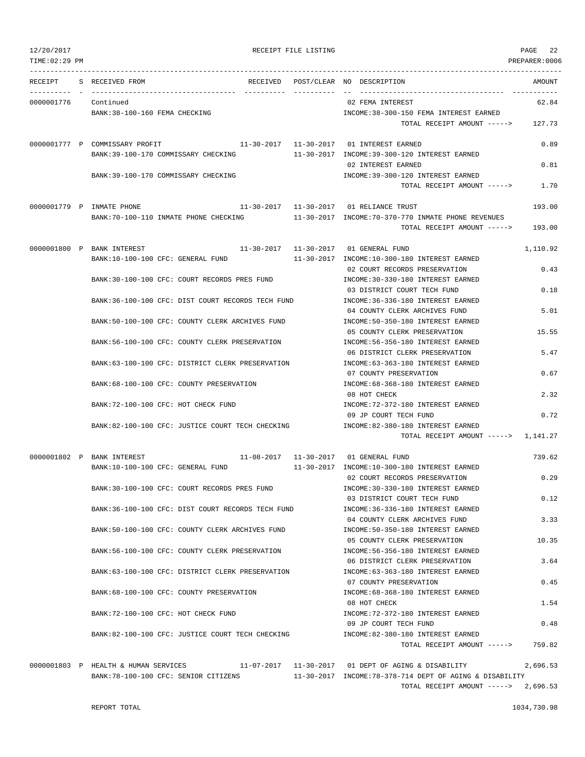| RECEIPT | S | RECEIVED FROM | RECEIVED | POST/CLEAR | NO | DESCRIPTION | AMOUNT |
|---|---|---|---|---|---|---|---|
| 0000001776 | | Continued | | | 02 | FEMA INTEREST | 62.84 |
| | | BANK:38-100-160 FEMA CHECKING | | | | INCOME:38-300-150 FEMA INTEREST EARNED | |
| | | | | | | TOTAL RECEIPT AMOUNT -----> | 127.73 |
| 0000001777 | P | COMMISSARY PROFIT | 11-30-2017 | 11-30-2017 | 01 | INTEREST EARNED | 0.89 |
| | | BANK:39-100-170 COMMISSARY CHECKING | | 11-30-2017 | | INCOME:39-300-120 INTEREST EARNED | |
| | | | | | 02 | INTEREST EARNED | 0.81 |
| | | BANK:39-100-170 COMMISSARY CHECKING | | | | INCOME:39-300-120 INTEREST EARNED | |
| | | | | | | TOTAL RECEIPT AMOUNT -----> | 1.70 |
| 0000001779 | P | INMATE PHONE | 11-30-2017 | 11-30-2017 | 01 | RELIANCE TRUST | 193.00 |
| | | BANK:70-100-110 INMATE PHONE CHECKING | | 11-30-2017 | | INCOME:70-370-770 INMATE PHONE REVENUES | |
| | | | | | | TOTAL RECEIPT AMOUNT -----> | 193.00 |
| 0000001800 | P | BANK INTEREST | 11-30-2017 | 11-30-2017 | 01 | GENERAL FUND | 1,110.92 |
| | | BANK:10-100-100 CFC: GENERAL FUND | | 11-30-2017 | | INCOME:10-300-180 INTEREST EARNED | |
| | | | | | 02 | COURT RECORDS PRESERVATION | 0.43 |
| | | BANK:30-100-100 CFC: COURT RECORDS PRES FUND | | | | INCOME:30-330-180 INTEREST EARNED | |
| | | | | | 03 | DISTRICT COURT TECH FUND | 0.18 |
| | | BANK:36-100-100 CFC: DIST COURT RECORDS TECH FUND | | | | INCOME:36-336-180 INTEREST EARNED | |
| | | | | | 04 | COUNTY CLERK ARCHIVES FUND | 5.01 |
| | | BANK:50-100-100 CFC: COUNTY CLERK ARCHIVES FUND | | | | INCOME:50-350-180 INTEREST EARNED | |
| | | | | | 05 | COUNTY CLERK PRESERVATION | 15.55 |
| | | BANK:56-100-100 CFC: COUNTY CLERK PRESERVATION | | | | INCOME:56-356-180 INTEREST EARNED | |
| | | | | | 06 | DISTRICT CLERK PRESERVATION | 5.47 |
| | | BANK:63-100-100 CFC: DISTRICT CLERK PRESERVATION | | | | INCOME:63-363-180 INTEREST EARNED | |
| | | | | | 07 | COUNTY PRESERVATION | 0.67 |
| | | BANK:68-100-100 CFC: COUNTY PRESERVATION | | | | INCOME:68-368-180 INTEREST EARNED | |
| | | | | | 08 | HOT CHECK | 2.32 |
| | | BANK:72-100-100 CFC: HOT CHECK FUND | | | | INCOME:72-372-180 INTEREST EARNED | |
| | | | | | 09 | JP COURT TECH FUND | 0.72 |
| | | BANK:82-100-100 CFC: JUSTICE COURT TECH CHECKING | | | | INCOME:82-380-180 INTEREST EARNED | |
| | | | | | | TOTAL RECEIPT AMOUNT -----> | 1,141.27 |
| 0000001802 | P | BANK INTEREST | 11-08-2017 | 11-30-2017 | 01 | GENERAL FUND | 739.62 |
| | | BANK:10-100-100 CFC: GENERAL FUND | | 11-30-2017 | | INCOME:10-300-180 INTEREST EARNED | |
| | | | | | 02 | COURT RECORDS PRESERVATION | 0.29 |
| | | BANK:30-100-100 CFC: COURT RECORDS PRES FUND | | | | INCOME:30-330-180 INTEREST EARNED | |
| | | | | | 03 | DISTRICT COURT TECH FUND | 0.12 |
| | | BANK:36-100-100 CFC: DIST COURT RECORDS TECH FUND | | | | INCOME:36-336-180 INTEREST EARNED | |
| | | | | | 04 | COUNTY CLERK ARCHIVES FUND | 3.33 |
| | | BANK:50-100-100 CFC: COUNTY CLERK ARCHIVES FUND | | | | INCOME:50-350-180 INTEREST EARNED | |
| | | | | | 05 | COUNTY CLERK PRESERVATION | 10.35 |
| | | BANK:56-100-100 CFC: COUNTY CLERK PRESERVATION | | | | INCOME:56-356-180 INTEREST EARNED | |
| | | | | | 06 | DISTRICT CLERK PRESERVATION | 3.64 |
| | | BANK:63-100-100 CFC: DISTRICT CLERK PRESERVATION | | | | INCOME:63-363-180 INTEREST EARNED | |
| | | | | | 07 | COUNTY PRESERVATION | 0.45 |
| | | BANK:68-100-100 CFC: COUNTY PRESERVATION | | | | INCOME:68-368-180 INTEREST EARNED | |
| | | | | | 08 | HOT CHECK | 1.54 |
| | | BANK:72-100-100 CFC: HOT CHECK FUND | | | | INCOME:72-372-180 INTEREST EARNED | |
| | | | | | 09 | JP COURT TECH FUND | 0.48 |
| | | BANK:82-100-100 CFC: JUSTICE COURT TECH CHECKING | | | | INCOME:82-380-180 INTEREST EARNED | |
| | | | | | | TOTAL RECEIPT AMOUNT -----> | 759.82 |
| 0000001803 | P | HEALTH & HUMAN SERVICES | 11-07-2017 | 11-30-2017 | 01 | DEPT OF AGING & DISABILITY | 2,696.53 |
| | | BANK:78-100-100 CFC: SENIOR CITIZENS | | 11-30-2017 | | INCOME:78-378-714 DEPT OF AGING & DISABILITY | |
| | | | | | | TOTAL RECEIPT AMOUNT -----> | 2,696.53 |

REPORT TOTAL 1034,730.98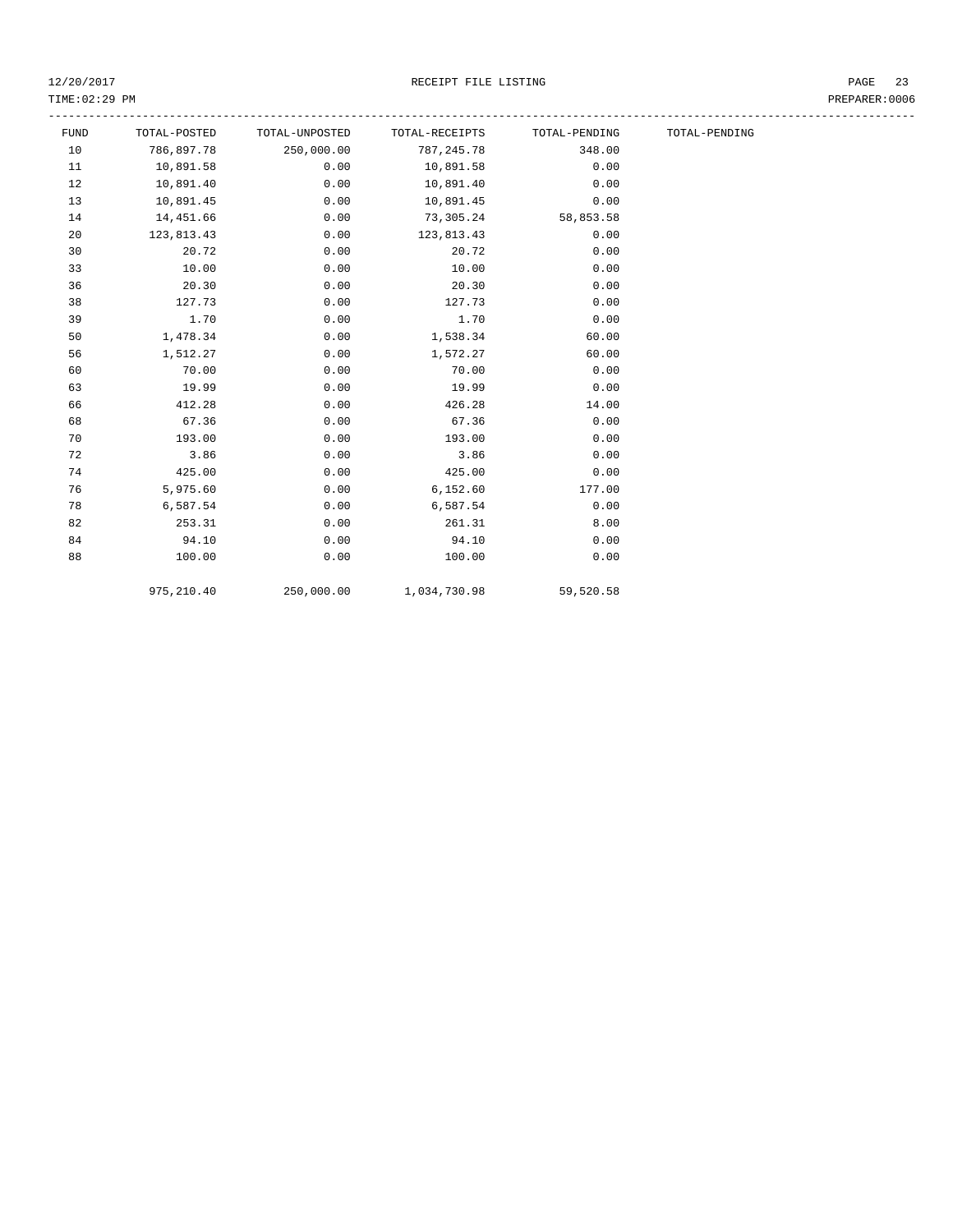12/20/2017 RECEIPT FILE LISTING

TIME:02:29 PM PREPARER:0006

| FUND | TOTAL-POSTED | TOTAL-UNPOSTED | TOTAL-RECEIPTS | TOTAL-PENDING | TOTAL-PENDING |
|---|---|---|---|---|---|
| 10 | 786,897.78 | 250,000.00 | 787,245.78 | 348.00 | |
| 11 | 10,891.58 | 0.00 | 10,891.58 | 0.00 | |
| 12 | 10,891.40 | 0.00 | 10,891.40 | 0.00 | |
| 13 | 10,891.45 | 0.00 | 10,891.45 | 0.00 | |
| 14 | 14,451.66 | 0.00 | 73,305.24 | 58,853.58 | |
| 20 | 123,813.43 | 0.00 | 123,813.43 | 0.00 | |
| 30 | 20.72 | 0.00 | 20.72 | 0.00 | |
| 33 | 10.00 | 0.00 | 10.00 | 0.00 | |
| 36 | 20.30 | 0.00 | 20.30 | 0.00 | |
| 38 | 127.73 | 0.00 | 127.73 | 0.00 | |
| 39 | 1.70 | 0.00 | 1.70 | 0.00 | |
| 50 | 1,478.34 | 0.00 | 1,538.34 | 60.00 | |
| 56 | 1,512.27 | 0.00 | 1,572.27 | 60.00 | |
| 60 | 70.00 | 0.00 | 70.00 | 0.00 | |
| 63 | 19.99 | 0.00 | 19.99 | 0.00 | |
| 66 | 412.28 | 0.00 | 426.28 | 14.00 | |
| 68 | 67.36 | 0.00 | 67.36 | 0.00 | |
| 70 | 193.00 | 0.00 | 193.00 | 0.00 | |
| 72 | 3.86 | 0.00 | 3.86 | 0.00 | |
| 74 | 425.00 | 0.00 | 425.00 | 0.00 | |
| 76 | 5,975.60 | 0.00 | 6,152.60 | 177.00 | |
| 78 | 6,587.54 | 0.00 | 6,587.54 | 0.00 | |
| 82 | 253.31 | 0.00 | 261.31 | 8.00 | |
| 84 | 94.10 | 0.00 | 94.10 | 0.00 | |
| 88 | 100.00 | 0.00 | 100.00 | 0.00 | |
| | 975,210.40 | 250,000.00 | 1,034,730.98 | 59,520.58 | |